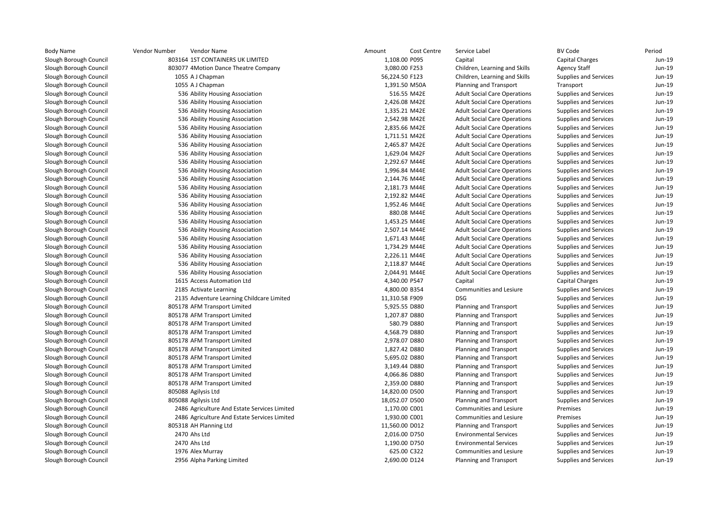| Body Name | Vendor Number | Vendor Name | Amount | Cost Centre | Service Label | BV Code | Period |
|---|---|---|---|---|---|---|---|
| Slough Borough Council | 803164 | 1ST CONTAINERS UK LIMITED | 1,108.00 | P095 | Capital | Capital Charges | Jun-19 |
| Slough Borough Council | 803077 | 4Motion Dance Theatre Company | 3,080.00 | F253 | Children, Learning and Skills | Agency Staff | Jun-19 |
| Slough Borough Council | 1055 | A J Chapman | 56,224.50 | F123 | Children, Learning and Skills | Supplies and Services | Jun-19 |
| Slough Borough Council | 1055 | A J Chapman | 1,391.50 | M50A | Planning and Transport | Transport | Jun-19 |
| Slough Borough Council | 536 | Ability Housing Association | 516.55 | M42E | Adult Social Care Operations | Supplies and Services | Jun-19 |
| Slough Borough Council | 536 | Ability Housing Association | 2,426.08 | M42E | Adult Social Care Operations | Supplies and Services | Jun-19 |
| Slough Borough Council | 536 | Ability Housing Association | 1,335.21 | M42E | Adult Social Care Operations | Supplies and Services | Jun-19 |
| Slough Borough Council | 536 | Ability Housing Association | 2,542.98 | M42E | Adult Social Care Operations | Supplies and Services | Jun-19 |
| Slough Borough Council | 536 | Ability Housing Association | 2,835.66 | M42E | Adult Social Care Operations | Supplies and Services | Jun-19 |
| Slough Borough Council | 536 | Ability Housing Association | 1,711.51 | M42E | Adult Social Care Operations | Supplies and Services | Jun-19 |
| Slough Borough Council | 536 | Ability Housing Association | 2,465.87 | M42E | Adult Social Care Operations | Supplies and Services | Jun-19 |
| Slough Borough Council | 536 | Ability Housing Association | 1,629.04 | M42F | Adult Social Care Operations | Supplies and Services | Jun-19 |
| Slough Borough Council | 536 | Ability Housing Association | 2,292.67 | M44E | Adult Social Care Operations | Supplies and Services | Jun-19 |
| Slough Borough Council | 536 | Ability Housing Association | 1,996.84 | M44E | Adult Social Care Operations | Supplies and Services | Jun-19 |
| Slough Borough Council | 536 | Ability Housing Association | 2,144.76 | M44E | Adult Social Care Operations | Supplies and Services | Jun-19 |
| Slough Borough Council | 536 | Ability Housing Association | 2,181.73 | M44E | Adult Social Care Operations | Supplies and Services | Jun-19 |
| Slough Borough Council | 536 | Ability Housing Association | 2,192.82 | M44E | Adult Social Care Operations | Supplies and Services | Jun-19 |
| Slough Borough Council | 536 | Ability Housing Association | 1,952.46 | M44E | Adult Social Care Operations | Supplies and Services | Jun-19 |
| Slough Borough Council | 536 | Ability Housing Association | 880.08 | M44E | Adult Social Care Operations | Supplies and Services | Jun-19 |
| Slough Borough Council | 536 | Ability Housing Association | 1,453.25 | M44E | Adult Social Care Operations | Supplies and Services | Jun-19 |
| Slough Borough Council | 536 | Ability Housing Association | 2,507.14 | M44E | Adult Social Care Operations | Supplies and Services | Jun-19 |
| Slough Borough Council | 536 | Ability Housing Association | 1,671.43 | M44E | Adult Social Care Operations | Supplies and Services | Jun-19 |
| Slough Borough Council | 536 | Ability Housing Association | 1,734.29 | M44E | Adult Social Care Operations | Supplies and Services | Jun-19 |
| Slough Borough Council | 536 | Ability Housing Association | 2,226.11 | M44E | Adult Social Care Operations | Supplies and Services | Jun-19 |
| Slough Borough Council | 536 | Ability Housing Association | 2,118.87 | M44E | Adult Social Care Operations | Supplies and Services | Jun-19 |
| Slough Borough Council | 536 | Ability Housing Association | 2,044.91 | M44E | Adult Social Care Operations | Supplies and Services | Jun-19 |
| Slough Borough Council | 1615 | Access Automation Ltd | 4,340.00 | P547 | Capital | Capital Charges | Jun-19 |
| Slough Borough Council | 2185 | Activate Learning | 4,800.00 | B354 | Communities and Lesiure | Supplies and Services | Jun-19 |
| Slough Borough Council | 2135 | Adventure Learning Childcare Limited | 11,310.58 | F909 | DSG | Supplies and Services | Jun-19 |
| Slough Borough Council | 805178 | AFM Transport Limited | 5,925.55 | D880 | Planning and Transport | Supplies and Services | Jun-19 |
| Slough Borough Council | 805178 | AFM Transport Limited | 1,207.87 | D880 | Planning and Transport | Supplies and Services | Jun-19 |
| Slough Borough Council | 805178 | AFM Transport Limited | 580.79 | D880 | Planning and Transport | Supplies and Services | Jun-19 |
| Slough Borough Council | 805178 | AFM Transport Limited | 4,568.79 | D880 | Planning and Transport | Supplies and Services | Jun-19 |
| Slough Borough Council | 805178 | AFM Transport Limited | 2,978.07 | D880 | Planning and Transport | Supplies and Services | Jun-19 |
| Slough Borough Council | 805178 | AFM Transport Limited | 1,827.42 | D880 | Planning and Transport | Supplies and Services | Jun-19 |
| Slough Borough Council | 805178 | AFM Transport Limited | 5,695.02 | D880 | Planning and Transport | Supplies and Services | Jun-19 |
| Slough Borough Council | 805178 | AFM Transport Limited | 3,149.44 | D880 | Planning and Transport | Supplies and Services | Jun-19 |
| Slough Borough Council | 805178 | AFM Transport Limited | 4,066.86 | D880 | Planning and Transport | Supplies and Services | Jun-19 |
| Slough Borough Council | 805178 | AFM Transport Limited | 2,359.00 | D880 | Planning and Transport | Supplies and Services | Jun-19 |
| Slough Borough Council | 805088 | Agilysis Ltd | 14,820.00 | D500 | Planning and Transport | Supplies and Services | Jun-19 |
| Slough Borough Council | 805088 | Agilysis Ltd | 18,052.07 | D500 | Planning and Transport | Supplies and Services | Jun-19 |
| Slough Borough Council | 2486 | Agriculture And Estate Services Limited | 1,170.00 | C001 | Communities and Lesiure | Premises | Jun-19 |
| Slough Borough Council | 2486 | Agriculture And Estate Services Limited | 1,930.00 | C001 | Communities and Lesiure | Premises | Jun-19 |
| Slough Borough Council | 805318 | AH Planning Ltd | 11,560.00 | D012 | Planning and Transport | Supplies and Services | Jun-19 |
| Slough Borough Council | 2470 | Ahs Ltd | 2,016.00 | D750 | Environmental Services | Supplies and Services | Jun-19 |
| Slough Borough Council | 2470 | Ahs Ltd | 1,190.00 | D750 | Environmental Services | Supplies and Services | Jun-19 |
| Slough Borough Council | 1976 | Alex Murray | 625.00 | C322 | Communities and Lesiure | Supplies and Services | Jun-19 |
| Slough Borough Council | 2956 | Alpha Parking Limited | 2,690.00 | D124 | Planning and Transport | Supplies and Services | Jun-19 |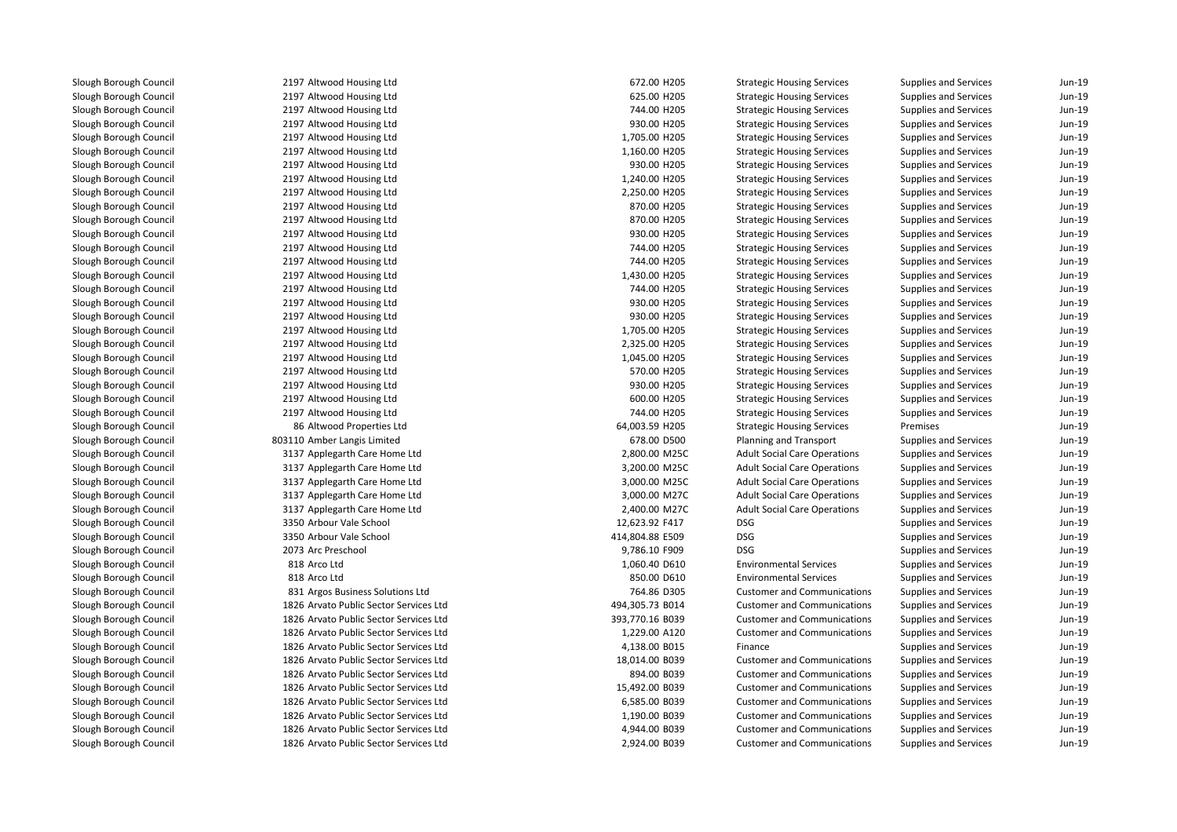| | | | | | | | |
|---|---|---|---|---|---|---|---|
| Slough Borough Council | 2197 | Altwood Housing Ltd | 672.00 | H205 | Strategic Housing Services | Supplies and Services | Jun-19 |
| Slough Borough Council | 2197 | Altwood Housing Ltd | 625.00 | H205 | Strategic Housing Services | Supplies and Services | Jun-19 |
| Slough Borough Council | 2197 | Altwood Housing Ltd | 744.00 | H205 | Strategic Housing Services | Supplies and Services | Jun-19 |
| Slough Borough Council | 2197 | Altwood Housing Ltd | 930.00 | H205 | Strategic Housing Services | Supplies and Services | Jun-19 |
| Slough Borough Council | 2197 | Altwood Housing Ltd | 1,705.00 | H205 | Strategic Housing Services | Supplies and Services | Jun-19 |
| Slough Borough Council | 2197 | Altwood Housing Ltd | 1,160.00 | H205 | Strategic Housing Services | Supplies and Services | Jun-19 |
| Slough Borough Council | 2197 | Altwood Housing Ltd | 930.00 | H205 | Strategic Housing Services | Supplies and Services | Jun-19 |
| Slough Borough Council | 2197 | Altwood Housing Ltd | 1,240.00 | H205 | Strategic Housing Services | Supplies and Services | Jun-19 |
| Slough Borough Council | 2197 | Altwood Housing Ltd | 2,250.00 | H205 | Strategic Housing Services | Supplies and Services | Jun-19 |
| Slough Borough Council | 2197 | Altwood Housing Ltd | 870.00 | H205 | Strategic Housing Services | Supplies and Services | Jun-19 |
| Slough Borough Council | 2197 | Altwood Housing Ltd | 870.00 | H205 | Strategic Housing Services | Supplies and Services | Jun-19 |
| Slough Borough Council | 2197 | Altwood Housing Ltd | 930.00 | H205 | Strategic Housing Services | Supplies and Services | Jun-19 |
| Slough Borough Council | 2197 | Altwood Housing Ltd | 744.00 | H205 | Strategic Housing Services | Supplies and Services | Jun-19 |
| Slough Borough Council | 2197 | Altwood Housing Ltd | 744.00 | H205 | Strategic Housing Services | Supplies and Services | Jun-19 |
| Slough Borough Council | 2197 | Altwood Housing Ltd | 1,430.00 | H205 | Strategic Housing Services | Supplies and Services | Jun-19 |
| Slough Borough Council | 2197 | Altwood Housing Ltd | 744.00 | H205 | Strategic Housing Services | Supplies and Services | Jun-19 |
| Slough Borough Council | 2197 | Altwood Housing Ltd | 930.00 | H205 | Strategic Housing Services | Supplies and Services | Jun-19 |
| Slough Borough Council | 2197 | Altwood Housing Ltd | 930.00 | H205 | Strategic Housing Services | Supplies and Services | Jun-19 |
| Slough Borough Council | 2197 | Altwood Housing Ltd | 1,705.00 | H205 | Strategic Housing Services | Supplies and Services | Jun-19 |
| Slough Borough Council | 2197 | Altwood Housing Ltd | 2,325.00 | H205 | Strategic Housing Services | Supplies and Services | Jun-19 |
| Slough Borough Council | 2197 | Altwood Housing Ltd | 1,045.00 | H205 | Strategic Housing Services | Supplies and Services | Jun-19 |
| Slough Borough Council | 2197 | Altwood Housing Ltd | 570.00 | H205 | Strategic Housing Services | Supplies and Services | Jun-19 |
| Slough Borough Council | 2197 | Altwood Housing Ltd | 930.00 | H205 | Strategic Housing Services | Supplies and Services | Jun-19 |
| Slough Borough Council | 2197 | Altwood Housing Ltd | 600.00 | H205 | Strategic Housing Services | Supplies and Services | Jun-19 |
| Slough Borough Council | 2197 | Altwood Housing Ltd | 744.00 | H205 | Strategic Housing Services | Supplies and Services | Jun-19 |
| Slough Borough Council | 86 | Altwood Properties Ltd | 64,003.59 | H205 | Strategic Housing Services | Premises | Jun-19 |
| Slough Borough Council | 803110 | Amber Langis Limited | 678.00 | D500 | Planning and Transport | Supplies and Services | Jun-19 |
| Slough Borough Council | 3137 | Applegarth Care Home Ltd | 2,800.00 | M25C | Adult Social Care Operations | Supplies and Services | Jun-19 |
| Slough Borough Council | 3137 | Applegarth Care Home Ltd | 3,200.00 | M25C | Adult Social Care Operations | Supplies and Services | Jun-19 |
| Slough Borough Council | 3137 | Applegarth Care Home Ltd | 3,000.00 | M25C | Adult Social Care Operations | Supplies and Services | Jun-19 |
| Slough Borough Council | 3137 | Applegarth Care Home Ltd | 3,000.00 | M27C | Adult Social Care Operations | Supplies and Services | Jun-19 |
| Slough Borough Council | 3137 | Applegarth Care Home Ltd | 2,400.00 | M27C | Adult Social Care Operations | Supplies and Services | Jun-19 |
| Slough Borough Council | 3350 | Arbour Vale School | 12,623.92 | F417 | DSG | Supplies and Services | Jun-19 |
| Slough Borough Council | 3350 | Arbour Vale School | 414,804.88 | E509 | DSG | Supplies and Services | Jun-19 |
| Slough Borough Council | 2073 | Arc Preschool | 9,786.10 | F909 | DSG | Supplies and Services | Jun-19 |
| Slough Borough Council | 818 | Arco Ltd | 1,060.40 | D610 | Environmental Services | Supplies and Services | Jun-19 |
| Slough Borough Council | 818 | Arco Ltd | 850.00 | D610 | Environmental Services | Supplies and Services | Jun-19 |
| Slough Borough Council | 831 | Argos Business Solutions Ltd | 764.86 | D305 | Customer and Communications | Supplies and Services | Jun-19 |
| Slough Borough Council | 1826 | Arvato Public Sector Services Ltd | 494,305.73 | B014 | Customer and Communications | Supplies and Services | Jun-19 |
| Slough Borough Council | 1826 | Arvato Public Sector Services Ltd | 393,770.16 | B039 | Customer and Communications | Supplies and Services | Jun-19 |
| Slough Borough Council | 1826 | Arvato Public Sector Services Ltd | 1,229.00 | A120 | Customer and Communications | Supplies and Services | Jun-19 |
| Slough Borough Council | 1826 | Arvato Public Sector Services Ltd | 4,138.00 | B015 | Finance | Supplies and Services | Jun-19 |
| Slough Borough Council | 1826 | Arvato Public Sector Services Ltd | 18,014.00 | B039 | Customer and Communications | Supplies and Services | Jun-19 |
| Slough Borough Council | 1826 | Arvato Public Sector Services Ltd | 894.00 | B039 | Customer and Communications | Supplies and Services | Jun-19 |
| Slough Borough Council | 1826 | Arvato Public Sector Services Ltd | 15,492.00 | B039 | Customer and Communications | Supplies and Services | Jun-19 |
| Slough Borough Council | 1826 | Arvato Public Sector Services Ltd | 6,585.00 | B039 | Customer and Communications | Supplies and Services | Jun-19 |
| Slough Borough Council | 1826 | Arvato Public Sector Services Ltd | 1,190.00 | B039 | Customer and Communications | Supplies and Services | Jun-19 |
| Slough Borough Council | 1826 | Arvato Public Sector Services Ltd | 4,944.00 | B039 | Customer and Communications | Supplies and Services | Jun-19 |
| Slough Borough Council | 1826 | Arvato Public Sector Services Ltd | 2,924.00 | B039 | Customer and Communications | Supplies and Services | Jun-19 |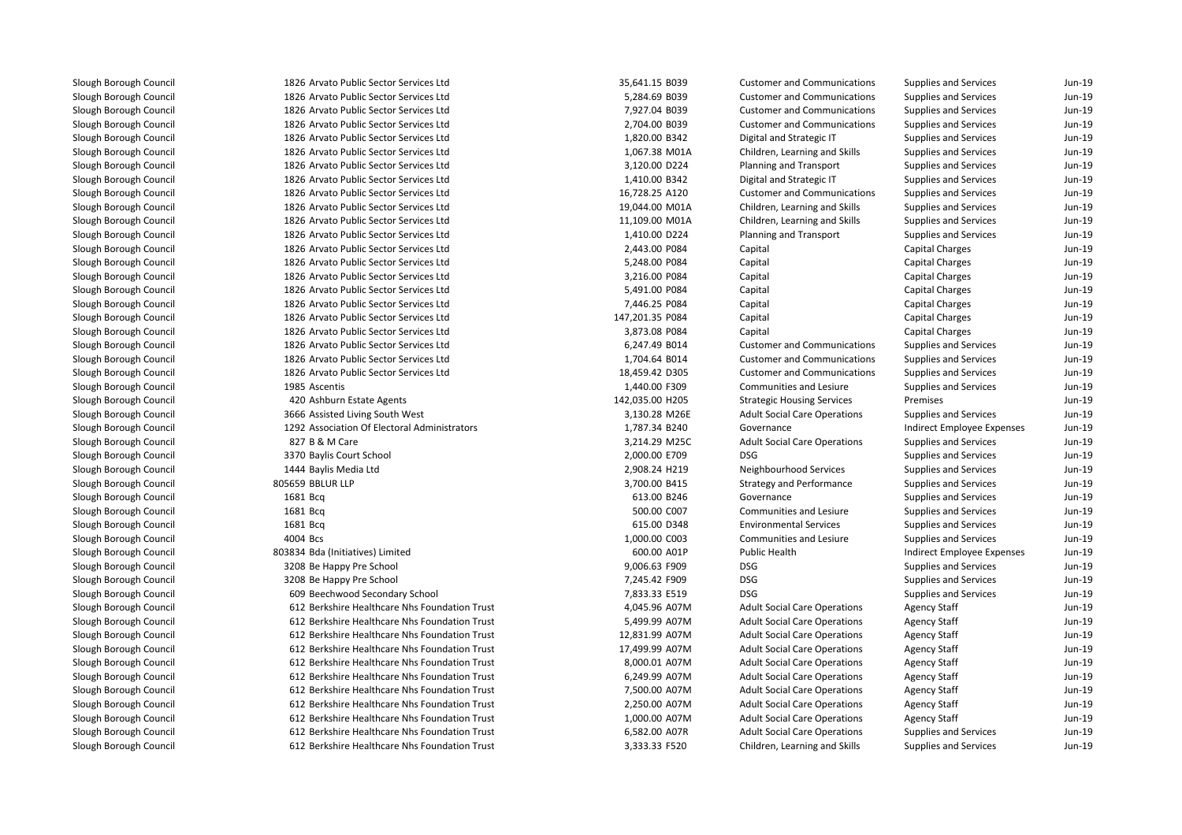| | | | | | | | |
|---|---|---|---|---|---|---|---|
| Slough Borough Council | 1826 | Arvato Public Sector Services Ltd | 35,641.15 | B039 | Customer and Communications | Supplies and Services | Jun-19 |
| Slough Borough Council | 1826 | Arvato Public Sector Services Ltd | 5,284.69 | B039 | Customer and Communications | Supplies and Services | Jun-19 |
| Slough Borough Council | 1826 | Arvato Public Sector Services Ltd | 7,927.04 | B039 | Customer and Communications | Supplies and Services | Jun-19 |
| Slough Borough Council | 1826 | Arvato Public Sector Services Ltd | 2,704.00 | B039 | Customer and Communications | Supplies and Services | Jun-19 |
| Slough Borough Council | 1826 | Arvato Public Sector Services Ltd | 1,820.00 | B342 | Digital and Strategic IT | Supplies and Services | Jun-19 |
| Slough Borough Council | 1826 | Arvato Public Sector Services Ltd | 1,067.38 | M01A | Children, Learning and Skills | Supplies and Services | Jun-19 |
| Slough Borough Council | 1826 | Arvato Public Sector Services Ltd | 3,120.00 | D224 | Planning and Transport | Supplies and Services | Jun-19 |
| Slough Borough Council | 1826 | Arvato Public Sector Services Ltd | 1,410.00 | B342 | Digital and Strategic IT | Supplies and Services | Jun-19 |
| Slough Borough Council | 1826 | Arvato Public Sector Services Ltd | 16,728.25 | A120 | Customer and Communications | Supplies and Services | Jun-19 |
| Slough Borough Council | 1826 | Arvato Public Sector Services Ltd | 19,044.00 | M01A | Children, Learning and Skills | Supplies and Services | Jun-19 |
| Slough Borough Council | 1826 | Arvato Public Sector Services Ltd | 11,109.00 | M01A | Children, Learning and Skills | Supplies and Services | Jun-19 |
| Slough Borough Council | 1826 | Arvato Public Sector Services Ltd | 1,410.00 | D224 | Planning and Transport | Supplies and Services | Jun-19 |
| Slough Borough Council | 1826 | Arvato Public Sector Services Ltd | 2,443.00 | P084 | Capital | Capital Charges | Jun-19 |
| Slough Borough Council | 1826 | Arvato Public Sector Services Ltd | 5,248.00 | P084 | Capital | Capital Charges | Jun-19 |
| Slough Borough Council | 1826 | Arvato Public Sector Services Ltd | 3,216.00 | P084 | Capital | Capital Charges | Jun-19 |
| Slough Borough Council | 1826 | Arvato Public Sector Services Ltd | 5,491.00 | P084 | Capital | Capital Charges | Jun-19 |
| Slough Borough Council | 1826 | Arvato Public Sector Services Ltd | 7,446.25 | P084 | Capital | Capital Charges | Jun-19 |
| Slough Borough Council | 1826 | Arvato Public Sector Services Ltd | 147,201.35 | P084 | Capital | Capital Charges | Jun-19 |
| Slough Borough Council | 1826 | Arvato Public Sector Services Ltd | 3,873.08 | P084 | Capital | Capital Charges | Jun-19 |
| Slough Borough Council | 1826 | Arvato Public Sector Services Ltd | 6,247.49 | B014 | Customer and Communications | Supplies and Services | Jun-19 |
| Slough Borough Council | 1826 | Arvato Public Sector Services Ltd | 1,704.64 | B014 | Customer and Communications | Supplies and Services | Jun-19 |
| Slough Borough Council | 1826 | Arvato Public Sector Services Ltd | 18,459.42 | D305 | Customer and Communications | Supplies and Services | Jun-19 |
| Slough Borough Council | 1985 | Ascentis | 1,440.00 | F309 | Communities and Lesiure | Supplies and Services | Jun-19 |
| Slough Borough Council | 420 | Ashburn Estate Agents | 142,035.00 | H205 | Strategic Housing Services | Premises | Jun-19 |
| Slough Borough Council | 3666 | Assisted Living South West | 3,130.28 | M26E | Adult Social Care Operations | Supplies and Services | Jun-19 |
| Slough Borough Council | 1292 | Association Of Electoral Administrators | 1,787.34 | B240 | Governance | Indirect Employee Expenses | Jun-19 |
| Slough Borough Council | 827 | B & M Care | 3,214.29 | M25C | Adult Social Care Operations | Supplies and Services | Jun-19 |
| Slough Borough Council | 3370 | Baylis Court School | 2,000.00 | E709 | DSG | Supplies and Services | Jun-19 |
| Slough Borough Council | 1444 | Baylis Media Ltd | 2,908.24 | H219 | Neighbourhood Services | Supplies and Services | Jun-19 |
| Slough Borough Council | 805659 | BBLUR LLP | 3,700.00 | B415 | Strategy and Performance | Supplies and Services | Jun-19 |
| Slough Borough Council | 1681 | Bcq | 613.00 | B246 | Governance | Supplies and Services | Jun-19 |
| Slough Borough Council | 1681 | Bcq | 500.00 | C007 | Communities and Lesiure | Supplies and Services | Jun-19 |
| Slough Borough Council | 1681 | Bcq | 615.00 | D348 | Environmental Services | Supplies and Services | Jun-19 |
| Slough Borough Council | 4004 | Bcs | 1,000.00 | C003 | Communities and Lesiure | Supplies and Services | Jun-19 |
| Slough Borough Council | 803834 | Bda (Initiatives) Limited | 600.00 | A01P | Public Health | Indirect Employee Expenses | Jun-19 |
| Slough Borough Council | 3208 | Be Happy Pre School | 9,006.63 | F909 | DSG | Supplies and Services | Jun-19 |
| Slough Borough Council | 3208 | Be Happy Pre School | 7,245.42 | F909 | DSG | Supplies and Services | Jun-19 |
| Slough Borough Council | 609 | Beechwood Secondary School | 7,833.33 | E519 | DSG | Supplies and Services | Jun-19 |
| Slough Borough Council | 612 | Berkshire Healthcare Nhs Foundation Trust | 4,045.96 | A07M | Adult Social Care Operations | Agency Staff | Jun-19 |
| Slough Borough Council | 612 | Berkshire Healthcare Nhs Foundation Trust | 5,499.99 | A07M | Adult Social Care Operations | Agency Staff | Jun-19 |
| Slough Borough Council | 612 | Berkshire Healthcare Nhs Foundation Trust | 12,831.99 | A07M | Adult Social Care Operations | Agency Staff | Jun-19 |
| Slough Borough Council | 612 | Berkshire Healthcare Nhs Foundation Trust | 17,499.99 | A07M | Adult Social Care Operations | Agency Staff | Jun-19 |
| Slough Borough Council | 612 | Berkshire Healthcare Nhs Foundation Trust | 8,000.01 | A07M | Adult Social Care Operations | Agency Staff | Jun-19 |
| Slough Borough Council | 612 | Berkshire Healthcare Nhs Foundation Trust | 6,249.99 | A07M | Adult Social Care Operations | Agency Staff | Jun-19 |
| Slough Borough Council | 612 | Berkshire Healthcare Nhs Foundation Trust | 7,500.00 | A07M | Adult Social Care Operations | Agency Staff | Jun-19 |
| Slough Borough Council | 612 | Berkshire Healthcare Nhs Foundation Trust | 2,250.00 | A07M | Adult Social Care Operations | Agency Staff | Jun-19 |
| Slough Borough Council | 612 | Berkshire Healthcare Nhs Foundation Trust | 1,000.00 | A07M | Adult Social Care Operations | Agency Staff | Jun-19 |
| Slough Borough Council | 612 | Berkshire Healthcare Nhs Foundation Trust | 6,582.00 | A07R | Adult Social Care Operations | Supplies and Services | Jun-19 |
| Slough Borough Council | 612 | Berkshire Healthcare Nhs Foundation Trust | 3,333.33 | F520 | Children, Learning and Skills | Supplies and Services | Jun-19 |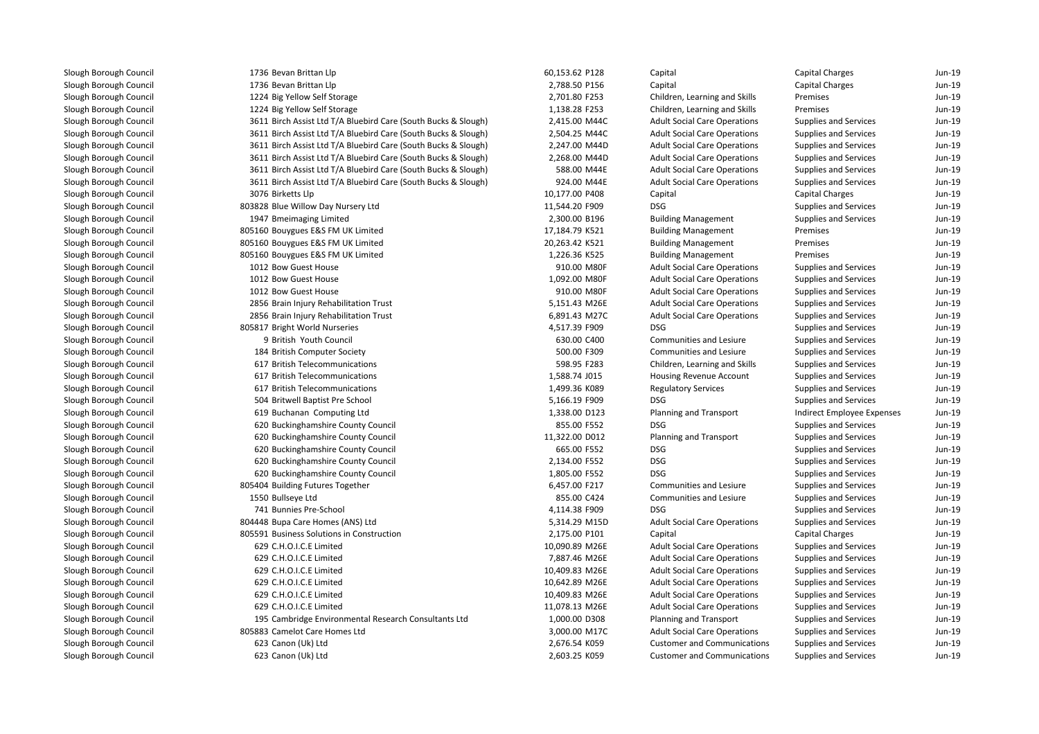| | | | | | | |
|---|---|---|---|---|---|---|
| Slough Borough Council | 1736 Bevan Brittan Llp | 60,153.62 P128 | Capital | Capital Charges | Jun-19 |
| Slough Borough Council | 1736 Bevan Brittan Llp | 2,788.50 P156 | Capital | Capital Charges | Jun-19 |
| Slough Borough Council | 1224 Big Yellow Self Storage | 2,701.80 F253 | Children, Learning and Skills | Premises | Jun-19 |
| Slough Borough Council | 1224 Big Yellow Self Storage | 1,138.28 F253 | Children, Learning and Skills | Premises | Jun-19 |
| Slough Borough Council | 3611 Birch Assist Ltd T/A Bluebird Care (South Bucks & Slough) | 2,415.00 M44C | Adult Social Care Operations | Supplies and Services | Jun-19 |
| Slough Borough Council | 3611 Birch Assist Ltd T/A Bluebird Care (South Bucks & Slough) | 2,504.25 M44C | Adult Social Care Operations | Supplies and Services | Jun-19 |
| Slough Borough Council | 3611 Birch Assist Ltd T/A Bluebird Care (South Bucks & Slough) | 2,247.00 M44D | Adult Social Care Operations | Supplies and Services | Jun-19 |
| Slough Borough Council | 3611 Birch Assist Ltd T/A Bluebird Care (South Bucks & Slough) | 2,268.00 M44D | Adult Social Care Operations | Supplies and Services | Jun-19 |
| Slough Borough Council | 3611 Birch Assist Ltd T/A Bluebird Care (South Bucks & Slough) | 588.00 M44E | Adult Social Care Operations | Supplies and Services | Jun-19 |
| Slough Borough Council | 3611 Birch Assist Ltd T/A Bluebird Care (South Bucks & Slough) | 924.00 M44E | Adult Social Care Operations | Supplies and Services | Jun-19 |
| Slough Borough Council | 3076 Birketts Llp | 10,177.00 P408 | Capital | Capital Charges | Jun-19 |
| Slough Borough Council | 803828 Blue Willow Day Nursery Ltd | 11,544.20 F909 | DSG | Supplies and Services | Jun-19 |
| Slough Borough Council | 1947 Bmeimaging Limited | 2,300.00 B196 | Building Management | Supplies and Services | Jun-19 |
| Slough Borough Council | 805160 Bouygues E&S FM UK Limited | 17,184.79 K521 | Building Management | Premises | Jun-19 |
| Slough Borough Council | 805160 Bouygues E&S FM UK Limited | 20,263.42 K521 | Building Management | Premises | Jun-19 |
| Slough Borough Council | 805160 Bouygues E&S FM UK Limited | 1,226.36 K525 | Building Management | Premises | Jun-19 |
| Slough Borough Council | 1012 Bow Guest House | 910.00 M80F | Adult Social Care Operations | Supplies and Services | Jun-19 |
| Slough Borough Council | 1012 Bow Guest House | 1,092.00 M80F | Adult Social Care Operations | Supplies and Services | Jun-19 |
| Slough Borough Council | 1012 Bow Guest House | 910.00 M80F | Adult Social Care Operations | Supplies and Services | Jun-19 |
| Slough Borough Council | 2856 Brain Injury Rehabilitation Trust | 5,151.43 M26E | Adult Social Care Operations | Supplies and Services | Jun-19 |
| Slough Borough Council | 2856 Brain Injury Rehabilitation Trust | 6,891.43 M27C | Adult Social Care Operations | Supplies and Services | Jun-19 |
| Slough Borough Council | 805817 Bright World Nurseries | 4,517.39 F909 | DSG | Supplies and Services | Jun-19 |
| Slough Borough Council | 9 British Youth Council | 630.00 C400 | Communities and Lesiure | Supplies and Services | Jun-19 |
| Slough Borough Council | 184 British Computer Society | 500.00 F309 | Communities and Lesiure | Supplies and Services | Jun-19 |
| Slough Borough Council | 617 British Telecommunications | 598.95 F283 | Children, Learning and Skills | Supplies and Services | Jun-19 |
| Slough Borough Council | 617 British Telecommunications | 1,588.74 J015 | Housing Revenue Account | Supplies and Services | Jun-19 |
| Slough Borough Council | 617 British Telecommunications | 1,499.36 K089 | Regulatory Services | Supplies and Services | Jun-19 |
| Slough Borough Council | 504 Britwell Baptist Pre School | 5,166.19 F909 | DSG | Supplies and Services | Jun-19 |
| Slough Borough Council | 619 Buchanan Computing Ltd | 1,338.00 D123 | Planning and Transport | Indirect Employee Expenses | Jun-19 |
| Slough Borough Council | 620 Buckinghamshire County Council | 855.00 F552 | DSG | Supplies and Services | Jun-19 |
| Slough Borough Council | 620 Buckinghamshire County Council | 11,322.00 D012 | Planning and Transport | Supplies and Services | Jun-19 |
| Slough Borough Council | 620 Buckinghamshire County Council | 665.00 F552 | DSG | Supplies and Services | Jun-19 |
| Slough Borough Council | 620 Buckinghamshire County Council | 2,134.00 F552 | DSG | Supplies and Services | Jun-19 |
| Slough Borough Council | 620 Buckinghamshire County Council | 1,805.00 F552 | DSG | Supplies and Services | Jun-19 |
| Slough Borough Council | 805404 Building Futures Together | 6,457.00 F217 | Communities and Lesiure | Supplies and Services | Jun-19 |
| Slough Borough Council | 1550 Bullseye Ltd | 855.00 C424 | Communities and Lesiure | Supplies and Services | Jun-19 |
| Slough Borough Council | 741 Bunnies Pre-School | 4,114.38 F909 | DSG | Supplies and Services | Jun-19 |
| Slough Borough Council | 804448 Bupa Care Homes (ANS) Ltd | 5,314.29 M15D | Adult Social Care Operations | Supplies and Services | Jun-19 |
| Slough Borough Council | 805591 Business Solutions in Construction | 2,175.00 P101 | Capital | Capital Charges | Jun-19 |
| Slough Borough Council | 629 C.H.O.I.C.E Limited | 10,090.89 M26E | Adult Social Care Operations | Supplies and Services | Jun-19 |
| Slough Borough Council | 629 C.H.O.I.C.E Limited | 7,887.46 M26E | Adult Social Care Operations | Supplies and Services | Jun-19 |
| Slough Borough Council | 629 C.H.O.I.C.E Limited | 10,409.83 M26E | Adult Social Care Operations | Supplies and Services | Jun-19 |
| Slough Borough Council | 629 C.H.O.I.C.E Limited | 10,642.89 M26E | Adult Social Care Operations | Supplies and Services | Jun-19 |
| Slough Borough Council | 629 C.H.O.I.C.E Limited | 10,409.83 M26E | Adult Social Care Operations | Supplies and Services | Jun-19 |
| Slough Borough Council | 629 C.H.O.I.C.E Limited | 11,078.13 M26E | Adult Social Care Operations | Supplies and Services | Jun-19 |
| Slough Borough Council | 195 Cambridge Environmental Research Consultants Ltd | 1,000.00 D308 | Planning and Transport | Supplies and Services | Jun-19 |
| Slough Borough Council | 805883 Camelot Care Homes Ltd | 3,000.00 M17C | Adult Social Care Operations | Supplies and Services | Jun-19 |
| Slough Borough Council | 623 Canon (Uk) Ltd | 2,676.54 K059 | Customer and Communications | Supplies and Services | Jun-19 |
| Slough Borough Council | 623 Canon (Uk) Ltd | 2,603.25 K059 | Customer and Communications | Supplies and Services | Jun-19 |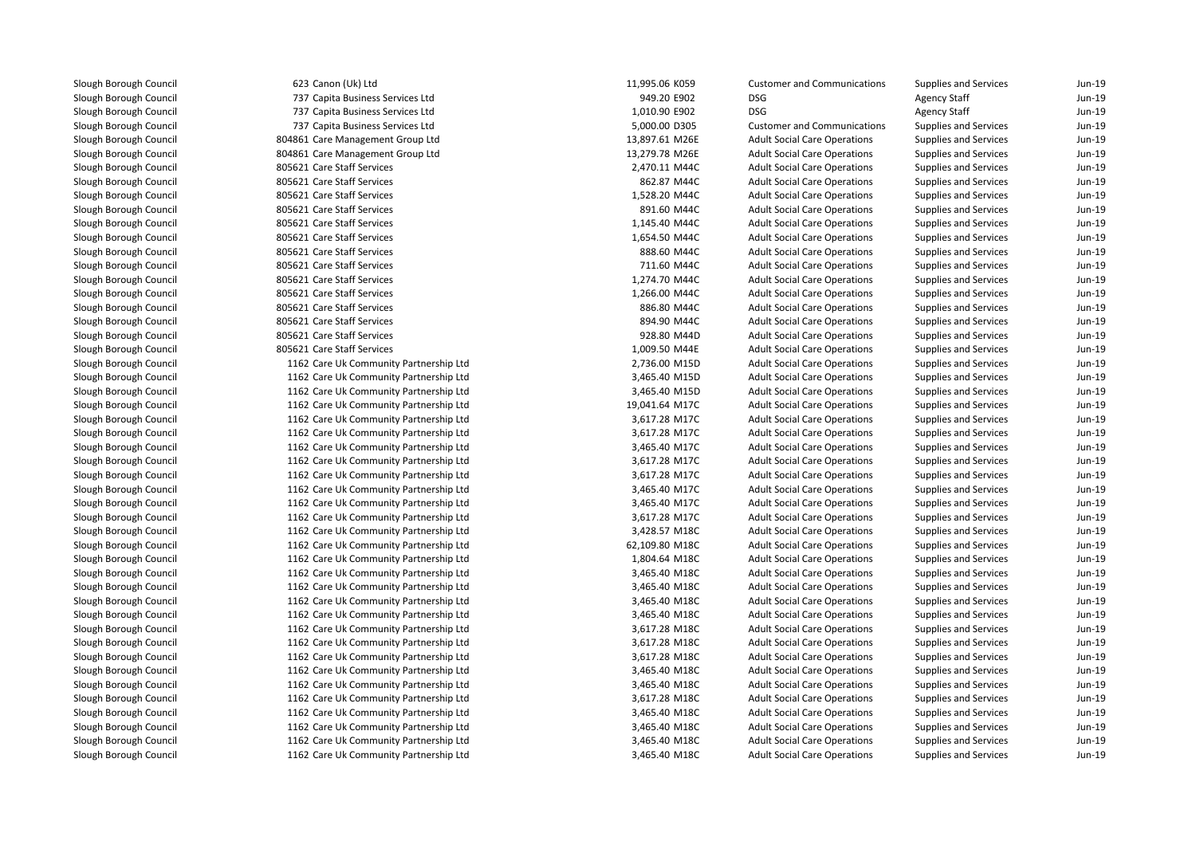| | | | | | | |
|---|---|---|---|---|---|---|
| Slough Borough Council | 623 Canon (Uk) Ltd | 11,995.06 | K059 | Customer and Communications | Supplies and Services | Jun-19 |
| Slough Borough Council | 737 Capita Business Services Ltd | 949.20 | E902 | DSG | Agency Staff | Jun-19 |
| Slough Borough Council | 737 Capita Business Services Ltd | 1,010.90 | E902 | DSG | Agency Staff | Jun-19 |
| Slough Borough Council | 737 Capita Business Services Ltd | 5,000.00 | D305 | Customer and Communications | Supplies and Services | Jun-19 |
| Slough Borough Council | 804861 Care Management Group Ltd | 13,897.61 | M26E | Adult Social Care Operations | Supplies and Services | Jun-19 |
| Slough Borough Council | 804861 Care Management Group Ltd | 13,279.78 | M26E | Adult Social Care Operations | Supplies and Services | Jun-19 |
| Slough Borough Council | 805621 Care Staff Services | 2,470.11 | M44C | Adult Social Care Operations | Supplies and Services | Jun-19 |
| Slough Borough Council | 805621 Care Staff Services | 862.87 | M44C | Adult Social Care Operations | Supplies and Services | Jun-19 |
| Slough Borough Council | 805621 Care Staff Services | 1,528.20 | M44C | Adult Social Care Operations | Supplies and Services | Jun-19 |
| Slough Borough Council | 805621 Care Staff Services | 891.60 | M44C | Adult Social Care Operations | Supplies and Services | Jun-19 |
| Slough Borough Council | 805621 Care Staff Services | 1,145.40 | M44C | Adult Social Care Operations | Supplies and Services | Jun-19 |
| Slough Borough Council | 805621 Care Staff Services | 1,654.50 | M44C | Adult Social Care Operations | Supplies and Services | Jun-19 |
| Slough Borough Council | 805621 Care Staff Services | 888.60 | M44C | Adult Social Care Operations | Supplies and Services | Jun-19 |
| Slough Borough Council | 805621 Care Staff Services | 711.60 | M44C | Adult Social Care Operations | Supplies and Services | Jun-19 |
| Slough Borough Council | 805621 Care Staff Services | 1,274.70 | M44C | Adult Social Care Operations | Supplies and Services | Jun-19 |
| Slough Borough Council | 805621 Care Staff Services | 1,266.00 | M44C | Adult Social Care Operations | Supplies and Services | Jun-19 |
| Slough Borough Council | 805621 Care Staff Services | 886.80 | M44C | Adult Social Care Operations | Supplies and Services | Jun-19 |
| Slough Borough Council | 805621 Care Staff Services | 894.90 | M44C | Adult Social Care Operations | Supplies and Services | Jun-19 |
| Slough Borough Council | 805621 Care Staff Services | 928.80 | M44D | Adult Social Care Operations | Supplies and Services | Jun-19 |
| Slough Borough Council | 805621 Care Staff Services | 1,009.50 | M44E | Adult Social Care Operations | Supplies and Services | Jun-19 |
| Slough Borough Council | 1162 Care Uk Community Partnership Ltd | 2,736.00 | M15D | Adult Social Care Operations | Supplies and Services | Jun-19 |
| Slough Borough Council | 1162 Care Uk Community Partnership Ltd | 3,465.40 | M15D | Adult Social Care Operations | Supplies and Services | Jun-19 |
| Slough Borough Council | 1162 Care Uk Community Partnership Ltd | 3,465.40 | M15D | Adult Social Care Operations | Supplies and Services | Jun-19 |
| Slough Borough Council | 1162 Care Uk Community Partnership Ltd | 19,041.64 | M17C | Adult Social Care Operations | Supplies and Services | Jun-19 |
| Slough Borough Council | 1162 Care Uk Community Partnership Ltd | 3,617.28 | M17C | Adult Social Care Operations | Supplies and Services | Jun-19 |
| Slough Borough Council | 1162 Care Uk Community Partnership Ltd | 3,617.28 | M17C | Adult Social Care Operations | Supplies and Services | Jun-19 |
| Slough Borough Council | 1162 Care Uk Community Partnership Ltd | 3,465.40 | M17C | Adult Social Care Operations | Supplies and Services | Jun-19 |
| Slough Borough Council | 1162 Care Uk Community Partnership Ltd | 3,617.28 | M17C | Adult Social Care Operations | Supplies and Services | Jun-19 |
| Slough Borough Council | 1162 Care Uk Community Partnership Ltd | 3,617.28 | M17C | Adult Social Care Operations | Supplies and Services | Jun-19 |
| Slough Borough Council | 1162 Care Uk Community Partnership Ltd | 3,465.40 | M17C | Adult Social Care Operations | Supplies and Services | Jun-19 |
| Slough Borough Council | 1162 Care Uk Community Partnership Ltd | 3,465.40 | M17C | Adult Social Care Operations | Supplies and Services | Jun-19 |
| Slough Borough Council | 1162 Care Uk Community Partnership Ltd | 3,617.28 | M17C | Adult Social Care Operations | Supplies and Services | Jun-19 |
| Slough Borough Council | 1162 Care Uk Community Partnership Ltd | 3,428.57 | M18C | Adult Social Care Operations | Supplies and Services | Jun-19 |
| Slough Borough Council | 1162 Care Uk Community Partnership Ltd | 62,109.80 | M18C | Adult Social Care Operations | Supplies and Services | Jun-19 |
| Slough Borough Council | 1162 Care Uk Community Partnership Ltd | 1,804.64 | M18C | Adult Social Care Operations | Supplies and Services | Jun-19 |
| Slough Borough Council | 1162 Care Uk Community Partnership Ltd | 3,465.40 | M18C | Adult Social Care Operations | Supplies and Services | Jun-19 |
| Slough Borough Council | 1162 Care Uk Community Partnership Ltd | 3,465.40 | M18C | Adult Social Care Operations | Supplies and Services | Jun-19 |
| Slough Borough Council | 1162 Care Uk Community Partnership Ltd | 3,465.40 | M18C | Adult Social Care Operations | Supplies and Services | Jun-19 |
| Slough Borough Council | 1162 Care Uk Community Partnership Ltd | 3,465.40 | M18C | Adult Social Care Operations | Supplies and Services | Jun-19 |
| Slough Borough Council | 1162 Care Uk Community Partnership Ltd | 3,617.28 | M18C | Adult Social Care Operations | Supplies and Services | Jun-19 |
| Slough Borough Council | 1162 Care Uk Community Partnership Ltd | 3,617.28 | M18C | Adult Social Care Operations | Supplies and Services | Jun-19 |
| Slough Borough Council | 1162 Care Uk Community Partnership Ltd | 3,617.28 | M18C | Adult Social Care Operations | Supplies and Services | Jun-19 |
| Slough Borough Council | 1162 Care Uk Community Partnership Ltd | 3,465.40 | M18C | Adult Social Care Operations | Supplies and Services | Jun-19 |
| Slough Borough Council | 1162 Care Uk Community Partnership Ltd | 3,465.40 | M18C | Adult Social Care Operations | Supplies and Services | Jun-19 |
| Slough Borough Council | 1162 Care Uk Community Partnership Ltd | 3,617.28 | M18C | Adult Social Care Operations | Supplies and Services | Jun-19 |
| Slough Borough Council | 1162 Care Uk Community Partnership Ltd | 3,465.40 | M18C | Adult Social Care Operations | Supplies and Services | Jun-19 |
| Slough Borough Council | 1162 Care Uk Community Partnership Ltd | 3,465.40 | M18C | Adult Social Care Operations | Supplies and Services | Jun-19 |
| Slough Borough Council | 1162 Care Uk Community Partnership Ltd | 3,465.40 | M18C | Adult Social Care Operations | Supplies and Services | Jun-19 |
| Slough Borough Council | 1162 Care Uk Community Partnership Ltd | 3,465.40 | M18C | Adult Social Care Operations | Supplies and Services | Jun-19 |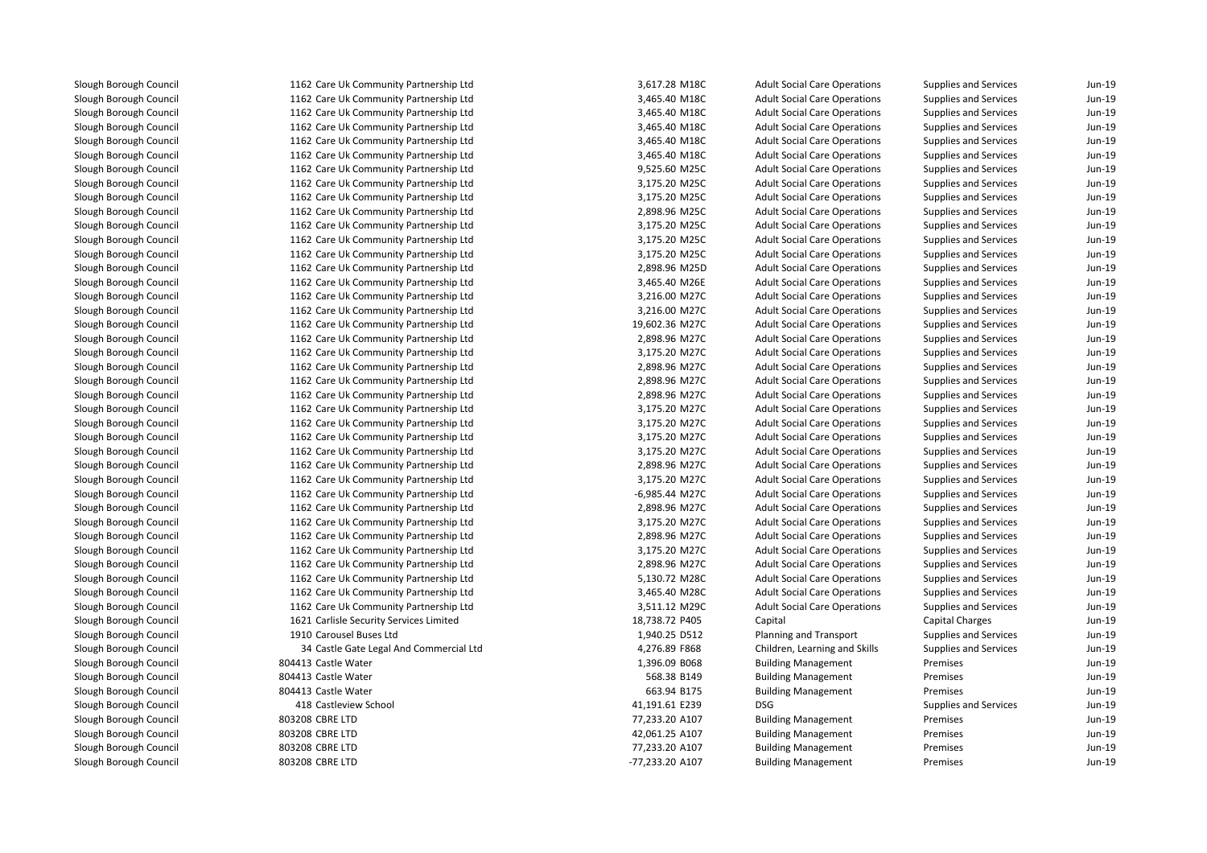| | | | | | | |
|---|---|---|---|---|---|---|
| Slough Borough Council | 1162 Care Uk Community Partnership Ltd | 3,617.28 M18C | Adult Social Care Operations | Supplies and Services | Jun-19 |
| Slough Borough Council | 1162 Care Uk Community Partnership Ltd | 3,465.40 M18C | Adult Social Care Operations | Supplies and Services | Jun-19 |
| Slough Borough Council | 1162 Care Uk Community Partnership Ltd | 3,465.40 M18C | Adult Social Care Operations | Supplies and Services | Jun-19 |
| Slough Borough Council | 1162 Care Uk Community Partnership Ltd | 3,465.40 M18C | Adult Social Care Operations | Supplies and Services | Jun-19 |
| Slough Borough Council | 1162 Care Uk Community Partnership Ltd | 3,465.40 M18C | Adult Social Care Operations | Supplies and Services | Jun-19 |
| Slough Borough Council | 1162 Care Uk Community Partnership Ltd | 3,465.40 M18C | Adult Social Care Operations | Supplies and Services | Jun-19 |
| Slough Borough Council | 1162 Care Uk Community Partnership Ltd | 9,525.60 M25C | Adult Social Care Operations | Supplies and Services | Jun-19 |
| Slough Borough Council | 1162 Care Uk Community Partnership Ltd | 3,175.20 M25C | Adult Social Care Operations | Supplies and Services | Jun-19 |
| Slough Borough Council | 1162 Care Uk Community Partnership Ltd | 3,175.20 M25C | Adult Social Care Operations | Supplies and Services | Jun-19 |
| Slough Borough Council | 1162 Care Uk Community Partnership Ltd | 2,898.96 M25C | Adult Social Care Operations | Supplies and Services | Jun-19 |
| Slough Borough Council | 1162 Care Uk Community Partnership Ltd | 3,175.20 M25C | Adult Social Care Operations | Supplies and Services | Jun-19 |
| Slough Borough Council | 1162 Care Uk Community Partnership Ltd | 3,175.20 M25C | Adult Social Care Operations | Supplies and Services | Jun-19 |
| Slough Borough Council | 1162 Care Uk Community Partnership Ltd | 3,175.20 M25C | Adult Social Care Operations | Supplies and Services | Jun-19 |
| Slough Borough Council | 1162 Care Uk Community Partnership Ltd | 2,898.96 M25D | Adult Social Care Operations | Supplies and Services | Jun-19 |
| Slough Borough Council | 1162 Care Uk Community Partnership Ltd | 3,465.40 M26E | Adult Social Care Operations | Supplies and Services | Jun-19 |
| Slough Borough Council | 1162 Care Uk Community Partnership Ltd | 3,216.00 M27C | Adult Social Care Operations | Supplies and Services | Jun-19 |
| Slough Borough Council | 1162 Care Uk Community Partnership Ltd | 3,216.00 M27C | Adult Social Care Operations | Supplies and Services | Jun-19 |
| Slough Borough Council | 1162 Care Uk Community Partnership Ltd | 19,602.36 M27C | Adult Social Care Operations | Supplies and Services | Jun-19 |
| Slough Borough Council | 1162 Care Uk Community Partnership Ltd | 2,898.96 M27C | Adult Social Care Operations | Supplies and Services | Jun-19 |
| Slough Borough Council | 1162 Care Uk Community Partnership Ltd | 3,175.20 M27C | Adult Social Care Operations | Supplies and Services | Jun-19 |
| Slough Borough Council | 1162 Care Uk Community Partnership Ltd | 2,898.96 M27C | Adult Social Care Operations | Supplies and Services | Jun-19 |
| Slough Borough Council | 1162 Care Uk Community Partnership Ltd | 2,898.96 M27C | Adult Social Care Operations | Supplies and Services | Jun-19 |
| Slough Borough Council | 1162 Care Uk Community Partnership Ltd | 2,898.96 M27C | Adult Social Care Operations | Supplies and Services | Jun-19 |
| Slough Borough Council | 1162 Care Uk Community Partnership Ltd | 3,175.20 M27C | Adult Social Care Operations | Supplies and Services | Jun-19 |
| Slough Borough Council | 1162 Care Uk Community Partnership Ltd | 3,175.20 M27C | Adult Social Care Operations | Supplies and Services | Jun-19 |
| Slough Borough Council | 1162 Care Uk Community Partnership Ltd | 3,175.20 M27C | Adult Social Care Operations | Supplies and Services | Jun-19 |
| Slough Borough Council | 1162 Care Uk Community Partnership Ltd | 3,175.20 M27C | Adult Social Care Operations | Supplies and Services | Jun-19 |
| Slough Borough Council | 1162 Care Uk Community Partnership Ltd | 2,898.96 M27C | Adult Social Care Operations | Supplies and Services | Jun-19 |
| Slough Borough Council | 1162 Care Uk Community Partnership Ltd | 3,175.20 M27C | Adult Social Care Operations | Supplies and Services | Jun-19 |
| Slough Borough Council | 1162 Care Uk Community Partnership Ltd | -6,985.44 M27C | Adult Social Care Operations | Supplies and Services | Jun-19 |
| Slough Borough Council | 1162 Care Uk Community Partnership Ltd | 2,898.96 M27C | Adult Social Care Operations | Supplies and Services | Jun-19 |
| Slough Borough Council | 1162 Care Uk Community Partnership Ltd | 3,175.20 M27C | Adult Social Care Operations | Supplies and Services | Jun-19 |
| Slough Borough Council | 1162 Care Uk Community Partnership Ltd | 2,898.96 M27C | Adult Social Care Operations | Supplies and Services | Jun-19 |
| Slough Borough Council | 1162 Care Uk Community Partnership Ltd | 3,175.20 M27C | Adult Social Care Operations | Supplies and Services | Jun-19 |
| Slough Borough Council | 1162 Care Uk Community Partnership Ltd | 2,898.96 M27C | Adult Social Care Operations | Supplies and Services | Jun-19 |
| Slough Borough Council | 1162 Care Uk Community Partnership Ltd | 5,130.72 M28C | Adult Social Care Operations | Supplies and Services | Jun-19 |
| Slough Borough Council | 1162 Care Uk Community Partnership Ltd | 3,465.40 M28C | Adult Social Care Operations | Supplies and Services | Jun-19 |
| Slough Borough Council | 1162 Care Uk Community Partnership Ltd | 3,511.12 M29C | Adult Social Care Operations | Supplies and Services | Jun-19 |
| Slough Borough Council | 1621 Carlisle Security Services Limited | 18,738.72 P405 | Capital | Capital Charges | Jun-19 |
| Slough Borough Council | 1910 Carousel Buses Ltd | 1,940.25 D512 | Planning and Transport | Supplies and Services | Jun-19 |
| Slough Borough Council | 34 Castle Gate Legal And Commercial Ltd | 4,276.89 F868 | Children, Learning and Skills | Supplies and Services | Jun-19 |
| Slough Borough Council | 804413 Castle Water | 1,396.09 B068 | Building Management | Premises | Jun-19 |
| Slough Borough Council | 804413 Castle Water | 568.38 B149 | Building Management | Premises | Jun-19 |
| Slough Borough Council | 804413 Castle Water | 663.94 B175 | Building Management | Premises | Jun-19 |
| Slough Borough Council | 418 Castleview School | 41,191.61 E239 | DSG | Supplies and Services | Jun-19 |
| Slough Borough Council | 803208 CBRE LTD | 77,233.20 A107 | Building Management | Premises | Jun-19 |
| Slough Borough Council | 803208 CBRE LTD | 42,061.25 A107 | Building Management | Premises | Jun-19 |
| Slough Borough Council | 803208 CBRE LTD | 77,233.20 A107 | Building Management | Premises | Jun-19 |
| Slough Borough Council | 803208 CBRE LTD | -77,233.20 A107 | Building Management | Premises | Jun-19 |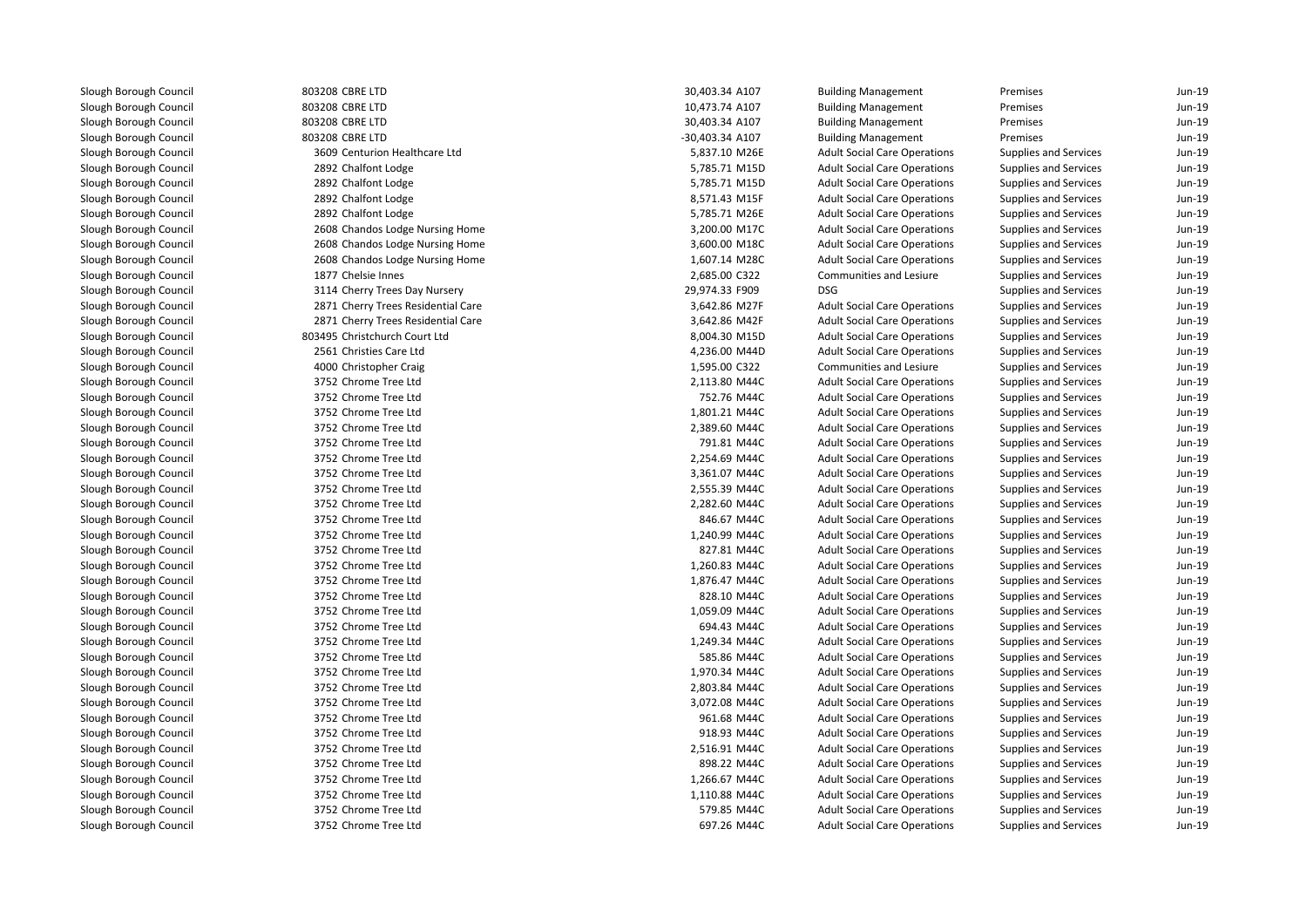| | | | | | | |
|---|---|---|---|---|---|---|
| Slough Borough Council | 803208 CBRE LTD | 30,403.34 A107 | Building Management | Premises | Jun-19 |
| Slough Borough Council | 803208 CBRE LTD | 10,473.74 A107 | Building Management | Premises | Jun-19 |
| Slough Borough Council | 803208 CBRE LTD | 30,403.34 A107 | Building Management | Premises | Jun-19 |
| Slough Borough Council | 803208 CBRE LTD | -30,403.34 A107 | Building Management | Premises | Jun-19 |
| Slough Borough Council | 3609 Centurion Healthcare Ltd | 5,837.10 M26E | Adult Social Care Operations | Supplies and Services | Jun-19 |
| Slough Borough Council | 2892 Chalfont Lodge | 5,785.71 M15D | Adult Social Care Operations | Supplies and Services | Jun-19 |
| Slough Borough Council | 2892 Chalfont Lodge | 5,785.71 M15D | Adult Social Care Operations | Supplies and Services | Jun-19 |
| Slough Borough Council | 2892 Chalfont Lodge | 8,571.43 M15F | Adult Social Care Operations | Supplies and Services | Jun-19 |
| Slough Borough Council | 2892 Chalfont Lodge | 5,785.71 M26E | Adult Social Care Operations | Supplies and Services | Jun-19 |
| Slough Borough Council | 2608 Chandos Lodge Nursing Home | 3,200.00 M17C | Adult Social Care Operations | Supplies and Services | Jun-19 |
| Slough Borough Council | 2608 Chandos Lodge Nursing Home | 3,600.00 M18C | Adult Social Care Operations | Supplies and Services | Jun-19 |
| Slough Borough Council | 2608 Chandos Lodge Nursing Home | 1,607.14 M28C | Adult Social Care Operations | Supplies and Services | Jun-19 |
| Slough Borough Council | 1877 Chelsie Innes | 2,685.00 C322 | Communities and Lesiure | Supplies and Services | Jun-19 |
| Slough Borough Council | 3114 Cherry Trees Day Nursery | 29,974.33 F909 | DSG | Supplies and Services | Jun-19 |
| Slough Borough Council | 2871 Cherry Trees Residential Care | 3,642.86 M27F | Adult Social Care Operations | Supplies and Services | Jun-19 |
| Slough Borough Council | 2871 Cherry Trees Residential Care | 3,642.86 M42F | Adult Social Care Operations | Supplies and Services | Jun-19 |
| Slough Borough Council | 803495 Christchurch Court Ltd | 8,004.30 M15D | Adult Social Care Operations | Supplies and Services | Jun-19 |
| Slough Borough Council | 2561 Christies Care Ltd | 4,236.00 M44D | Adult Social Care Operations | Supplies and Services | Jun-19 |
| Slough Borough Council | 4000 Christopher Craig | 1,595.00 C322 | Communities and Lesiure | Supplies and Services | Jun-19 |
| Slough Borough Council | 3752 Chrome Tree Ltd | 2,113.80 M44C | Adult Social Care Operations | Supplies and Services | Jun-19 |
| Slough Borough Council | 3752 Chrome Tree Ltd | 752.76 M44C | Adult Social Care Operations | Supplies and Services | Jun-19 |
| Slough Borough Council | 3752 Chrome Tree Ltd | 1,801.21 M44C | Adult Social Care Operations | Supplies and Services | Jun-19 |
| Slough Borough Council | 3752 Chrome Tree Ltd | 2,389.60 M44C | Adult Social Care Operations | Supplies and Services | Jun-19 |
| Slough Borough Council | 3752 Chrome Tree Ltd | 791.81 M44C | Adult Social Care Operations | Supplies and Services | Jun-19 |
| Slough Borough Council | 3752 Chrome Tree Ltd | 2,254.69 M44C | Adult Social Care Operations | Supplies and Services | Jun-19 |
| Slough Borough Council | 3752 Chrome Tree Ltd | 3,361.07 M44C | Adult Social Care Operations | Supplies and Services | Jun-19 |
| Slough Borough Council | 3752 Chrome Tree Ltd | 2,555.39 M44C | Adult Social Care Operations | Supplies and Services | Jun-19 |
| Slough Borough Council | 3752 Chrome Tree Ltd | 2,282.60 M44C | Adult Social Care Operations | Supplies and Services | Jun-19 |
| Slough Borough Council | 3752 Chrome Tree Ltd | 846.67 M44C | Adult Social Care Operations | Supplies and Services | Jun-19 |
| Slough Borough Council | 3752 Chrome Tree Ltd | 1,240.99 M44C | Adult Social Care Operations | Supplies and Services | Jun-19 |
| Slough Borough Council | 3752 Chrome Tree Ltd | 827.81 M44C | Adult Social Care Operations | Supplies and Services | Jun-19 |
| Slough Borough Council | 3752 Chrome Tree Ltd | 1,260.83 M44C | Adult Social Care Operations | Supplies and Services | Jun-19 |
| Slough Borough Council | 3752 Chrome Tree Ltd | 1,876.47 M44C | Adult Social Care Operations | Supplies and Services | Jun-19 |
| Slough Borough Council | 3752 Chrome Tree Ltd | 828.10 M44C | Adult Social Care Operations | Supplies and Services | Jun-19 |
| Slough Borough Council | 3752 Chrome Tree Ltd | 1,059.09 M44C | Adult Social Care Operations | Supplies and Services | Jun-19 |
| Slough Borough Council | 3752 Chrome Tree Ltd | 694.43 M44C | Adult Social Care Operations | Supplies and Services | Jun-19 |
| Slough Borough Council | 3752 Chrome Tree Ltd | 1,249.34 M44C | Adult Social Care Operations | Supplies and Services | Jun-19 |
| Slough Borough Council | 3752 Chrome Tree Ltd | 585.86 M44C | Adult Social Care Operations | Supplies and Services | Jun-19 |
| Slough Borough Council | 3752 Chrome Tree Ltd | 1,970.34 M44C | Adult Social Care Operations | Supplies and Services | Jun-19 |
| Slough Borough Council | 3752 Chrome Tree Ltd | 2,803.84 M44C | Adult Social Care Operations | Supplies and Services | Jun-19 |
| Slough Borough Council | 3752 Chrome Tree Ltd | 3,072.08 M44C | Adult Social Care Operations | Supplies and Services | Jun-19 |
| Slough Borough Council | 3752 Chrome Tree Ltd | 961.68 M44C | Adult Social Care Operations | Supplies and Services | Jun-19 |
| Slough Borough Council | 3752 Chrome Tree Ltd | 918.93 M44C | Adult Social Care Operations | Supplies and Services | Jun-19 |
| Slough Borough Council | 3752 Chrome Tree Ltd | 2,516.91 M44C | Adult Social Care Operations | Supplies and Services | Jun-19 |
| Slough Borough Council | 3752 Chrome Tree Ltd | 898.22 M44C | Adult Social Care Operations | Supplies and Services | Jun-19 |
| Slough Borough Council | 3752 Chrome Tree Ltd | 1,266.67 M44C | Adult Social Care Operations | Supplies and Services | Jun-19 |
| Slough Borough Council | 3752 Chrome Tree Ltd | 1,110.88 M44C | Adult Social Care Operations | Supplies and Services | Jun-19 |
| Slough Borough Council | 3752 Chrome Tree Ltd | 579.85 M44C | Adult Social Care Operations | Supplies and Services | Jun-19 |
| Slough Borough Council | 3752 Chrome Tree Ltd | 697.26 M44C | Adult Social Care Operations | Supplies and Services | Jun-19 |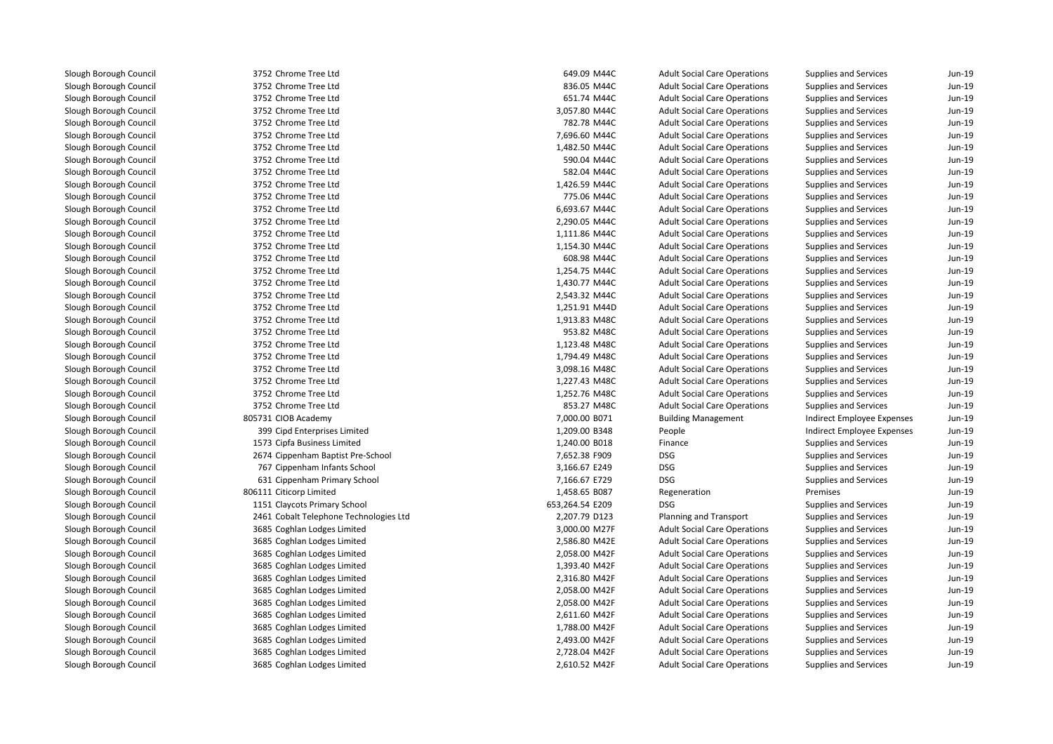| | | | | | | | |
|---|---|---|---|---|---|---|---|
| Slough Borough Council | 3752 Chrome Tree Ltd | 649.09 | M44C | Adult Social Care Operations | Supplies and Services | Jun-19 |
| Slough Borough Council | 3752 Chrome Tree Ltd | 836.05 | M44C | Adult Social Care Operations | Supplies and Services | Jun-19 |
| Slough Borough Council | 3752 Chrome Tree Ltd | 651.74 | M44C | Adult Social Care Operations | Supplies and Services | Jun-19 |
| Slough Borough Council | 3752 Chrome Tree Ltd | 3,057.80 | M44C | Adult Social Care Operations | Supplies and Services | Jun-19 |
| Slough Borough Council | 3752 Chrome Tree Ltd | 782.78 | M44C | Adult Social Care Operations | Supplies and Services | Jun-19 |
| Slough Borough Council | 3752 Chrome Tree Ltd | 7,696.60 | M44C | Adult Social Care Operations | Supplies and Services | Jun-19 |
| Slough Borough Council | 3752 Chrome Tree Ltd | 1,482.50 | M44C | Adult Social Care Operations | Supplies and Services | Jun-19 |
| Slough Borough Council | 3752 Chrome Tree Ltd | 590.04 | M44C | Adult Social Care Operations | Supplies and Services | Jun-19 |
| Slough Borough Council | 3752 Chrome Tree Ltd | 582.04 | M44C | Adult Social Care Operations | Supplies and Services | Jun-19 |
| Slough Borough Council | 3752 Chrome Tree Ltd | 1,426.59 | M44C | Adult Social Care Operations | Supplies and Services | Jun-19 |
| Slough Borough Council | 3752 Chrome Tree Ltd | 775.06 | M44C | Adult Social Care Operations | Supplies and Services | Jun-19 |
| Slough Borough Council | 3752 Chrome Tree Ltd | 6,693.67 | M44C | Adult Social Care Operations | Supplies and Services | Jun-19 |
| Slough Borough Council | 3752 Chrome Tree Ltd | 2,290.05 | M44C | Adult Social Care Operations | Supplies and Services | Jun-19 |
| Slough Borough Council | 3752 Chrome Tree Ltd | 1,111.86 | M44C | Adult Social Care Operations | Supplies and Services | Jun-19 |
| Slough Borough Council | 3752 Chrome Tree Ltd | 1,154.30 | M44C | Adult Social Care Operations | Supplies and Services | Jun-19 |
| Slough Borough Council | 3752 Chrome Tree Ltd | 608.98 | M44C | Adult Social Care Operations | Supplies and Services | Jun-19 |
| Slough Borough Council | 3752 Chrome Tree Ltd | 1,254.75 | M44C | Adult Social Care Operations | Supplies and Services | Jun-19 |
| Slough Borough Council | 3752 Chrome Tree Ltd | 1,430.77 | M44C | Adult Social Care Operations | Supplies and Services | Jun-19 |
| Slough Borough Council | 3752 Chrome Tree Ltd | 2,543.32 | M44C | Adult Social Care Operations | Supplies and Services | Jun-19 |
| Slough Borough Council | 3752 Chrome Tree Ltd | 1,251.91 | M44D | Adult Social Care Operations | Supplies and Services | Jun-19 |
| Slough Borough Council | 3752 Chrome Tree Ltd | 1,913.83 | M48C | Adult Social Care Operations | Supplies and Services | Jun-19 |
| Slough Borough Council | 3752 Chrome Tree Ltd | 953.82 | M48C | Adult Social Care Operations | Supplies and Services | Jun-19 |
| Slough Borough Council | 3752 Chrome Tree Ltd | 1,123.48 | M48C | Adult Social Care Operations | Supplies and Services | Jun-19 |
| Slough Borough Council | 3752 Chrome Tree Ltd | 1,794.49 | M48C | Adult Social Care Operations | Supplies and Services | Jun-19 |
| Slough Borough Council | 3752 Chrome Tree Ltd | 3,098.16 | M48C | Adult Social Care Operations | Supplies and Services | Jun-19 |
| Slough Borough Council | 3752 Chrome Tree Ltd | 1,227.43 | M48C | Adult Social Care Operations | Supplies and Services | Jun-19 |
| Slough Borough Council | 3752 Chrome Tree Ltd | 1,252.76 | M48C | Adult Social Care Operations | Supplies and Services | Jun-19 |
| Slough Borough Council | 3752 Chrome Tree Ltd | 853.27 | M48C | Adult Social Care Operations | Supplies and Services | Jun-19 |
| Slough Borough Council | 805731 CIOB Academy | 7,000.00 | B071 | Building Management | Indirect Employee Expenses | Jun-19 |
| Slough Borough Council | 399 Cipd Enterprises Limited | 1,209.00 | B348 | People | Indirect Employee Expenses | Jun-19 |
| Slough Borough Council | 1573 Cipfa Business Limited | 1,240.00 | B018 | Finance | Supplies and Services | Jun-19 |
| Slough Borough Council | 2674 Cippenham Baptist Pre-School | 7,652.38 | F909 | DSG | Supplies and Services | Jun-19 |
| Slough Borough Council | 767 Cippenham Infants School | 3,166.67 | E249 | DSG | Supplies and Services | Jun-19 |
| Slough Borough Council | 631 Cippenham Primary School | 7,166.67 | E729 | DSG | Supplies and Services | Jun-19 |
| Slough Borough Council | 806111 Citicorp Limited | 1,458.65 | B087 | Regeneration | Premises | Jun-19 |
| Slough Borough Council | 1151 Claycots Primary School | 653,264.54 | E209 | DSG | Supplies and Services | Jun-19 |
| Slough Borough Council | 2461 Cobalt Telephone Technologies Ltd | 2,207.79 | D123 | Planning and Transport | Supplies and Services | Jun-19 |
| Slough Borough Council | 3685 Coghlan Lodges Limited | 3,000.00 | M27F | Adult Social Care Operations | Supplies and Services | Jun-19 |
| Slough Borough Council | 3685 Coghlan Lodges Limited | 2,586.80 | M42E | Adult Social Care Operations | Supplies and Services | Jun-19 |
| Slough Borough Council | 3685 Coghlan Lodges Limited | 2,058.00 | M42F | Adult Social Care Operations | Supplies and Services | Jun-19 |
| Slough Borough Council | 3685 Coghlan Lodges Limited | 1,393.40 | M42F | Adult Social Care Operations | Supplies and Services | Jun-19 |
| Slough Borough Council | 3685 Coghlan Lodges Limited | 2,316.80 | M42F | Adult Social Care Operations | Supplies and Services | Jun-19 |
| Slough Borough Council | 3685 Coghlan Lodges Limited | 2,058.00 | M42F | Adult Social Care Operations | Supplies and Services | Jun-19 |
| Slough Borough Council | 3685 Coghlan Lodges Limited | 2,058.00 | M42F | Adult Social Care Operations | Supplies and Services | Jun-19 |
| Slough Borough Council | 3685 Coghlan Lodges Limited | 2,611.60 | M42F | Adult Social Care Operations | Supplies and Services | Jun-19 |
| Slough Borough Council | 3685 Coghlan Lodges Limited | 1,788.00 | M42F | Adult Social Care Operations | Supplies and Services | Jun-19 |
| Slough Borough Council | 3685 Coghlan Lodges Limited | 2,493.00 | M42F | Adult Social Care Operations | Supplies and Services | Jun-19 |
| Slough Borough Council | 3685 Coghlan Lodges Limited | 2,728.04 | M42F | Adult Social Care Operations | Supplies and Services | Jun-19 |
| Slough Borough Council | 3685 Coghlan Lodges Limited | 2,610.52 | M42F | Adult Social Care Operations | Supplies and Services | Jun-19 |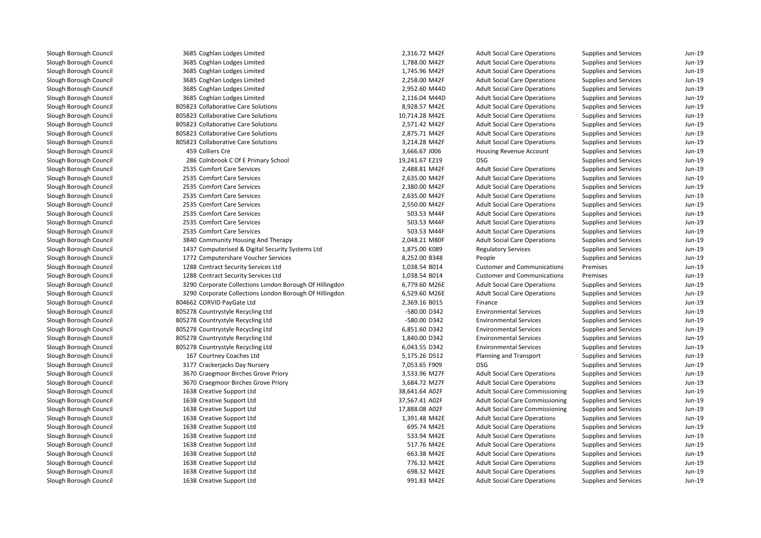| | | | | | | | |
|---|---|---|---|---|---|---|---|
| Slough Borough Council | 3685 | Coghlan Lodges Limited | 2,316.72 | M42F | Adult Social Care Operations | Supplies and Services | Jun-19 |
| Slough Borough Council | 3685 | Coghlan Lodges Limited | 1,788.00 | M42F | Adult Social Care Operations | Supplies and Services | Jun-19 |
| Slough Borough Council | 3685 | Coghlan Lodges Limited | 1,745.96 | M42F | Adult Social Care Operations | Supplies and Services | Jun-19 |
| Slough Borough Council | 3685 | Coghlan Lodges Limited | 2,258.00 | M42F | Adult Social Care Operations | Supplies and Services | Jun-19 |
| Slough Borough Council | 3685 | Coghlan Lodges Limited | 2,952.60 | M44D | Adult Social Care Operations | Supplies and Services | Jun-19 |
| Slough Borough Council | 3685 | Coghlan Lodges Limited | 2,116.04 | M44D | Adult Social Care Operations | Supplies and Services | Jun-19 |
| Slough Borough Council | 805823 | Collaborative Care Solutions | 8,928.57 | M42E | Adult Social Care Operations | Supplies and Services | Jun-19 |
| Slough Borough Council | 805823 | Collaborative Care Solutions | 10,714.28 | M42E | Adult Social Care Operations | Supplies and Services | Jun-19 |
| Slough Borough Council | 805823 | Collaborative Care Solutions | 2,571.42 | M42F | Adult Social Care Operations | Supplies and Services | Jun-19 |
| Slough Borough Council | 805823 | Collaborative Care Solutions | 2,875.71 | M42F | Adult Social Care Operations | Supplies and Services | Jun-19 |
| Slough Borough Council | 805823 | Collaborative Care Solutions | 3,214.28 | M42F | Adult Social Care Operations | Supplies and Services | Jun-19 |
| Slough Borough Council | 459 | Colliers Cre | 3,666.67 | J006 | Housing Revenue Account | Supplies and Services | Jun-19 |
| Slough Borough Council | 286 | Colnbrook C Of E Primary School | 19,241.67 | E219 | DSG | Supplies and Services | Jun-19 |
| Slough Borough Council | 2535 | Comfort Care Services | 2,488.81 | M42F | Adult Social Care Operations | Supplies and Services | Jun-19 |
| Slough Borough Council | 2535 | Comfort Care Services | 2,635.00 | M42F | Adult Social Care Operations | Supplies and Services | Jun-19 |
| Slough Borough Council | 2535 | Comfort Care Services | 2,380.00 | M42F | Adult Social Care Operations | Supplies and Services | Jun-19 |
| Slough Borough Council | 2535 | Comfort Care Services | 2,635.00 | M42F | Adult Social Care Operations | Supplies and Services | Jun-19 |
| Slough Borough Council | 2535 | Comfort Care Services | 2,550.00 | M42F | Adult Social Care Operations | Supplies and Services | Jun-19 |
| Slough Borough Council | 2535 | Comfort Care Services | 503.53 | M44F | Adult Social Care Operations | Supplies and Services | Jun-19 |
| Slough Borough Council | 2535 | Comfort Care Services | 503.53 | M44F | Adult Social Care Operations | Supplies and Services | Jun-19 |
| Slough Borough Council | 2535 | Comfort Care Services | 503.53 | M44F | Adult Social Care Operations | Supplies and Services | Jun-19 |
| Slough Borough Council | 3840 | Community Housing And Therapy | 2,048.21 | M80F | Adult Social Care Operations | Supplies and Services | Jun-19 |
| Slough Borough Council | 1437 | Computerised & Digital Security Systems Ltd | 1,875.00 | K089 | Regulatory Services | Supplies and Services | Jun-19 |
| Slough Borough Council | 1772 | Computershare Voucher Services | 8,252.00 | B348 | People | Supplies and Services | Jun-19 |
| Slough Borough Council | 1288 | Contract Security Services Ltd | 1,038.54 | B014 | Customer and Communications | Premises | Jun-19 |
| Slough Borough Council | 1288 | Contract Security Services Ltd | 1,038.54 | B014 | Customer and Communications | Premises | Jun-19 |
| Slough Borough Council | 3290 | Corporate Collections London Borough Of Hillingdon | 6,779.60 | M26E | Adult Social Care Operations | Supplies and Services | Jun-19 |
| Slough Borough Council | 3290 | Corporate Collections London Borough Of Hillingdon | 6,529.60 | M26E | Adult Social Care Operations | Supplies and Services | Jun-19 |
| Slough Borough Council | 804662 | CORVID PayGate Ltd | 2,369.16 | B015 | Finance | Supplies and Services | Jun-19 |
| Slough Borough Council | 805278 | Countrystyle Recycling Ltd | -580.00 | D342 | Environmental Services | Supplies and Services | Jun-19 |
| Slough Borough Council | 805278 | Countrystyle Recycling Ltd | -580.00 | D342 | Environmental Services | Supplies and Services | Jun-19 |
| Slough Borough Council | 805278 | Countrystyle Recycling Ltd | 6,851.60 | D342 | Environmental Services | Supplies and Services | Jun-19 |
| Slough Borough Council | 805278 | Countrystyle Recycling Ltd | 1,840.00 | D342 | Environmental Services | Supplies and Services | Jun-19 |
| Slough Borough Council | 805278 | Countrystyle Recycling Ltd | 6,043.55 | D342 | Environmental Services | Supplies and Services | Jun-19 |
| Slough Borough Council | 167 | Courtney Coaches Ltd | 5,175.26 | D512 | Planning and Transport | Supplies and Services | Jun-19 |
| Slough Borough Council | 3177 | Crackerjacks Day Nursery | 7,053.65 | F909 | DSG | Supplies and Services | Jun-19 |
| Slough Borough Council | 3670 | Craegmoor Birches Grove Priory | 3,533.96 | M27F | Adult Social Care Operations | Supplies and Services | Jun-19 |
| Slough Borough Council | 3670 | Craegmoor Birches Grove Priory | 3,684.72 | M27F | Adult Social Care Operations | Supplies and Services | Jun-19 |
| Slough Borough Council | 1638 | Creative Support Ltd | 38,641.64 | A02F | Adult Social Care Commissioning | Supplies and Services | Jun-19 |
| Slough Borough Council | 1638 | Creative Support Ltd | 37,567.41 | A02F | Adult Social Care Commissioning | Supplies and Services | Jun-19 |
| Slough Borough Council | 1638 | Creative Support Ltd | 17,888.08 | A02F | Adult Social Care Commissioning | Supplies and Services | Jun-19 |
| Slough Borough Council | 1638 | Creative Support Ltd | 1,391.48 | M42E | Adult Social Care Operations | Supplies and Services | Jun-19 |
| Slough Borough Council | 1638 | Creative Support Ltd | 695.74 | M42E | Adult Social Care Operations | Supplies and Services | Jun-19 |
| Slough Borough Council | 1638 | Creative Support Ltd | 533.94 | M42E | Adult Social Care Operations | Supplies and Services | Jun-19 |
| Slough Borough Council | 1638 | Creative Support Ltd | 517.76 | M42E | Adult Social Care Operations | Supplies and Services | Jun-19 |
| Slough Borough Council | 1638 | Creative Support Ltd | 663.38 | M42E | Adult Social Care Operations | Supplies and Services | Jun-19 |
| Slough Borough Council | 1638 | Creative Support Ltd | 776.32 | M42E | Adult Social Care Operations | Supplies and Services | Jun-19 |
| Slough Borough Council | 1638 | Creative Support Ltd | 698.32 | M42E | Adult Social Care Operations | Supplies and Services | Jun-19 |
| Slough Borough Council | 1638 | Creative Support Ltd | 991.83 | M42E | Adult Social Care Operations | Supplies and Services | Jun-19 |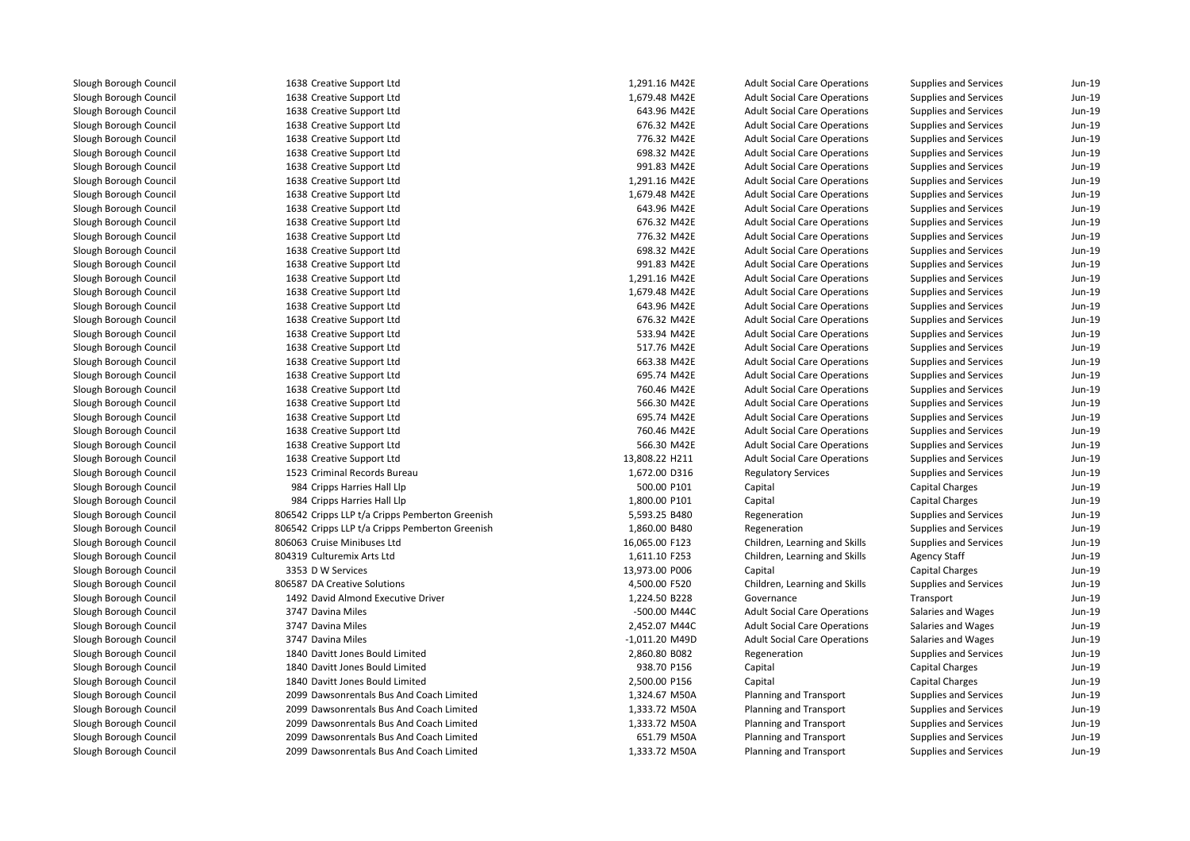| | | | | | | | |
|---|---|---|---|---|---|---|---|
| Slough Borough Council | 1638 | Creative Support Ltd | 1,291.16 | M42E | Adult Social Care Operations | Supplies and Services | Jun-19 |
| Slough Borough Council | 1638 | Creative Support Ltd | 1,679.48 | M42E | Adult Social Care Operations | Supplies and Services | Jun-19 |
| Slough Borough Council | 1638 | Creative Support Ltd | 643.96 | M42E | Adult Social Care Operations | Supplies and Services | Jun-19 |
| Slough Borough Council | 1638 | Creative Support Ltd | 676.32 | M42E | Adult Social Care Operations | Supplies and Services | Jun-19 |
| Slough Borough Council | 1638 | Creative Support Ltd | 776.32 | M42E | Adult Social Care Operations | Supplies and Services | Jun-19 |
| Slough Borough Council | 1638 | Creative Support Ltd | 698.32 | M42E | Adult Social Care Operations | Supplies and Services | Jun-19 |
| Slough Borough Council | 1638 | Creative Support Ltd | 991.83 | M42E | Adult Social Care Operations | Supplies and Services | Jun-19 |
| Slough Borough Council | 1638 | Creative Support Ltd | 1,291.16 | M42E | Adult Social Care Operations | Supplies and Services | Jun-19 |
| Slough Borough Council | 1638 | Creative Support Ltd | 1,679.48 | M42E | Adult Social Care Operations | Supplies and Services | Jun-19 |
| Slough Borough Council | 1638 | Creative Support Ltd | 643.96 | M42E | Adult Social Care Operations | Supplies and Services | Jun-19 |
| Slough Borough Council | 1638 | Creative Support Ltd | 676.32 | M42E | Adult Social Care Operations | Supplies and Services | Jun-19 |
| Slough Borough Council | 1638 | Creative Support Ltd | 776.32 | M42E | Adult Social Care Operations | Supplies and Services | Jun-19 |
| Slough Borough Council | 1638 | Creative Support Ltd | 698.32 | M42E | Adult Social Care Operations | Supplies and Services | Jun-19 |
| Slough Borough Council | 1638 | Creative Support Ltd | 991.83 | M42E | Adult Social Care Operations | Supplies and Services | Jun-19 |
| Slough Borough Council | 1638 | Creative Support Ltd | 1,291.16 | M42E | Adult Social Care Operations | Supplies and Services | Jun-19 |
| Slough Borough Council | 1638 | Creative Support Ltd | 1,679.48 | M42E | Adult Social Care Operations | Supplies and Services | Jun-19 |
| Slough Borough Council | 1638 | Creative Support Ltd | 643.96 | M42E | Adult Social Care Operations | Supplies and Services | Jun-19 |
| Slough Borough Council | 1638 | Creative Support Ltd | 676.32 | M42E | Adult Social Care Operations | Supplies and Services | Jun-19 |
| Slough Borough Council | 1638 | Creative Support Ltd | 533.94 | M42E | Adult Social Care Operations | Supplies and Services | Jun-19 |
| Slough Borough Council | 1638 | Creative Support Ltd | 517.76 | M42E | Adult Social Care Operations | Supplies and Services | Jun-19 |
| Slough Borough Council | 1638 | Creative Support Ltd | 663.38 | M42E | Adult Social Care Operations | Supplies and Services | Jun-19 |
| Slough Borough Council | 1638 | Creative Support Ltd | 695.74 | M42E | Adult Social Care Operations | Supplies and Services | Jun-19 |
| Slough Borough Council | 1638 | Creative Support Ltd | 760.46 | M42E | Adult Social Care Operations | Supplies and Services | Jun-19 |
| Slough Borough Council | 1638 | Creative Support Ltd | 566.30 | M42E | Adult Social Care Operations | Supplies and Services | Jun-19 |
| Slough Borough Council | 1638 | Creative Support Ltd | 695.74 | M42E | Adult Social Care Operations | Supplies and Services | Jun-19 |
| Slough Borough Council | 1638 | Creative Support Ltd | 760.46 | M42E | Adult Social Care Operations | Supplies and Services | Jun-19 |
| Slough Borough Council | 1638 | Creative Support Ltd | 566.30 | M42E | Adult Social Care Operations | Supplies and Services | Jun-19 |
| Slough Borough Council | 1638 | Creative Support Ltd | 13,808.22 | H211 | Adult Social Care Operations | Supplies and Services | Jun-19 |
| Slough Borough Council | 1523 | Criminal Records Bureau | 1,672.00 | D316 | Regulatory Services | Supplies and Services | Jun-19 |
| Slough Borough Council | 984 | Cripps Harries Hall Llp | 500.00 | P101 | Capital | Capital Charges | Jun-19 |
| Slough Borough Council | 984 | Cripps Harries Hall Llp | 1,800.00 | P101 | Capital | Capital Charges | Jun-19 |
| Slough Borough Council | 806542 | Cripps LLP t/a Cripps Pemberton Greenish | 5,593.25 | B480 | Regeneration | Supplies and Services | Jun-19 |
| Slough Borough Council | 806542 | Cripps LLP t/a Cripps Pemberton Greenish | 1,860.00 | B480 | Regeneration | Supplies and Services | Jun-19 |
| Slough Borough Council | 806063 | Cruise Minibuses Ltd | 16,065.00 | F123 | Children, Learning and Skills | Supplies and Services | Jun-19 |
| Slough Borough Council | 804319 | Culturemix Arts Ltd | 1,611.10 | F253 | Children, Learning and Skills | Agency Staff | Jun-19 |
| Slough Borough Council | 3353 | D W Services | 13,973.00 | P006 | Capital | Capital Charges | Jun-19 |
| Slough Borough Council | 806587 | DA Creative Solutions | 4,500.00 | F520 | Children, Learning and Skills | Supplies and Services | Jun-19 |
| Slough Borough Council | 1492 | David Almond Executive Driver | 1,224.50 | B228 | Governance | Transport | Jun-19 |
| Slough Borough Council | 3747 | Davina Miles | -500.00 | M44C | Adult Social Care Operations | Salaries and Wages | Jun-19 |
| Slough Borough Council | 3747 | Davina Miles | 2,452.07 | M44C | Adult Social Care Operations | Salaries and Wages | Jun-19 |
| Slough Borough Council | 3747 | Davina Miles | -1,011.20 | M49D | Adult Social Care Operations | Salaries and Wages | Jun-19 |
| Slough Borough Council | 1840 | Davitt Jones Bould Limited | 2,860.80 | B082 | Regeneration | Supplies and Services | Jun-19 |
| Slough Borough Council | 1840 | Davitt Jones Bould Limited | 938.70 | P156 | Capital | Capital Charges | Jun-19 |
| Slough Borough Council | 1840 | Davitt Jones Bould Limited | 2,500.00 | P156 | Capital | Capital Charges | Jun-19 |
| Slough Borough Council | 2099 | Dawsonrentals Bus And Coach Limited | 1,324.67 | M50A | Planning and Transport | Supplies and Services | Jun-19 |
| Slough Borough Council | 2099 | Dawsonrentals Bus And Coach Limited | 1,333.72 | M50A | Planning and Transport | Supplies and Services | Jun-19 |
| Slough Borough Council | 2099 | Dawsonrentals Bus And Coach Limited | 1,333.72 | M50A | Planning and Transport | Supplies and Services | Jun-19 |
| Slough Borough Council | 2099 | Dawsonrentals Bus And Coach Limited | 651.79 | M50A | Planning and Transport | Supplies and Services | Jun-19 |
| Slough Borough Council | 2099 | Dawsonrentals Bus And Coach Limited | 1,333.72 | M50A | Planning and Transport | Supplies and Services | Jun-19 |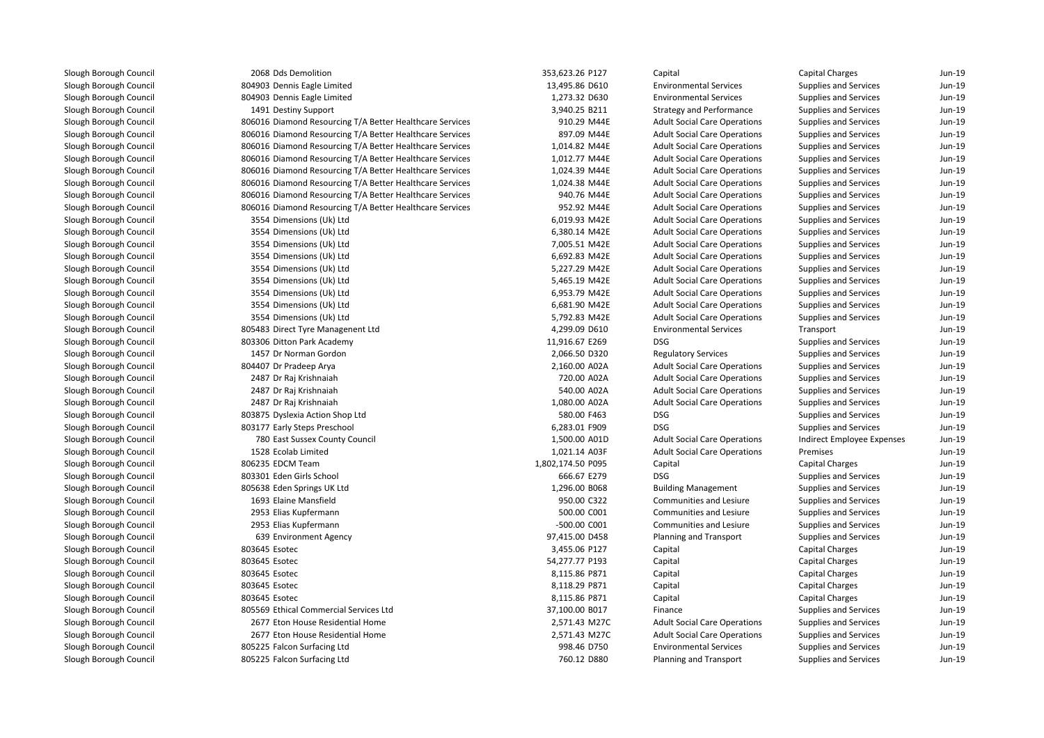| | | | | | | | |
|---|---|---|---|---|---|---|---|
| Slough Borough Council | 2068 Dds Demolition | 353,623.26 | P127 | Capital | Capital Charges | Jun-19 |
| Slough Borough Council | 804903 Dennis Eagle Limited | 13,495.86 | D610 | Environmental Services | Supplies and Services | Jun-19 |
| Slough Borough Council | 804903 Dennis Eagle Limited | 1,273.32 | D630 | Environmental Services | Supplies and Services | Jun-19 |
| Slough Borough Council | 1491 Destiny Support | 3,940.25 | B211 | Strategy and Performance | Supplies and Services | Jun-19 |
| Slough Borough Council | 806016 Diamond Resourcing T/A Better Healthcare Services | 910.29 | M44E | Adult Social Care Operations | Supplies and Services | Jun-19 |
| Slough Borough Council | 806016 Diamond Resourcing T/A Better Healthcare Services | 897.09 | M44E | Adult Social Care Operations | Supplies and Services | Jun-19 |
| Slough Borough Council | 806016 Diamond Resourcing T/A Better Healthcare Services | 1,014.82 | M44E | Adult Social Care Operations | Supplies and Services | Jun-19 |
| Slough Borough Council | 806016 Diamond Resourcing T/A Better Healthcare Services | 1,012.77 | M44E | Adult Social Care Operations | Supplies and Services | Jun-19 |
| Slough Borough Council | 806016 Diamond Resourcing T/A Better Healthcare Services | 1,024.39 | M44E | Adult Social Care Operations | Supplies and Services | Jun-19 |
| Slough Borough Council | 806016 Diamond Resourcing T/A Better Healthcare Services | 1,024.38 | M44E | Adult Social Care Operations | Supplies and Services | Jun-19 |
| Slough Borough Council | 806016 Diamond Resourcing T/A Better Healthcare Services | 940.76 | M44E | Adult Social Care Operations | Supplies and Services | Jun-19 |
| Slough Borough Council | 806016 Diamond Resourcing T/A Better Healthcare Services | 952.92 | M44E | Adult Social Care Operations | Supplies and Services | Jun-19 |
| Slough Borough Council | 3554 Dimensions (Uk) Ltd | 6,019.93 | M42E | Adult Social Care Operations | Supplies and Services | Jun-19 |
| Slough Borough Council | 3554 Dimensions (Uk) Ltd | 6,380.14 | M42E | Adult Social Care Operations | Supplies and Services | Jun-19 |
| Slough Borough Council | 3554 Dimensions (Uk) Ltd | 7,005.51 | M42E | Adult Social Care Operations | Supplies and Services | Jun-19 |
| Slough Borough Council | 3554 Dimensions (Uk) Ltd | 6,692.83 | M42E | Adult Social Care Operations | Supplies and Services | Jun-19 |
| Slough Borough Council | 3554 Dimensions (Uk) Ltd | 5,227.29 | M42E | Adult Social Care Operations | Supplies and Services | Jun-19 |
| Slough Borough Council | 3554 Dimensions (Uk) Ltd | 5,465.19 | M42E | Adult Social Care Operations | Supplies and Services | Jun-19 |
| Slough Borough Council | 3554 Dimensions (Uk) Ltd | 6,953.79 | M42E | Adult Social Care Operations | Supplies and Services | Jun-19 |
| Slough Borough Council | 3554 Dimensions (Uk) Ltd | 6,681.90 | M42E | Adult Social Care Operations | Supplies and Services | Jun-19 |
| Slough Borough Council | 3554 Dimensions (Uk) Ltd | 5,792.83 | M42E | Adult Social Care Operations | Supplies and Services | Jun-19 |
| Slough Borough Council | 805483 Direct Tyre Managenent Ltd | 4,299.09 | D610 | Environmental Services | Transport | Jun-19 |
| Slough Borough Council | 803306 Ditton Park Academy | 11,916.67 | E269 | DSG | Supplies and Services | Jun-19 |
| Slough Borough Council | 1457 Dr Norman Gordon | 2,066.50 | D320 | Regulatory Services | Supplies and Services | Jun-19 |
| Slough Borough Council | 804407 Dr Pradeep Arya | 2,160.00 | A02A | Adult Social Care Operations | Supplies and Services | Jun-19 |
| Slough Borough Council | 2487 Dr Raj Krishnaiah | 720.00 | A02A | Adult Social Care Operations | Supplies and Services | Jun-19 |
| Slough Borough Council | 2487 Dr Raj Krishnaiah | 540.00 | A02A | Adult Social Care Operations | Supplies and Services | Jun-19 |
| Slough Borough Council | 2487 Dr Raj Krishnaiah | 1,080.00 | A02A | Adult Social Care Operations | Supplies and Services | Jun-19 |
| Slough Borough Council | 803875 Dyslexia Action Shop Ltd | 580.00 | F463 | DSG | Supplies and Services | Jun-19 |
| Slough Borough Council | 803177 Early Steps Preschool | 6,283.01 | F909 | DSG | Supplies and Services | Jun-19 |
| Slough Borough Council | 780 East Sussex County Council | 1,500.00 | A01D | Adult Social Care Operations | Indirect Employee Expenses | Jun-19 |
| Slough Borough Council | 1528 Ecolab Limited | 1,021.14 | A03F | Adult Social Care Operations | Premises | Jun-19 |
| Slough Borough Council | 806235 EDCM Team | 1,802,174.50 | P095 | Capital | Capital Charges | Jun-19 |
| Slough Borough Council | 803301 Eden Girls School | 666.67 | E279 | DSG | Supplies and Services | Jun-19 |
| Slough Borough Council | 805638 Eden Springs UK Ltd | 1,296.00 | B068 | Building Management | Supplies and Services | Jun-19 |
| Slough Borough Council | 1693 Elaine Mansfield | 950.00 | C322 | Communities and Lesiure | Supplies and Services | Jun-19 |
| Slough Borough Council | 2953 Elias Kupfermann | 500.00 | C001 | Communities and Lesiure | Supplies and Services | Jun-19 |
| Slough Borough Council | 2953 Elias Kupfermann | -500.00 | C001 | Communities and Lesiure | Supplies and Services | Jun-19 |
| Slough Borough Council | 639 Environment Agency | 97,415.00 | D458 | Planning and Transport | Supplies and Services | Jun-19 |
| Slough Borough Council | 803645 Esotec | 3,455.06 | P127 | Capital | Capital Charges | Jun-19 |
| Slough Borough Council | 803645 Esotec | 54,277.77 | P193 | Capital | Capital Charges | Jun-19 |
| Slough Borough Council | 803645 Esotec | 8,115.86 | P871 | Capital | Capital Charges | Jun-19 |
| Slough Borough Council | 803645 Esotec | 8,118.29 | P871 | Capital | Capital Charges | Jun-19 |
| Slough Borough Council | 803645 Esotec | 8,115.86 | P871 | Capital | Capital Charges | Jun-19 |
| Slough Borough Council | 805569 Ethical Commercial Services Ltd | 37,100.00 | B017 | Finance | Supplies and Services | Jun-19 |
| Slough Borough Council | 2677 Eton House Residential Home | 2,571.43 | M27C | Adult Social Care Operations | Supplies and Services | Jun-19 |
| Slough Borough Council | 2677 Eton House Residential Home | 2,571.43 | M27C | Adult Social Care Operations | Supplies and Services | Jun-19 |
| Slough Borough Council | 805225 Falcon Surfacing Ltd | 998.46 | D750 | Environmental Services | Supplies and Services | Jun-19 |
| Slough Borough Council | 805225 Falcon Surfacing Ltd | 760.12 | D880 | Planning and Transport | Supplies and Services | Jun-19 |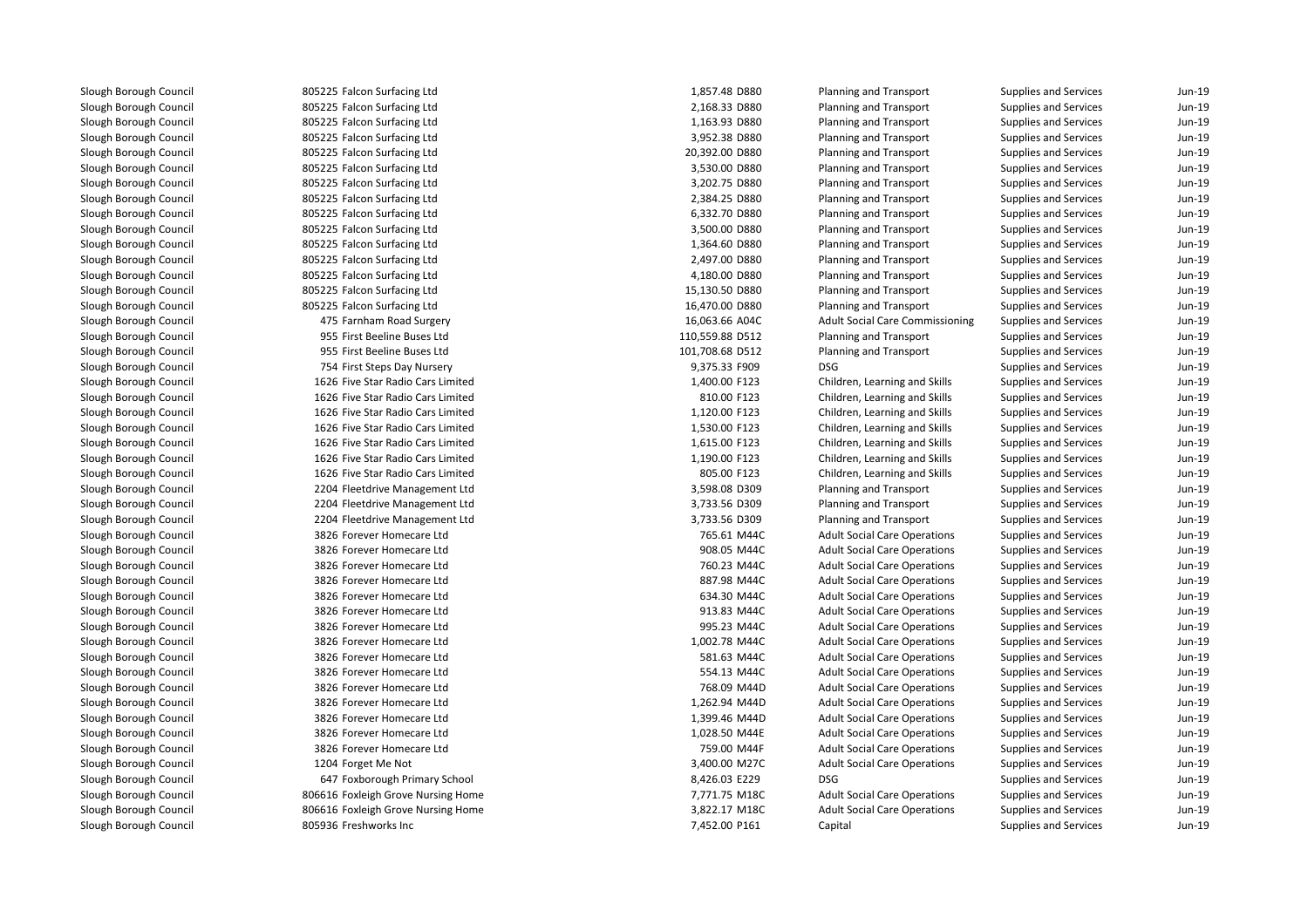| | | | | | | | |
|---|---|---|---|---|---|---|---|
| Slough Borough Council | 805225 | Falcon Surfacing Ltd | 1,857.48 | D880 | Planning and Transport | Supplies and Services | Jun-19 |
| Slough Borough Council | 805225 | Falcon Surfacing Ltd | 2,168.33 | D880 | Planning and Transport | Supplies and Services | Jun-19 |
| Slough Borough Council | 805225 | Falcon Surfacing Ltd | 1,163.93 | D880 | Planning and Transport | Supplies and Services | Jun-19 |
| Slough Borough Council | 805225 | Falcon Surfacing Ltd | 3,952.38 | D880 | Planning and Transport | Supplies and Services | Jun-19 |
| Slough Borough Council | 805225 | Falcon Surfacing Ltd | 20,392.00 | D880 | Planning and Transport | Supplies and Services | Jun-19 |
| Slough Borough Council | 805225 | Falcon Surfacing Ltd | 3,530.00 | D880 | Planning and Transport | Supplies and Services | Jun-19 |
| Slough Borough Council | 805225 | Falcon Surfacing Ltd | 3,202.75 | D880 | Planning and Transport | Supplies and Services | Jun-19 |
| Slough Borough Council | 805225 | Falcon Surfacing Ltd | 2,384.25 | D880 | Planning and Transport | Supplies and Services | Jun-19 |
| Slough Borough Council | 805225 | Falcon Surfacing Ltd | 6,332.70 | D880 | Planning and Transport | Supplies and Services | Jun-19 |
| Slough Borough Council | 805225 | Falcon Surfacing Ltd | 3,500.00 | D880 | Planning and Transport | Supplies and Services | Jun-19 |
| Slough Borough Council | 805225 | Falcon Surfacing Ltd | 1,364.60 | D880 | Planning and Transport | Supplies and Services | Jun-19 |
| Slough Borough Council | 805225 | Falcon Surfacing Ltd | 2,497.00 | D880 | Planning and Transport | Supplies and Services | Jun-19 |
| Slough Borough Council | 805225 | Falcon Surfacing Ltd | 4,180.00 | D880 | Planning and Transport | Supplies and Services | Jun-19 |
| Slough Borough Council | 805225 | Falcon Surfacing Ltd | 15,130.50 | D880 | Planning and Transport | Supplies and Services | Jun-19 |
| Slough Borough Council | 805225 | Falcon Surfacing Ltd | 16,470.00 | D880 | Planning and Transport | Supplies and Services | Jun-19 |
| Slough Borough Council | 475 | Farnham Road Surgery | 16,063.66 | A04C | Adult Social Care Commissioning | Supplies and Services | Jun-19 |
| Slough Borough Council | 955 | First Beeline Buses Ltd | 110,559.88 | D512 | Planning and Transport | Supplies and Services | Jun-19 |
| Slough Borough Council | 955 | First Beeline Buses Ltd | 101,708.68 | D512 | Planning and Transport | Supplies and Services | Jun-19 |
| Slough Borough Council | 754 | First Steps Day Nursery | 9,375.33 | F909 | DSG | Supplies and Services | Jun-19 |
| Slough Borough Council | 1626 | Five Star Radio Cars Limited | 1,400.00 | F123 | Children, Learning and Skills | Supplies and Services | Jun-19 |
| Slough Borough Council | 1626 | Five Star Radio Cars Limited | 810.00 | F123 | Children, Learning and Skills | Supplies and Services | Jun-19 |
| Slough Borough Council | 1626 | Five Star Radio Cars Limited | 1,120.00 | F123 | Children, Learning and Skills | Supplies and Services | Jun-19 |
| Slough Borough Council | 1626 | Five Star Radio Cars Limited | 1,530.00 | F123 | Children, Learning and Skills | Supplies and Services | Jun-19 |
| Slough Borough Council | 1626 | Five Star Radio Cars Limited | 1,615.00 | F123 | Children, Learning and Skills | Supplies and Services | Jun-19 |
| Slough Borough Council | 1626 | Five Star Radio Cars Limited | 1,190.00 | F123 | Children, Learning and Skills | Supplies and Services | Jun-19 |
| Slough Borough Council | 1626 | Five Star Radio Cars Limited | 805.00 | F123 | Children, Learning and Skills | Supplies and Services | Jun-19 |
| Slough Borough Council | 2204 | Fleetdrive Management Ltd | 3,598.08 | D309 | Planning and Transport | Supplies and Services | Jun-19 |
| Slough Borough Council | 2204 | Fleetdrive Management Ltd | 3,733.56 | D309 | Planning and Transport | Supplies and Services | Jun-19 |
| Slough Borough Council | 2204 | Fleetdrive Management Ltd | 3,733.56 | D309 | Planning and Transport | Supplies and Services | Jun-19 |
| Slough Borough Council | 3826 | Forever Homecare Ltd | 765.61 | M44C | Adult Social Care Operations | Supplies and Services | Jun-19 |
| Slough Borough Council | 3826 | Forever Homecare Ltd | 908.05 | M44C | Adult Social Care Operations | Supplies and Services | Jun-19 |
| Slough Borough Council | 3826 | Forever Homecare Ltd | 760.23 | M44C | Adult Social Care Operations | Supplies and Services | Jun-19 |
| Slough Borough Council | 3826 | Forever Homecare Ltd | 887.98 | M44C | Adult Social Care Operations | Supplies and Services | Jun-19 |
| Slough Borough Council | 3826 | Forever Homecare Ltd | 634.30 | M44C | Adult Social Care Operations | Supplies and Services | Jun-19 |
| Slough Borough Council | 3826 | Forever Homecare Ltd | 913.83 | M44C | Adult Social Care Operations | Supplies and Services | Jun-19 |
| Slough Borough Council | 3826 | Forever Homecare Ltd | 995.23 | M44C | Adult Social Care Operations | Supplies and Services | Jun-19 |
| Slough Borough Council | 3826 | Forever Homecare Ltd | 1,002.78 | M44C | Adult Social Care Operations | Supplies and Services | Jun-19 |
| Slough Borough Council | 3826 | Forever Homecare Ltd | 581.63 | M44C | Adult Social Care Operations | Supplies and Services | Jun-19 |
| Slough Borough Council | 3826 | Forever Homecare Ltd | 554.13 | M44C | Adult Social Care Operations | Supplies and Services | Jun-19 |
| Slough Borough Council | 3826 | Forever Homecare Ltd | 768.09 | M44D | Adult Social Care Operations | Supplies and Services | Jun-19 |
| Slough Borough Council | 3826 | Forever Homecare Ltd | 1,262.94 | M44D | Adult Social Care Operations | Supplies and Services | Jun-19 |
| Slough Borough Council | 3826 | Forever Homecare Ltd | 1,399.46 | M44D | Adult Social Care Operations | Supplies and Services | Jun-19 |
| Slough Borough Council | 3826 | Forever Homecare Ltd | 1,028.50 | M44E | Adult Social Care Operations | Supplies and Services | Jun-19 |
| Slough Borough Council | 3826 | Forever Homecare Ltd | 759.00 | M44F | Adult Social Care Operations | Supplies and Services | Jun-19 |
| Slough Borough Council | 1204 | Forget Me Not | 3,400.00 | M27C | Adult Social Care Operations | Supplies and Services | Jun-19 |
| Slough Borough Council | 647 | Foxborough Primary School | 8,426.03 | E229 | DSG | Supplies and Services | Jun-19 |
| Slough Borough Council | 806616 | Foxleigh Grove Nursing Home | 7,771.75 | M18C | Adult Social Care Operations | Supplies and Services | Jun-19 |
| Slough Borough Council | 806616 | Foxleigh Grove Nursing Home | 3,822.17 | M18C | Adult Social Care Operations | Supplies and Services | Jun-19 |
| Slough Borough Council | 805936 | Freshworks Inc | 7,452.00 | P161 | Capital | Supplies and Services | Jun-19 |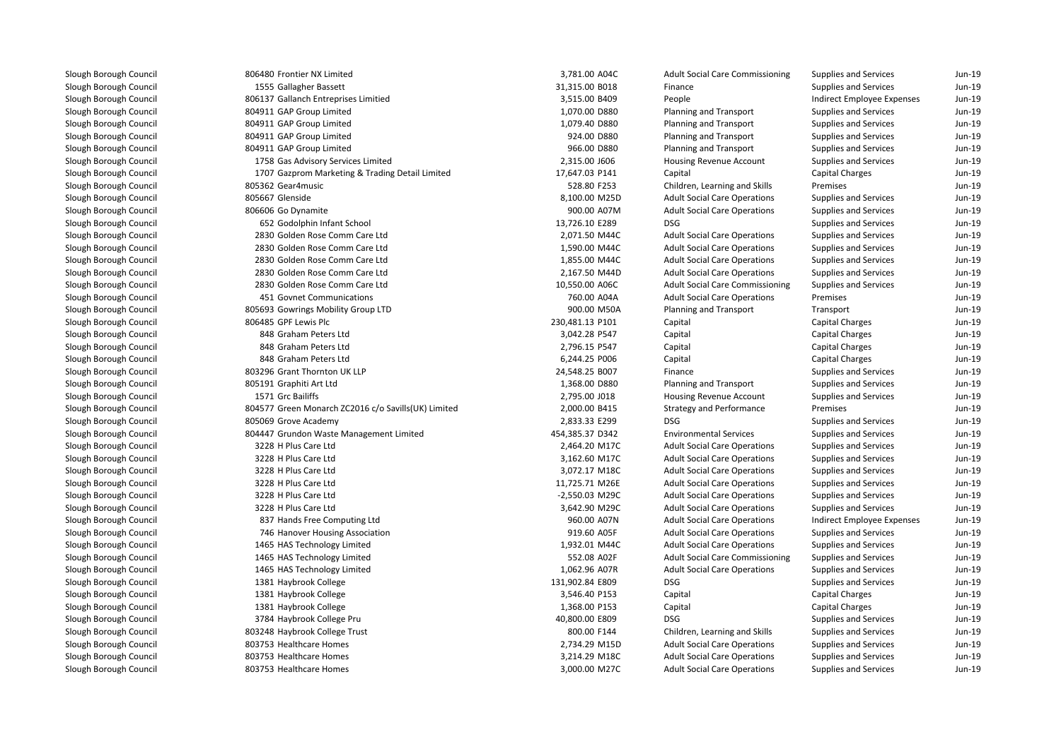| | | | | | | | |
|---|---|---|---|---|---|---|---|
| Slough Borough Council | 806480 | Frontier NX Limited | 3,781.00 | A04C | Adult Social Care Commissioning | Supplies and Services | Jun-19 |
| Slough Borough Council | 1555 | Gallagher Bassett | 31,315.00 | B018 | Finance | Supplies and Services | Jun-19 |
| Slough Borough Council | 806137 | Gallanch Entreprises Limitied | 3,515.00 | B409 | People | Indirect Employee Expenses | Jun-19 |
| Slough Borough Council | 804911 | GAP Group Limited | 1,070.00 | D880 | Planning and Transport | Supplies and Services | Jun-19 |
| Slough Borough Council | 804911 | GAP Group Limited | 1,079.40 | D880 | Planning and Transport | Supplies and Services | Jun-19 |
| Slough Borough Council | 804911 | GAP Group Limited | 924.00 | D880 | Planning and Transport | Supplies and Services | Jun-19 |
| Slough Borough Council | 804911 | GAP Group Limited | 966.00 | D880 | Planning and Transport | Supplies and Services | Jun-19 |
| Slough Borough Council | 1758 | Gas Advisory Services Limited | 2,315.00 | J606 | Housing Revenue Account | Supplies and Services | Jun-19 |
| Slough Borough Council | 1707 | Gazprom Marketing & Trading Detail Limited | 17,647.03 | P141 | Capital | Capital Charges | Jun-19 |
| Slough Borough Council | 805362 | Gear4music | 528.80 | F253 | Children, Learning and Skills | Premises | Jun-19 |
| Slough Borough Council | 805667 | Glenside | 8,100.00 | M25D | Adult Social Care Operations | Supplies and Services | Jun-19 |
| Slough Borough Council | 806606 | Go Dynamite | 900.00 | A07M | Adult Social Care Operations | Supplies and Services | Jun-19 |
| Slough Borough Council | 652 | Godolphin Infant School | 13,726.10 | E289 | DSG | Supplies and Services | Jun-19 |
| Slough Borough Council | 2830 | Golden Rose Comm Care Ltd | 2,071.50 | M44C | Adult Social Care Operations | Supplies and Services | Jun-19 |
| Slough Borough Council | 2830 | Golden Rose Comm Care Ltd | 1,590.00 | M44C | Adult Social Care Operations | Supplies and Services | Jun-19 |
| Slough Borough Council | 2830 | Golden Rose Comm Care Ltd | 1,855.00 | M44C | Adult Social Care Operations | Supplies and Services | Jun-19 |
| Slough Borough Council | 2830 | Golden Rose Comm Care Ltd | 2,167.50 | M44D | Adult Social Care Operations | Supplies and Services | Jun-19 |
| Slough Borough Council | 2830 | Golden Rose Comm Care Ltd | 10,550.00 | A06C | Adult Social Care Commissioning | Supplies and Services | Jun-19 |
| Slough Borough Council | 451 | Govnet Communications | 760.00 | A04A | Adult Social Care Operations | Premises | Jun-19 |
| Slough Borough Council | 805693 | Gowrings Mobility Group LTD | 900.00 | M50A | Planning and Transport | Transport | Jun-19 |
| Slough Borough Council | 806485 | GPF Lewis Plc | 230,481.13 | P101 | Capital | Capital Charges | Jun-19 |
| Slough Borough Council | 848 | Graham Peters Ltd | 3,042.28 | P547 | Capital | Capital Charges | Jun-19 |
| Slough Borough Council | 848 | Graham Peters Ltd | 2,796.15 | P547 | Capital | Capital Charges | Jun-19 |
| Slough Borough Council | 848 | Graham Peters Ltd | 6,244.25 | P006 | Capital | Capital Charges | Jun-19 |
| Slough Borough Council | 803296 | Grant Thornton UK LLP | 24,548.25 | B007 | Finance | Supplies and Services | Jun-19 |
| Slough Borough Council | 805191 | Graphiti Art Ltd | 1,368.00 | D880 | Planning and Transport | Supplies and Services | Jun-19 |
| Slough Borough Council | 1571 | Grc Bailiffs | 2,795.00 | J018 | Housing Revenue Account | Supplies and Services | Jun-19 |
| Slough Borough Council | 804577 | Green Monarch ZC2016 c/o Savills(UK) Limited | 2,000.00 | B415 | Strategy and Performance | Premises | Jun-19 |
| Slough Borough Council | 805069 | Grove Academy | 2,833.33 | E299 | DSG | Supplies and Services | Jun-19 |
| Slough Borough Council | 804447 | Grundon Waste Management Limited | 454,385.37 | D342 | Environmental Services | Supplies and Services | Jun-19 |
| Slough Borough Council | 3228 | H Plus Care Ltd | 2,464.20 | M17C | Adult Social Care Operations | Supplies and Services | Jun-19 |
| Slough Borough Council | 3228 | H Plus Care Ltd | 3,162.60 | M17C | Adult Social Care Operations | Supplies and Services | Jun-19 |
| Slough Borough Council | 3228 | H Plus Care Ltd | 3,072.17 | M18C | Adult Social Care Operations | Supplies and Services | Jun-19 |
| Slough Borough Council | 3228 | H Plus Care Ltd | 11,725.71 | M26E | Adult Social Care Operations | Supplies and Services | Jun-19 |
| Slough Borough Council | 3228 | H Plus Care Ltd | -2,550.03 | M29C | Adult Social Care Operations | Supplies and Services | Jun-19 |
| Slough Borough Council | 3228 | H Plus Care Ltd | 3,642.90 | M29C | Adult Social Care Operations | Supplies and Services | Jun-19 |
| Slough Borough Council | 837 | Hands Free Computing Ltd | 960.00 | A07N | Adult Social Care Operations | Indirect Employee Expenses | Jun-19 |
| Slough Borough Council | 746 | Hanover Housing Association | 919.60 | A05F | Adult Social Care Operations | Supplies and Services | Jun-19 |
| Slough Borough Council | 1465 | HAS Technology Limited | 1,932.01 | M44C | Adult Social Care Operations | Supplies and Services | Jun-19 |
| Slough Borough Council | 1465 | HAS Technology Limited | 552.08 | A02F | Adult Social Care Commissioning | Supplies and Services | Jun-19 |
| Slough Borough Council | 1465 | HAS Technology Limited | 1,062.96 | A07R | Adult Social Care Operations | Supplies and Services | Jun-19 |
| Slough Borough Council | 1381 | Haybrook College | 131,902.84 | E809 | DSG | Supplies and Services | Jun-19 |
| Slough Borough Council | 1381 | Haybrook College | 3,546.40 | P153 | Capital | Capital Charges | Jun-19 |
| Slough Borough Council | 1381 | Haybrook College | 1,368.00 | P153 | Capital | Capital Charges | Jun-19 |
| Slough Borough Council | 3784 | Haybrook College Pru | 40,800.00 | E809 | DSG | Supplies and Services | Jun-19 |
| Slough Borough Council | 803248 | Haybrook College Trust | 800.00 | F144 | Children, Learning and Skills | Supplies and Services | Jun-19 |
| Slough Borough Council | 803753 | Healthcare Homes | 2,734.29 | M15D | Adult Social Care Operations | Supplies and Services | Jun-19 |
| Slough Borough Council | 803753 | Healthcare Homes | 3,214.29 | M18C | Adult Social Care Operations | Supplies and Services | Jun-19 |
| Slough Borough Council | 803753 | Healthcare Homes | 3,000.00 | M27C | Adult Social Care Operations | Supplies and Services | Jun-19 |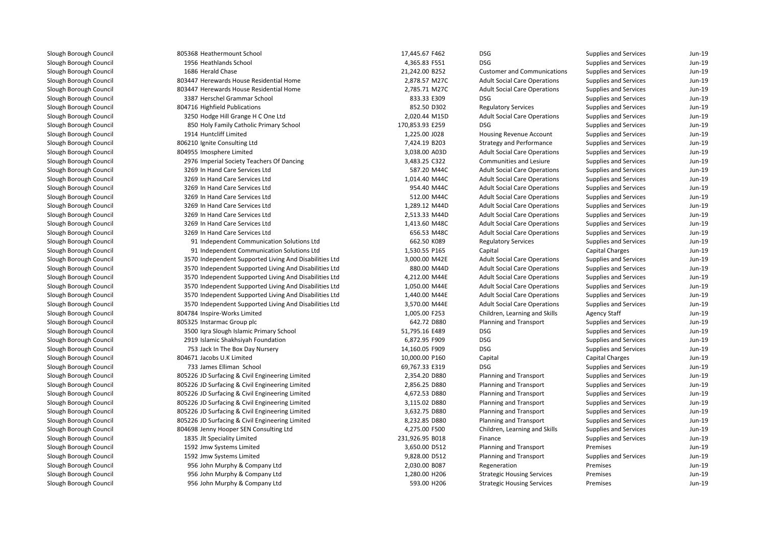| | | | | | | | |
|---|---|---|---|---|---|---|---|
| Slough Borough Council | 805368 | Heathermount School | 17,445.67 | F462 | DSG | Supplies and Services | Jun-19 |
| Slough Borough Council | 1956 | Heathlands School | 4,365.83 | F551 | DSG | Supplies and Services | Jun-19 |
| Slough Borough Council | 1686 | Herald Chase | 21,242.00 | B252 | Customer and Communications | Supplies and Services | Jun-19 |
| Slough Borough Council | 803447 | Herewards House Residential Home | 2,878.57 | M27C | Adult Social Care Operations | Supplies and Services | Jun-19 |
| Slough Borough Council | 803447 | Herewards House Residential Home | 2,785.71 | M27C | Adult Social Care Operations | Supplies and Services | Jun-19 |
| Slough Borough Council | 3387 | Herschel Grammar School | 833.33 | E309 | DSG | Supplies and Services | Jun-19 |
| Slough Borough Council | 804716 | Highfield Publications | 852.50 | D302 | Regulatory Services | Supplies and Services | Jun-19 |
| Slough Borough Council | 3250 | Hodge Hill Grange H C One Ltd | 2,020.44 | M15D | Adult Social Care Operations | Supplies and Services | Jun-19 |
| Slough Borough Council | 850 | Holy Family Catholic Primary School | 170,853.93 | E259 | DSG | Supplies and Services | Jun-19 |
| Slough Borough Council | 1914 | Huntcliff Limited | 1,225.00 | J028 | Housing Revenue Account | Supplies and Services | Jun-19 |
| Slough Borough Council | 806210 | Ignite Consulting Ltd | 7,424.19 | B203 | Strategy and Performance | Supplies and Services | Jun-19 |
| Slough Borough Council | 804955 | Imosphere Limited | 3,038.00 | A03D | Adult Social Care Operations | Supplies and Services | Jun-19 |
| Slough Borough Council | 2976 | Imperial Society Teachers Of Dancing | 3,483.25 | C322 | Communities and Lesiure | Supplies and Services | Jun-19 |
| Slough Borough Council | 3269 | In Hand Care Services Ltd | 587.20 | M44C | Adult Social Care Operations | Supplies and Services | Jun-19 |
| Slough Borough Council | 3269 | In Hand Care Services Ltd | 1,014.40 | M44C | Adult Social Care Operations | Supplies and Services | Jun-19 |
| Slough Borough Council | 3269 | In Hand Care Services Ltd | 954.40 | M44C | Adult Social Care Operations | Supplies and Services | Jun-19 |
| Slough Borough Council | 3269 | In Hand Care Services Ltd | 512.00 | M44C | Adult Social Care Operations | Supplies and Services | Jun-19 |
| Slough Borough Council | 3269 | In Hand Care Services Ltd | 1,289.12 | M44D | Adult Social Care Operations | Supplies and Services | Jun-19 |
| Slough Borough Council | 3269 | In Hand Care Services Ltd | 2,513.33 | M44D | Adult Social Care Operations | Supplies and Services | Jun-19 |
| Slough Borough Council | 3269 | In Hand Care Services Ltd | 1,413.60 | M48C | Adult Social Care Operations | Supplies and Services | Jun-19 |
| Slough Borough Council | 3269 | In Hand Care Services Ltd | 656.53 | M48C | Adult Social Care Operations | Supplies and Services | Jun-19 |
| Slough Borough Council | 91 | Independent Communication Solutions Ltd | 662.50 | K089 | Regulatory Services | Supplies and Services | Jun-19 |
| Slough Borough Council | 91 | Independent Communication Solutions Ltd | 1,530.55 | P165 | Capital | Capital Charges | Jun-19 |
| Slough Borough Council | 3570 | Independent Supported Living And Disabilities Ltd | 3,000.00 | M42E | Adult Social Care Operations | Supplies and Services | Jun-19 |
| Slough Borough Council | 3570 | Independent Supported Living And Disabilities Ltd | 880.00 | M44D | Adult Social Care Operations | Supplies and Services | Jun-19 |
| Slough Borough Council | 3570 | Independent Supported Living And Disabilities Ltd | 4,212.00 | M44E | Adult Social Care Operations | Supplies and Services | Jun-19 |
| Slough Borough Council | 3570 | Independent Supported Living And Disabilities Ltd | 1,050.00 | M44E | Adult Social Care Operations | Supplies and Services | Jun-19 |
| Slough Borough Council | 3570 | Independent Supported Living And Disabilities Ltd | 1,440.00 | M44E | Adult Social Care Operations | Supplies and Services | Jun-19 |
| Slough Borough Council | 3570 | Independent Supported Living And Disabilities Ltd | 3,570.00 | M44E | Adult Social Care Operations | Supplies and Services | Jun-19 |
| Slough Borough Council | 804784 | Inspire-Works Limited | 1,005.00 | F253 | Children, Learning and Skills | Agency Staff | Jun-19 |
| Slough Borough Council | 805325 | Instarmac Group plc | 642.72 | D880 | Planning and Transport | Supplies and Services | Jun-19 |
| Slough Borough Council | 3500 | Iqra Slough Islamic Primary School | 51,795.16 | E489 | DSG | Supplies and Services | Jun-19 |
| Slough Borough Council | 2919 | Islamic Shakhsiyah Foundation | 6,872.95 | F909 | DSG | Supplies and Services | Jun-19 |
| Slough Borough Council | 753 | Jack In The Box Day Nursery | 14,160.05 | F909 | DSG | Supplies and Services | Jun-19 |
| Slough Borough Council | 804671 | Jacobs U.K Limited | 10,000.00 | P160 | Capital | Capital Charges | Jun-19 |
| Slough Borough Council | 733 | James Elliman School | 69,767.33 | E319 | DSG | Supplies and Services | Jun-19 |
| Slough Borough Council | 805226 | JD Surfacing & Civil Engineering Limited | 2,354.20 | D880 | Planning and Transport | Supplies and Services | Jun-19 |
| Slough Borough Council | 805226 | JD Surfacing & Civil Engineering Limited | 2,856.25 | D880 | Planning and Transport | Supplies and Services | Jun-19 |
| Slough Borough Council | 805226 | JD Surfacing & Civil Engineering Limited | 4,672.53 | D880 | Planning and Transport | Supplies and Services | Jun-19 |
| Slough Borough Council | 805226 | JD Surfacing & Civil Engineering Limited | 3,115.02 | D880 | Planning and Transport | Supplies and Services | Jun-19 |
| Slough Borough Council | 805226 | JD Surfacing & Civil Engineering Limited | 3,632.75 | D880 | Planning and Transport | Supplies and Services | Jun-19 |
| Slough Borough Council | 805226 | JD Surfacing & Civil Engineering Limited | 8,232.85 | D880 | Planning and Transport | Supplies and Services | Jun-19 |
| Slough Borough Council | 804698 | Jenny Hooper SEN Consulting Ltd | 4,275.00 | F500 | Children, Learning and Skills | Supplies and Services | Jun-19 |
| Slough Borough Council | 1835 | Jlt Speciality Limited | 231,926.95 | B018 | Finance | Supplies and Services | Jun-19 |
| Slough Borough Council | 1592 | Jmw Systems Limited | 3,650.00 | D512 | Planning and Transport | Premises | Jun-19 |
| Slough Borough Council | 1592 | Jmw Systems Limited | 9,828.00 | D512 | Planning and Transport | Supplies and Services | Jun-19 |
| Slough Borough Council | 956 | John Murphy & Company Ltd | 2,030.00 | B087 | Regeneration | Premises | Jun-19 |
| Slough Borough Council | 956 | John Murphy & Company Ltd | 1,280.00 | H206 | Strategic Housing Services | Premises | Jun-19 |
| Slough Borough Council | 956 | John Murphy & Company Ltd | 593.00 | H206 | Strategic Housing Services | Premises | Jun-19 |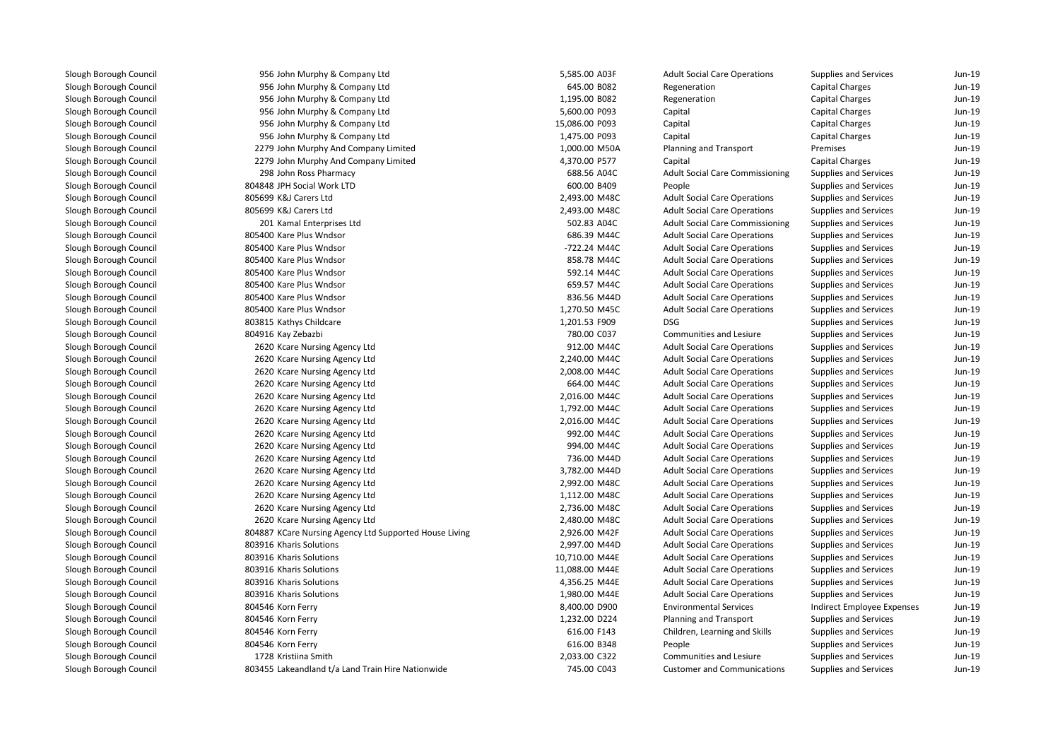| | | | | | | |
|---|---|---|---|---|---|---|
| Slough Borough Council | 956 John Murphy & Company Ltd | 5,585.00 | A03F | Adult Social Care Operations | Supplies and Services | Jun-19 |
| Slough Borough Council | 956 John Murphy & Company Ltd | 645.00 | B082 | Regeneration | Capital Charges | Jun-19 |
| Slough Borough Council | 956 John Murphy & Company Ltd | 1,195.00 | B082 | Regeneration | Capital Charges | Jun-19 |
| Slough Borough Council | 956 John Murphy & Company Ltd | 5,600.00 | P093 | Capital | Capital Charges | Jun-19 |
| Slough Borough Council | 956 John Murphy & Company Ltd | 15,086.00 | P093 | Capital | Capital Charges | Jun-19 |
| Slough Borough Council | 956 John Murphy & Company Ltd | 1,475.00 | P093 | Capital | Capital Charges | Jun-19 |
| Slough Borough Council | 2279 John Murphy And Company Limited | 1,000.00 | M50A | Planning and Transport | Premises | Jun-19 |
| Slough Borough Council | 2279 John Murphy And Company Limited | 4,370.00 | P577 | Capital | Capital Charges | Jun-19 |
| Slough Borough Council | 298 John Ross Pharmacy | 688.56 | A04C | Adult Social Care Commissioning | Supplies and Services | Jun-19 |
| Slough Borough Council | 804848 JPH Social Work LTD | 600.00 | B409 | People | Supplies and Services | Jun-19 |
| Slough Borough Council | 805699 K&J Carers Ltd | 2,493.00 | M48C | Adult Social Care Operations | Supplies and Services | Jun-19 |
| Slough Borough Council | 805699 K&J Carers Ltd | 2,493.00 | M48C | Adult Social Care Operations | Supplies and Services | Jun-19 |
| Slough Borough Council | 201 Kamal Enterprises Ltd | 502.83 | A04C | Adult Social Care Commissioning | Supplies and Services | Jun-19 |
| Slough Borough Council | 805400 Kare Plus Wndsor | 686.39 | M44C | Adult Social Care Operations | Supplies and Services | Jun-19 |
| Slough Borough Council | 805400 Kare Plus Wndsor | -722.24 | M44C | Adult Social Care Operations | Supplies and Services | Jun-19 |
| Slough Borough Council | 805400 Kare Plus Wndsor | 858.78 | M44C | Adult Social Care Operations | Supplies and Services | Jun-19 |
| Slough Borough Council | 805400 Kare Plus Wndsor | 592.14 | M44C | Adult Social Care Operations | Supplies and Services | Jun-19 |
| Slough Borough Council | 805400 Kare Plus Wndsor | 659.57 | M44C | Adult Social Care Operations | Supplies and Services | Jun-19 |
| Slough Borough Council | 805400 Kare Plus Wndsor | 836.56 | M44D | Adult Social Care Operations | Supplies and Services | Jun-19 |
| Slough Borough Council | 805400 Kare Plus Wndsor | 1,270.50 | M45C | Adult Social Care Operations | Supplies and Services | Jun-19 |
| Slough Borough Council | 803815 Kathys Childcare | 1,201.53 | F909 | DSG | Supplies and Services | Jun-19 |
| Slough Borough Council | 804916 Kay Zebazbi | 780.00 | C037 | Communities and Lesiure | Supplies and Services | Jun-19 |
| Slough Borough Council | 2620 Kcare Nursing Agency Ltd | 912.00 | M44C | Adult Social Care Operations | Supplies and Services | Jun-19 |
| Slough Borough Council | 2620 Kcare Nursing Agency Ltd | 2,240.00 | M44C | Adult Social Care Operations | Supplies and Services | Jun-19 |
| Slough Borough Council | 2620 Kcare Nursing Agency Ltd | 2,008.00 | M44C | Adult Social Care Operations | Supplies and Services | Jun-19 |
| Slough Borough Council | 2620 Kcare Nursing Agency Ltd | 664.00 | M44C | Adult Social Care Operations | Supplies and Services | Jun-19 |
| Slough Borough Council | 2620 Kcare Nursing Agency Ltd | 2,016.00 | M44C | Adult Social Care Operations | Supplies and Services | Jun-19 |
| Slough Borough Council | 2620 Kcare Nursing Agency Ltd | 1,792.00 | M44C | Adult Social Care Operations | Supplies and Services | Jun-19 |
| Slough Borough Council | 2620 Kcare Nursing Agency Ltd | 2,016.00 | M44C | Adult Social Care Operations | Supplies and Services | Jun-19 |
| Slough Borough Council | 2620 Kcare Nursing Agency Ltd | 992.00 | M44C | Adult Social Care Operations | Supplies and Services | Jun-19 |
| Slough Borough Council | 2620 Kcare Nursing Agency Ltd | 994.00 | M44C | Adult Social Care Operations | Supplies and Services | Jun-19 |
| Slough Borough Council | 2620 Kcare Nursing Agency Ltd | 736.00 | M44D | Adult Social Care Operations | Supplies and Services | Jun-19 |
| Slough Borough Council | 2620 Kcare Nursing Agency Ltd | 3,782.00 | M44D | Adult Social Care Operations | Supplies and Services | Jun-19 |
| Slough Borough Council | 2620 Kcare Nursing Agency Ltd | 2,992.00 | M48C | Adult Social Care Operations | Supplies and Services | Jun-19 |
| Slough Borough Council | 2620 Kcare Nursing Agency Ltd | 1,112.00 | M48C | Adult Social Care Operations | Supplies and Services | Jun-19 |
| Slough Borough Council | 2620 Kcare Nursing Agency Ltd | 2,736.00 | M48C | Adult Social Care Operations | Supplies and Services | Jun-19 |
| Slough Borough Council | 2620 Kcare Nursing Agency Ltd | 2,480.00 | M48C | Adult Social Care Operations | Supplies and Services | Jun-19 |
| Slough Borough Council | 804887 KCare Nursing Agency Ltd Supported House Living | 2,926.00 | M42F | Adult Social Care Operations | Supplies and Services | Jun-19 |
| Slough Borough Council | 803916 Kharis Solutions | 2,997.00 | M44D | Adult Social Care Operations | Supplies and Services | Jun-19 |
| Slough Borough Council | 803916 Kharis Solutions | 10,710.00 | M44E | Adult Social Care Operations | Supplies and Services | Jun-19 |
| Slough Borough Council | 803916 Kharis Solutions | 11,088.00 | M44E | Adult Social Care Operations | Supplies and Services | Jun-19 |
| Slough Borough Council | 803916 Kharis Solutions | 4,356.25 | M44E | Adult Social Care Operations | Supplies and Services | Jun-19 |
| Slough Borough Council | 803916 Kharis Solutions | 1,980.00 | M44E | Adult Social Care Operations | Supplies and Services | Jun-19 |
| Slough Borough Council | 804546 Korn Ferry | 8,400.00 | D900 | Environmental Services | Indirect Employee Expenses | Jun-19 |
| Slough Borough Council | 804546 Korn Ferry | 1,232.00 | D224 | Planning and Transport | Supplies and Services | Jun-19 |
| Slough Borough Council | 804546 Korn Ferry | 616.00 | F143 | Children, Learning and Skills | Supplies and Services | Jun-19 |
| Slough Borough Council | 804546 Korn Ferry | 616.00 | B348 | People | Supplies and Services | Jun-19 |
| Slough Borough Council | 1728 Kristiina Smith | 2,033.00 | C322 | Communities and Lesiure | Supplies and Services | Jun-19 |
| Slough Borough Council | 803455 Lakeandland t/a Land Train Hire Nationwide | 745.00 | C043 | Customer and Communications | Supplies and Services | Jun-19 |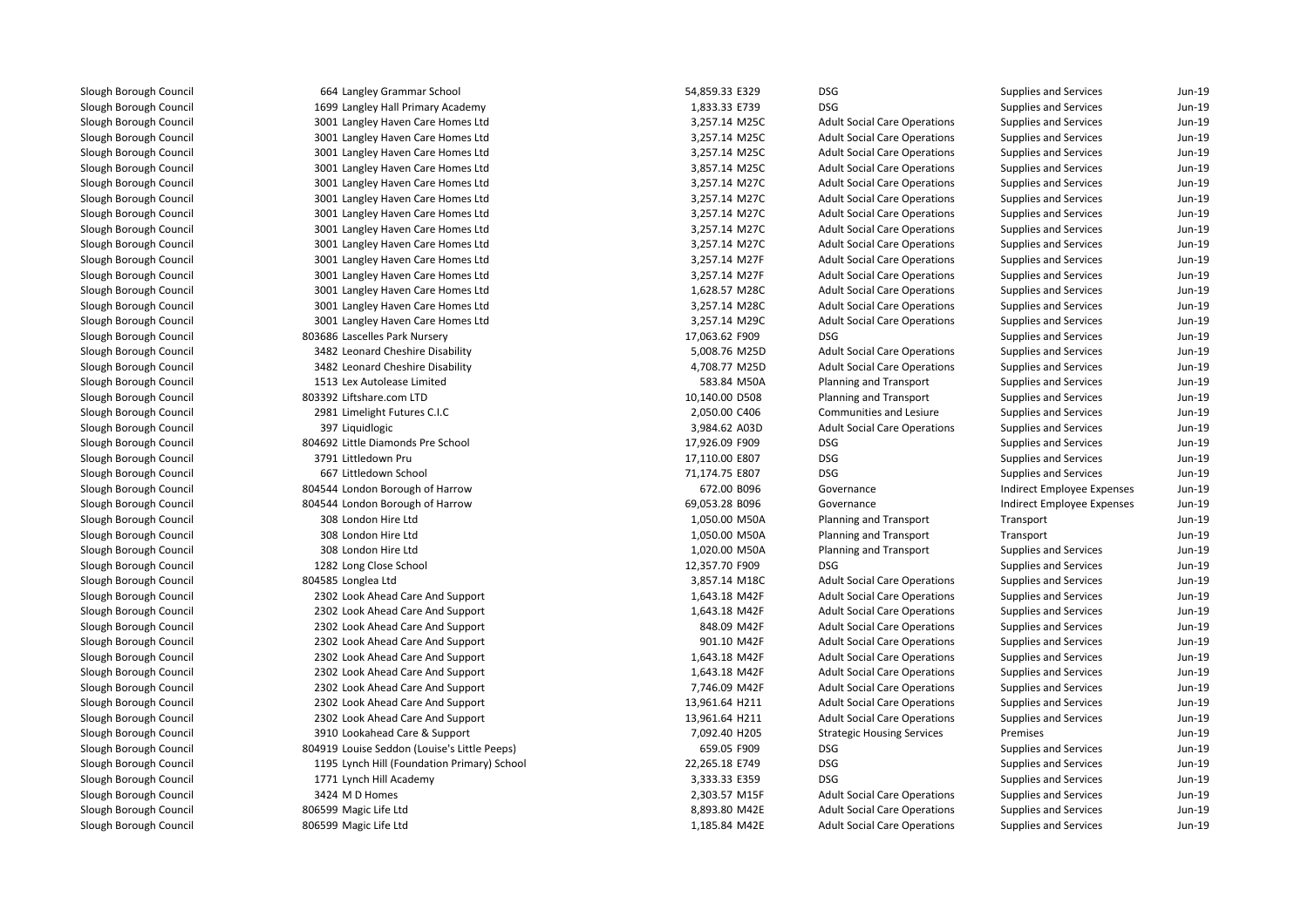| | | | | | | |
|---|---|---|---|---|---|---|
| Slough Borough Council | 664 Langley Grammar School | 54,859.33 E329 | DSG | Supplies and Services | Jun-19 |
| Slough Borough Council | 1699 Langley Hall Primary Academy | 1,833.33 E739 | DSG | Supplies and Services | Jun-19 |
| Slough Borough Council | 3001 Langley Haven Care Homes Ltd | 3,257.14 M25C | Adult Social Care Operations | Supplies and Services | Jun-19 |
| Slough Borough Council | 3001 Langley Haven Care Homes Ltd | 3,257.14 M25C | Adult Social Care Operations | Supplies and Services | Jun-19 |
| Slough Borough Council | 3001 Langley Haven Care Homes Ltd | 3,257.14 M25C | Adult Social Care Operations | Supplies and Services | Jun-19 |
| Slough Borough Council | 3001 Langley Haven Care Homes Ltd | 3,857.14 M25C | Adult Social Care Operations | Supplies and Services | Jun-19 |
| Slough Borough Council | 3001 Langley Haven Care Homes Ltd | 3,257.14 M27C | Adult Social Care Operations | Supplies and Services | Jun-19 |
| Slough Borough Council | 3001 Langley Haven Care Homes Ltd | 3,257.14 M27C | Adult Social Care Operations | Supplies and Services | Jun-19 |
| Slough Borough Council | 3001 Langley Haven Care Homes Ltd | 3,257.14 M27C | Adult Social Care Operations | Supplies and Services | Jun-19 |
| Slough Borough Council | 3001 Langley Haven Care Homes Ltd | 3,257.14 M27C | Adult Social Care Operations | Supplies and Services | Jun-19 |
| Slough Borough Council | 3001 Langley Haven Care Homes Ltd | 3,257.14 M27C | Adult Social Care Operations | Supplies and Services | Jun-19 |
| Slough Borough Council | 3001 Langley Haven Care Homes Ltd | 3,257.14 M27F | Adult Social Care Operations | Supplies and Services | Jun-19 |
| Slough Borough Council | 3001 Langley Haven Care Homes Ltd | 3,257.14 M27F | Adult Social Care Operations | Supplies and Services | Jun-19 |
| Slough Borough Council | 3001 Langley Haven Care Homes Ltd | 1,628.57 M28C | Adult Social Care Operations | Supplies and Services | Jun-19 |
| Slough Borough Council | 3001 Langley Haven Care Homes Ltd | 3,257.14 M28C | Adult Social Care Operations | Supplies and Services | Jun-19 |
| Slough Borough Council | 3001 Langley Haven Care Homes Ltd | 3,257.14 M29C | Adult Social Care Operations | Supplies and Services | Jun-19 |
| Slough Borough Council | 803686 Lascelles Park Nursery | 17,063.62 F909 | DSG | Supplies and Services | Jun-19 |
| Slough Borough Council | 3482 Leonard Cheshire Disability | 5,008.76 M25D | Adult Social Care Operations | Supplies and Services | Jun-19 |
| Slough Borough Council | 3482 Leonard Cheshire Disability | 4,708.77 M25D | Adult Social Care Operations | Supplies and Services | Jun-19 |
| Slough Borough Council | 1513 Lex Autolease Limited | 583.84 M50A | Planning and Transport | Supplies and Services | Jun-19 |
| Slough Borough Council | 803392 Liftshare.com LTD | 10,140.00 D508 | Planning and Transport | Supplies and Services | Jun-19 |
| Slough Borough Council | 2981 Limelight Futures C.I.C | 2,050.00 C406 | Communities and Lesiure | Supplies and Services | Jun-19 |
| Slough Borough Council | 397 Liquidlogic | 3,984.62 A03D | Adult Social Care Operations | Supplies and Services | Jun-19 |
| Slough Borough Council | 804692 Little Diamonds Pre School | 17,926.09 F909 | DSG | Supplies and Services | Jun-19 |
| Slough Borough Council | 3791 Littledown Pru | 17,110.00 E807 | DSG | Supplies and Services | Jun-19 |
| Slough Borough Council | 667 Littledown School | 71,174.75 E807 | DSG | Supplies and Services | Jun-19 |
| Slough Borough Council | 804544 London Borough of Harrow | 672.00 B096 | Governance | Indirect Employee Expenses | Jun-19 |
| Slough Borough Council | 804544 London Borough of Harrow | 69,053.28 B096 | Governance | Indirect Employee Expenses | Jun-19 |
| Slough Borough Council | 308 London Hire Ltd | 1,050.00 M50A | Planning and Transport | Transport | Jun-19 |
| Slough Borough Council | 308 London Hire Ltd | 1,050.00 M50A | Planning and Transport | Transport | Jun-19 |
| Slough Borough Council | 308 London Hire Ltd | 1,020.00 M50A | Planning and Transport | Supplies and Services | Jun-19 |
| Slough Borough Council | 1282 Long Close School | 12,357.70 F909 | DSG | Supplies and Services | Jun-19 |
| Slough Borough Council | 804585 Longlea Ltd | 3,857.14 M18C | Adult Social Care Operations | Supplies and Services | Jun-19 |
| Slough Borough Council | 2302 Look Ahead Care And Support | 1,643.18 M42F | Adult Social Care Operations | Supplies and Services | Jun-19 |
| Slough Borough Council | 2302 Look Ahead Care And Support | 1,643.18 M42F | Adult Social Care Operations | Supplies and Services | Jun-19 |
| Slough Borough Council | 2302 Look Ahead Care And Support | 848.09 M42F | Adult Social Care Operations | Supplies and Services | Jun-19 |
| Slough Borough Council | 2302 Look Ahead Care And Support | 901.10 M42F | Adult Social Care Operations | Supplies and Services | Jun-19 |
| Slough Borough Council | 2302 Look Ahead Care And Support | 1,643.18 M42F | Adult Social Care Operations | Supplies and Services | Jun-19 |
| Slough Borough Council | 2302 Look Ahead Care And Support | 1,643.18 M42F | Adult Social Care Operations | Supplies and Services | Jun-19 |
| Slough Borough Council | 2302 Look Ahead Care And Support | 7,746.09 M42F | Adult Social Care Operations | Supplies and Services | Jun-19 |
| Slough Borough Council | 2302 Look Ahead Care And Support | 13,961.64 H211 | Adult Social Care Operations | Supplies and Services | Jun-19 |
| Slough Borough Council | 2302 Look Ahead Care And Support | 13,961.64 H211 | Adult Social Care Operations | Supplies and Services | Jun-19 |
| Slough Borough Council | 3910 Lookahead Care & Support | 7,092.40 H205 | Strategic Housing Services | Premises | Jun-19 |
| Slough Borough Council | 804919 Louise Seddon (Louise's Little Peeps) | 659.05 F909 | DSG | Supplies and Services | Jun-19 |
| Slough Borough Council | 1195 Lynch Hill (Foundation Primary) School | 22,265.18 E749 | DSG | Supplies and Services | Jun-19 |
| Slough Borough Council | 1771 Lynch Hill Academy | 3,333.33 E359 | DSG | Supplies and Services | Jun-19 |
| Slough Borough Council | 3424 M D Homes | 2,303.57 M15F | Adult Social Care Operations | Supplies and Services | Jun-19 |
| Slough Borough Council | 806599 Magic Life Ltd | 8,893.80 M42E | Adult Social Care Operations | Supplies and Services | Jun-19 |
| Slough Borough Council | 806599 Magic Life Ltd | 1,185.84 M42E | Adult Social Care Operations | Supplies and Services | Jun-19 |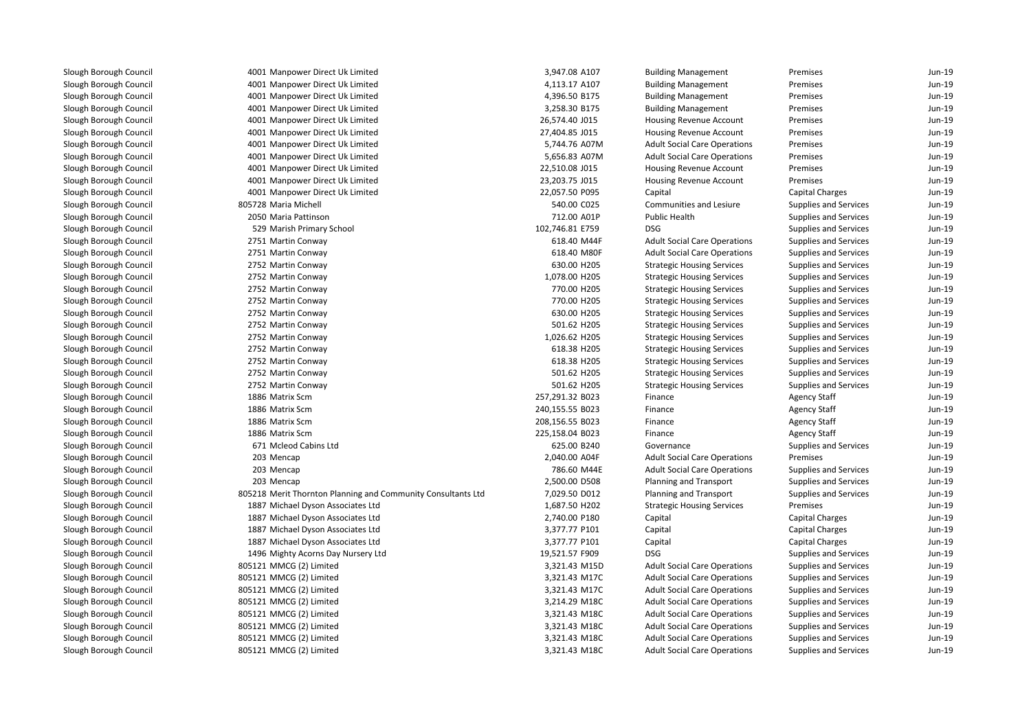| | | | | | | | |
|---|---|---|---|---|---|---|---|
| Slough Borough Council | 4001 | Manpower Direct Uk Limited | 3,947.08 | A107 | Building Management | Premises | Jun-19 |
| Slough Borough Council | 4001 | Manpower Direct Uk Limited | 4,113.17 | A107 | Building Management | Premises | Jun-19 |
| Slough Borough Council | 4001 | Manpower Direct Uk Limited | 4,396.50 | B175 | Building Management | Premises | Jun-19 |
| Slough Borough Council | 4001 | Manpower Direct Uk Limited | 3,258.30 | B175 | Building Management | Premises | Jun-19 |
| Slough Borough Council | 4001 | Manpower Direct Uk Limited | 26,574.40 | J015 | Housing Revenue Account | Premises | Jun-19 |
| Slough Borough Council | 4001 | Manpower Direct Uk Limited | 27,404.85 | J015 | Housing Revenue Account | Premises | Jun-19 |
| Slough Borough Council | 4001 | Manpower Direct Uk Limited | 5,744.76 | A07M | Adult Social Care Operations | Premises | Jun-19 |
| Slough Borough Council | 4001 | Manpower Direct Uk Limited | 5,656.83 | A07M | Adult Social Care Operations | Premises | Jun-19 |
| Slough Borough Council | 4001 | Manpower Direct Uk Limited | 22,510.08 | J015 | Housing Revenue Account | Premises | Jun-19 |
| Slough Borough Council | 4001 | Manpower Direct Uk Limited | 23,203.75 | J015 | Housing Revenue Account | Premises | Jun-19 |
| Slough Borough Council | 4001 | Manpower Direct Uk Limited | 22,057.50 | P095 | Capital | Capital Charges | Jun-19 |
| Slough Borough Council | 805728 | Maria Michell | 540.00 | C025 | Communities and Lesiure | Supplies and Services | Jun-19 |
| Slough Borough Council | 2050 | Maria Pattinson | 712.00 | A01P | Public Health | Supplies and Services | Jun-19 |
| Slough Borough Council | 529 | Marish Primary School | 102,746.81 | E759 | DSG | Supplies and Services | Jun-19 |
| Slough Borough Council | 2751 | Martin Conway | 618.40 | M44F | Adult Social Care Operations | Supplies and Services | Jun-19 |
| Slough Borough Council | 2751 | Martin Conway | 618.40 | M80F | Adult Social Care Operations | Supplies and Services | Jun-19 |
| Slough Borough Council | 2752 | Martin Conway | 630.00 | H205 | Strategic Housing Services | Supplies and Services | Jun-19 |
| Slough Borough Council | 2752 | Martin Conway | 1,078.00 | H205 | Strategic Housing Services | Supplies and Services | Jun-19 |
| Slough Borough Council | 2752 | Martin Conway | 770.00 | H205 | Strategic Housing Services | Supplies and Services | Jun-19 |
| Slough Borough Council | 2752 | Martin Conway | 770.00 | H205 | Strategic Housing Services | Supplies and Services | Jun-19 |
| Slough Borough Council | 2752 | Martin Conway | 630.00 | H205 | Strategic Housing Services | Supplies and Services | Jun-19 |
| Slough Borough Council | 2752 | Martin Conway | 501.62 | H205 | Strategic Housing Services | Supplies and Services | Jun-19 |
| Slough Borough Council | 2752 | Martin Conway | 1,026.62 | H205 | Strategic Housing Services | Supplies and Services | Jun-19 |
| Slough Borough Council | 2752 | Martin Conway | 618.38 | H205 | Strategic Housing Services | Supplies and Services | Jun-19 |
| Slough Borough Council | 2752 | Martin Conway | 618.38 | H205 | Strategic Housing Services | Supplies and Services | Jun-19 |
| Slough Borough Council | 2752 | Martin Conway | 501.62 | H205 | Strategic Housing Services | Supplies and Services | Jun-19 |
| Slough Borough Council | 2752 | Martin Conway | 501.62 | H205 | Strategic Housing Services | Supplies and Services | Jun-19 |
| Slough Borough Council | 1886 | Matrix Scm | 257,291.32 | B023 | Finance | Agency Staff | Jun-19 |
| Slough Borough Council | 1886 | Matrix Scm | 240,155.55 | B023 | Finance | Agency Staff | Jun-19 |
| Slough Borough Council | 1886 | Matrix Scm | 208,156.55 | B023 | Finance | Agency Staff | Jun-19 |
| Slough Borough Council | 1886 | Matrix Scm | 225,158.04 | B023 | Finance | Agency Staff | Jun-19 |
| Slough Borough Council | 671 | Mcleod Cabins Ltd | 625.00 | B240 | Governance | Supplies and Services | Jun-19 |
| Slough Borough Council | 203 | Mencap | 2,040.00 | A04F | Adult Social Care Operations | Premises | Jun-19 |
| Slough Borough Council | 203 | Mencap | 786.60 | M44E | Adult Social Care Operations | Supplies and Services | Jun-19 |
| Slough Borough Council | 203 | Mencap | 2,500.00 | D508 | Planning and Transport | Supplies and Services | Jun-19 |
| Slough Borough Council | 805218 | Merit Thornton Planning and Community Consultants Ltd | 7,029.50 | D012 | Planning and Transport | Supplies and Services | Jun-19 |
| Slough Borough Council | 1887 | Michael Dyson Associates Ltd | 1,687.50 | H202 | Strategic Housing Services | Premises | Jun-19 |
| Slough Borough Council | 1887 | Michael Dyson Associates Ltd | 2,740.00 | P180 | Capital | Capital Charges | Jun-19 |
| Slough Borough Council | 1887 | Michael Dyson Associates Ltd | 3,377.77 | P101 | Capital | Capital Charges | Jun-19 |
| Slough Borough Council | 1887 | Michael Dyson Associates Ltd | 3,377.77 | P101 | Capital | Capital Charges | Jun-19 |
| Slough Borough Council | 1496 | Mighty Acorns Day Nursery Ltd | 19,521.57 | F909 | DSG | Supplies and Services | Jun-19 |
| Slough Borough Council | 805121 | MMCG (2) Limited | 3,321.43 | M15D | Adult Social Care Operations | Supplies and Services | Jun-19 |
| Slough Borough Council | 805121 | MMCG (2) Limited | 3,321.43 | M17C | Adult Social Care Operations | Supplies and Services | Jun-19 |
| Slough Borough Council | 805121 | MMCG (2) Limited | 3,321.43 | M17C | Adult Social Care Operations | Supplies and Services | Jun-19 |
| Slough Borough Council | 805121 | MMCG (2) Limited | 3,214.29 | M18C | Adult Social Care Operations | Supplies and Services | Jun-19 |
| Slough Borough Council | 805121 | MMCG (2) Limited | 3,321.43 | M18C | Adult Social Care Operations | Supplies and Services | Jun-19 |
| Slough Borough Council | 805121 | MMCG (2) Limited | 3,321.43 | M18C | Adult Social Care Operations | Supplies and Services | Jun-19 |
| Slough Borough Council | 805121 | MMCG (2) Limited | 3,321.43 | M18C | Adult Social Care Operations | Supplies and Services | Jun-19 |
| Slough Borough Council | 805121 | MMCG (2) Limited | 3,321.43 | M18C | Adult Social Care Operations | Supplies and Services | Jun-19 |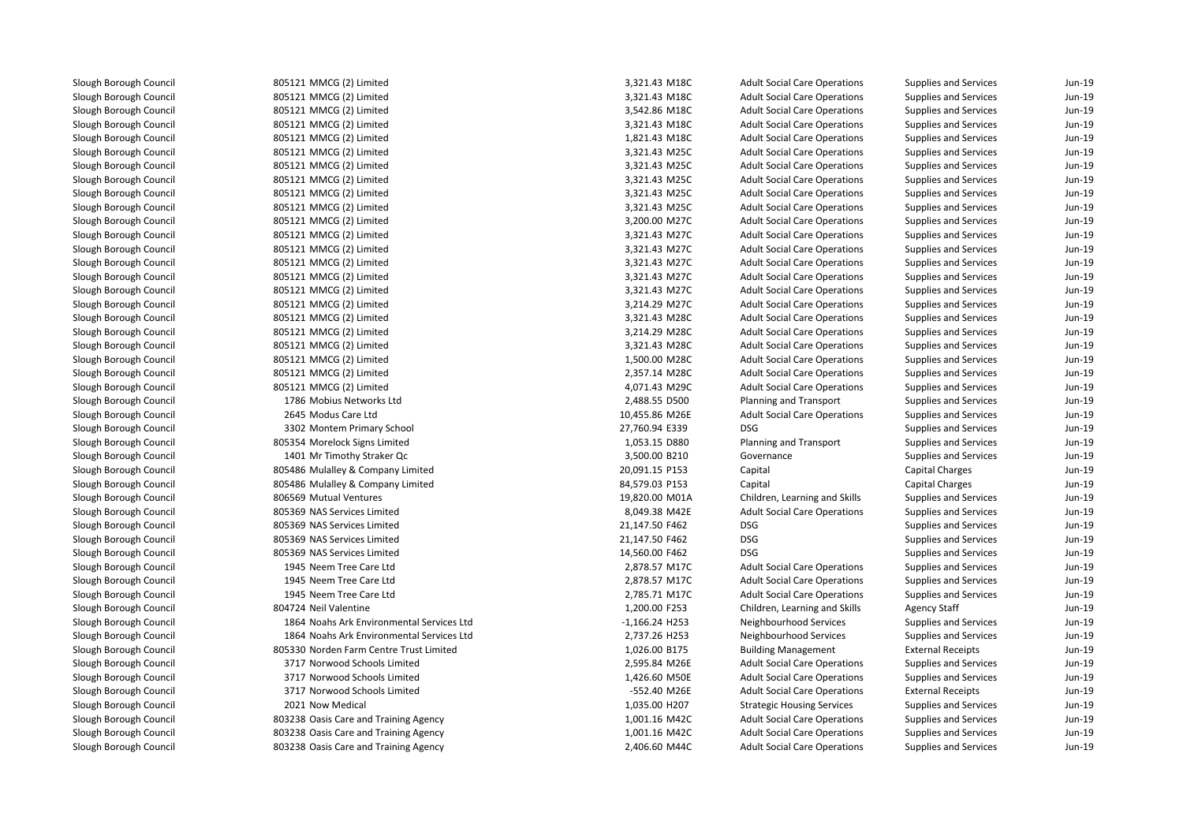| | | | | | | |
|---|---|---|---|---|---|---|
| Slough Borough Council | 805121 MMCG (2) Limited | 3,321.43 M18C | Adult Social Care Operations | Supplies and Services | Jun-19 |
| Slough Borough Council | 805121 MMCG (2) Limited | 3,321.43 M18C | Adult Social Care Operations | Supplies and Services | Jun-19 |
| Slough Borough Council | 805121 MMCG (2) Limited | 3,542.86 M18C | Adult Social Care Operations | Supplies and Services | Jun-19 |
| Slough Borough Council | 805121 MMCG (2) Limited | 3,321.43 M18C | Adult Social Care Operations | Supplies and Services | Jun-19 |
| Slough Borough Council | 805121 MMCG (2) Limited | 1,821.43 M18C | Adult Social Care Operations | Supplies and Services | Jun-19 |
| Slough Borough Council | 805121 MMCG (2) Limited | 3,321.43 M25C | Adult Social Care Operations | Supplies and Services | Jun-19 |
| Slough Borough Council | 805121 MMCG (2) Limited | 3,321.43 M25C | Adult Social Care Operations | Supplies and Services | Jun-19 |
| Slough Borough Council | 805121 MMCG (2) Limited | 3,321.43 M25C | Adult Social Care Operations | Supplies and Services | Jun-19 |
| Slough Borough Council | 805121 MMCG (2) Limited | 3,321.43 M25C | Adult Social Care Operations | Supplies and Services | Jun-19 |
| Slough Borough Council | 805121 MMCG (2) Limited | 3,321.43 M25C | Adult Social Care Operations | Supplies and Services | Jun-19 |
| Slough Borough Council | 805121 MMCG (2) Limited | 3,200.00 M27C | Adult Social Care Operations | Supplies and Services | Jun-19 |
| Slough Borough Council | 805121 MMCG (2) Limited | 3,321.43 M27C | Adult Social Care Operations | Supplies and Services | Jun-19 |
| Slough Borough Council | 805121 MMCG (2) Limited | 3,321.43 M27C | Adult Social Care Operations | Supplies and Services | Jun-19 |
| Slough Borough Council | 805121 MMCG (2) Limited | 3,321.43 M27C | Adult Social Care Operations | Supplies and Services | Jun-19 |
| Slough Borough Council | 805121 MMCG (2) Limited | 3,321.43 M27C | Adult Social Care Operations | Supplies and Services | Jun-19 |
| Slough Borough Council | 805121 MMCG (2) Limited | 3,321.43 M27C | Adult Social Care Operations | Supplies and Services | Jun-19 |
| Slough Borough Council | 805121 MMCG (2) Limited | 3,214.29 M27C | Adult Social Care Operations | Supplies and Services | Jun-19 |
| Slough Borough Council | 805121 MMCG (2) Limited | 3,321.43 M28C | Adult Social Care Operations | Supplies and Services | Jun-19 |
| Slough Borough Council | 805121 MMCG (2) Limited | 3,214.29 M28C | Adult Social Care Operations | Supplies and Services | Jun-19 |
| Slough Borough Council | 805121 MMCG (2) Limited | 3,321.43 M28C | Adult Social Care Operations | Supplies and Services | Jun-19 |
| Slough Borough Council | 805121 MMCG (2) Limited | 1,500.00 M28C | Adult Social Care Operations | Supplies and Services | Jun-19 |
| Slough Borough Council | 805121 MMCG (2) Limited | 2,357.14 M28C | Adult Social Care Operations | Supplies and Services | Jun-19 |
| Slough Borough Council | 805121 MMCG (2) Limited | 4,071.43 M29C | Adult Social Care Operations | Supplies and Services | Jun-19 |
| Slough Borough Council | 1786 Mobius Networks Ltd | 2,488.55 D500 | Planning and Transport | Supplies and Services | Jun-19 |
| Slough Borough Council | 2645 Modus Care Ltd | 10,455.86 M26E | Adult Social Care Operations | Supplies and Services | Jun-19 |
| Slough Borough Council | 3302 Montem Primary School | 27,760.94 E339 | DSG | Supplies and Services | Jun-19 |
| Slough Borough Council | 805354 Morelock Signs Limited | 1,053.15 D880 | Planning and Transport | Supplies and Services | Jun-19 |
| Slough Borough Council | 1401 Mr Timothy Straker Qc | 3,500.00 B210 | Governance | Supplies and Services | Jun-19 |
| Slough Borough Council | 805486 Mulalley & Company Limited | 20,091.15 P153 | Capital | Capital Charges | Jun-19 |
| Slough Borough Council | 805486 Mulalley & Company Limited | 84,579.03 P153 | Capital | Capital Charges | Jun-19 |
| Slough Borough Council | 806569 Mutual Ventures | 19,820.00 M01A | Children, Learning and Skills | Supplies and Services | Jun-19 |
| Slough Borough Council | 805369 NAS Services Limited | 8,049.38 M42E | Adult Social Care Operations | Supplies and Services | Jun-19 |
| Slough Borough Council | 805369 NAS Services Limited | 21,147.50 F462 | DSG | Supplies and Services | Jun-19 |
| Slough Borough Council | 805369 NAS Services Limited | 21,147.50 F462 | DSG | Supplies and Services | Jun-19 |
| Slough Borough Council | 805369 NAS Services Limited | 14,560.00 F462 | DSG | Supplies and Services | Jun-19 |
| Slough Borough Council | 1945 Neem Tree Care Ltd | 2,878.57 M17C | Adult Social Care Operations | Supplies and Services | Jun-19 |
| Slough Borough Council | 1945 Neem Tree Care Ltd | 2,878.57 M17C | Adult Social Care Operations | Supplies and Services | Jun-19 |
| Slough Borough Council | 1945 Neem Tree Care Ltd | 2,785.71 M17C | Adult Social Care Operations | Supplies and Services | Jun-19 |
| Slough Borough Council | 804724 Neil Valentine | 1,200.00 F253 | Children, Learning and Skills | Agency Staff | Jun-19 |
| Slough Borough Council | 1864 Noahs Ark Environmental Services Ltd | -1,166.24 H253 | Neighbourhood Services | Supplies and Services | Jun-19 |
| Slough Borough Council | 1864 Noahs Ark Environmental Services Ltd | 2,737.26 H253 | Neighbourhood Services | Supplies and Services | Jun-19 |
| Slough Borough Council | 805330 Norden Farm Centre Trust Limited | 1,026.00 B175 | Building Management | External Receipts | Jun-19 |
| Slough Borough Council | 3717 Norwood Schools Limited | 2,595.84 M26E | Adult Social Care Operations | Supplies and Services | Jun-19 |
| Slough Borough Council | 3717 Norwood Schools Limited | 1,426.60 M50E | Adult Social Care Operations | Supplies and Services | Jun-19 |
| Slough Borough Council | 3717 Norwood Schools Limited | -552.40 M26E | Adult Social Care Operations | External Receipts | Jun-19 |
| Slough Borough Council | 2021 Now Medical | 1,035.00 H207 | Strategic Housing Services | Supplies and Services | Jun-19 |
| Slough Borough Council | 803238 Oasis Care and Training Agency | 1,001.16 M42C | Adult Social Care Operations | Supplies and Services | Jun-19 |
| Slough Borough Council | 803238 Oasis Care and Training Agency | 1,001.16 M42C | Adult Social Care Operations | Supplies and Services | Jun-19 |
| Slough Borough Council | 803238 Oasis Care and Training Agency | 2,406.60 M44C | Adult Social Care Operations | Supplies and Services | Jun-19 |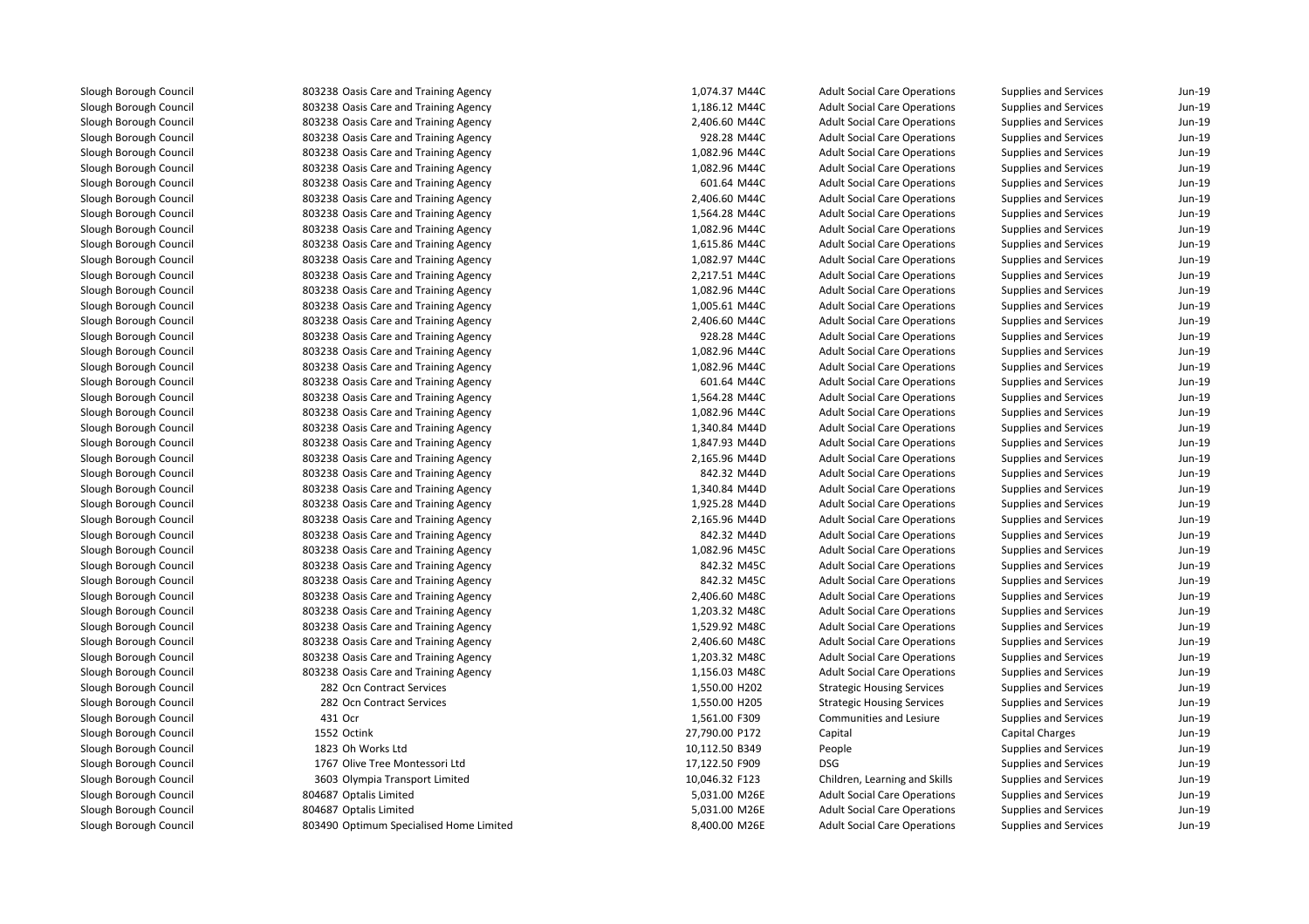| | | | | | | | |
|---|---|---|---|---|---|---|---|
| Slough Borough Council | 803238 | Oasis Care and Training Agency | 1,074.37 | M44C | Adult Social Care Operations | Supplies and Services | Jun-19 |
| Slough Borough Council | 803238 | Oasis Care and Training Agency | 1,186.12 | M44C | Adult Social Care Operations | Supplies and Services | Jun-19 |
| Slough Borough Council | 803238 | Oasis Care and Training Agency | 2,406.60 | M44C | Adult Social Care Operations | Supplies and Services | Jun-19 |
| Slough Borough Council | 803238 | Oasis Care and Training Agency | 928.28 | M44C | Adult Social Care Operations | Supplies and Services | Jun-19 |
| Slough Borough Council | 803238 | Oasis Care and Training Agency | 1,082.96 | M44C | Adult Social Care Operations | Supplies and Services | Jun-19 |
| Slough Borough Council | 803238 | Oasis Care and Training Agency | 1,082.96 | M44C | Adult Social Care Operations | Supplies and Services | Jun-19 |
| Slough Borough Council | 803238 | Oasis Care and Training Agency | 601.64 | M44C | Adult Social Care Operations | Supplies and Services | Jun-19 |
| Slough Borough Council | 803238 | Oasis Care and Training Agency | 2,406.60 | M44C | Adult Social Care Operations | Supplies and Services | Jun-19 |
| Slough Borough Council | 803238 | Oasis Care and Training Agency | 1,564.28 | M44C | Adult Social Care Operations | Supplies and Services | Jun-19 |
| Slough Borough Council | 803238 | Oasis Care and Training Agency | 1,082.96 | M44C | Adult Social Care Operations | Supplies and Services | Jun-19 |
| Slough Borough Council | 803238 | Oasis Care and Training Agency | 1,615.86 | M44C | Adult Social Care Operations | Supplies and Services | Jun-19 |
| Slough Borough Council | 803238 | Oasis Care and Training Agency | 1,082.97 | M44C | Adult Social Care Operations | Supplies and Services | Jun-19 |
| Slough Borough Council | 803238 | Oasis Care and Training Agency | 2,217.51 | M44C | Adult Social Care Operations | Supplies and Services | Jun-19 |
| Slough Borough Council | 803238 | Oasis Care and Training Agency | 1,082.96 | M44C | Adult Social Care Operations | Supplies and Services | Jun-19 |
| Slough Borough Council | 803238 | Oasis Care and Training Agency | 1,005.61 | M44C | Adult Social Care Operations | Supplies and Services | Jun-19 |
| Slough Borough Council | 803238 | Oasis Care and Training Agency | 2,406.60 | M44C | Adult Social Care Operations | Supplies and Services | Jun-19 |
| Slough Borough Council | 803238 | Oasis Care and Training Agency | 928.28 | M44C | Adult Social Care Operations | Supplies and Services | Jun-19 |
| Slough Borough Council | 803238 | Oasis Care and Training Agency | 1,082.96 | M44C | Adult Social Care Operations | Supplies and Services | Jun-19 |
| Slough Borough Council | 803238 | Oasis Care and Training Agency | 1,082.96 | M44C | Adult Social Care Operations | Supplies and Services | Jun-19 |
| Slough Borough Council | 803238 | Oasis Care and Training Agency | 601.64 | M44C | Adult Social Care Operations | Supplies and Services | Jun-19 |
| Slough Borough Council | 803238 | Oasis Care and Training Agency | 1,564.28 | M44C | Adult Social Care Operations | Supplies and Services | Jun-19 |
| Slough Borough Council | 803238 | Oasis Care and Training Agency | 1,082.96 | M44C | Adult Social Care Operations | Supplies and Services | Jun-19 |
| Slough Borough Council | 803238 | Oasis Care and Training Agency | 1,340.84 | M44D | Adult Social Care Operations | Supplies and Services | Jun-19 |
| Slough Borough Council | 803238 | Oasis Care and Training Agency | 1,847.93 | M44D | Adult Social Care Operations | Supplies and Services | Jun-19 |
| Slough Borough Council | 803238 | Oasis Care and Training Agency | 2,165.96 | M44D | Adult Social Care Operations | Supplies and Services | Jun-19 |
| Slough Borough Council | 803238 | Oasis Care and Training Agency | 842.32 | M44D | Adult Social Care Operations | Supplies and Services | Jun-19 |
| Slough Borough Council | 803238 | Oasis Care and Training Agency | 1,340.84 | M44D | Adult Social Care Operations | Supplies and Services | Jun-19 |
| Slough Borough Council | 803238 | Oasis Care and Training Agency | 1,925.28 | M44D | Adult Social Care Operations | Supplies and Services | Jun-19 |
| Slough Borough Council | 803238 | Oasis Care and Training Agency | 2,165.96 | M44D | Adult Social Care Operations | Supplies and Services | Jun-19 |
| Slough Borough Council | 803238 | Oasis Care and Training Agency | 842.32 | M44D | Adult Social Care Operations | Supplies and Services | Jun-19 |
| Slough Borough Council | 803238 | Oasis Care and Training Agency | 1,082.96 | M45C | Adult Social Care Operations | Supplies and Services | Jun-19 |
| Slough Borough Council | 803238 | Oasis Care and Training Agency | 842.32 | M45C | Adult Social Care Operations | Supplies and Services | Jun-19 |
| Slough Borough Council | 803238 | Oasis Care and Training Agency | 842.32 | M45C | Adult Social Care Operations | Supplies and Services | Jun-19 |
| Slough Borough Council | 803238 | Oasis Care and Training Agency | 2,406.60 | M48C | Adult Social Care Operations | Supplies and Services | Jun-19 |
| Slough Borough Council | 803238 | Oasis Care and Training Agency | 1,203.32 | M48C | Adult Social Care Operations | Supplies and Services | Jun-19 |
| Slough Borough Council | 803238 | Oasis Care and Training Agency | 1,529.92 | M48C | Adult Social Care Operations | Supplies and Services | Jun-19 |
| Slough Borough Council | 803238 | Oasis Care and Training Agency | 2,406.60 | M48C | Adult Social Care Operations | Supplies and Services | Jun-19 |
| Slough Borough Council | 803238 | Oasis Care and Training Agency | 1,203.32 | M48C | Adult Social Care Operations | Supplies and Services | Jun-19 |
| Slough Borough Council | 803238 | Oasis Care and Training Agency | 1,156.03 | M48C | Adult Social Care Operations | Supplies and Services | Jun-19 |
| Slough Borough Council | 282 | Ocn Contract Services | 1,550.00 | H202 | Strategic Housing Services | Supplies and Services | Jun-19 |
| Slough Borough Council | 282 | Ocn Contract Services | 1,550.00 | H205 | Strategic Housing Services | Supplies and Services | Jun-19 |
| Slough Borough Council | 431 | Ocr | 1,561.00 | F309 | Communities and Lesiure | Supplies and Services | Jun-19 |
| Slough Borough Council | 1552 | Octink | 27,790.00 | P172 | Capital | Capital Charges | Jun-19 |
| Slough Borough Council | 1823 | Oh Works Ltd | 10,112.50 | B349 | People | Supplies and Services | Jun-19 |
| Slough Borough Council | 1767 | Olive Tree Montessori Ltd | 17,122.50 | F909 | DSG | Supplies and Services | Jun-19 |
| Slough Borough Council | 3603 | Olympia Transport Limited | 10,046.32 | F123 | Children, Learning and Skills | Supplies and Services | Jun-19 |
| Slough Borough Council | 804687 | Optalis Limited | 5,031.00 | M26E | Adult Social Care Operations | Supplies and Services | Jun-19 |
| Slough Borough Council | 804687 | Optalis Limited | 5,031.00 | M26E | Adult Social Care Operations | Supplies and Services | Jun-19 |
| Slough Borough Council | 803490 | Optimum Specialised Home Limited | 8,400.00 | M26E | Adult Social Care Operations | Supplies and Services | Jun-19 |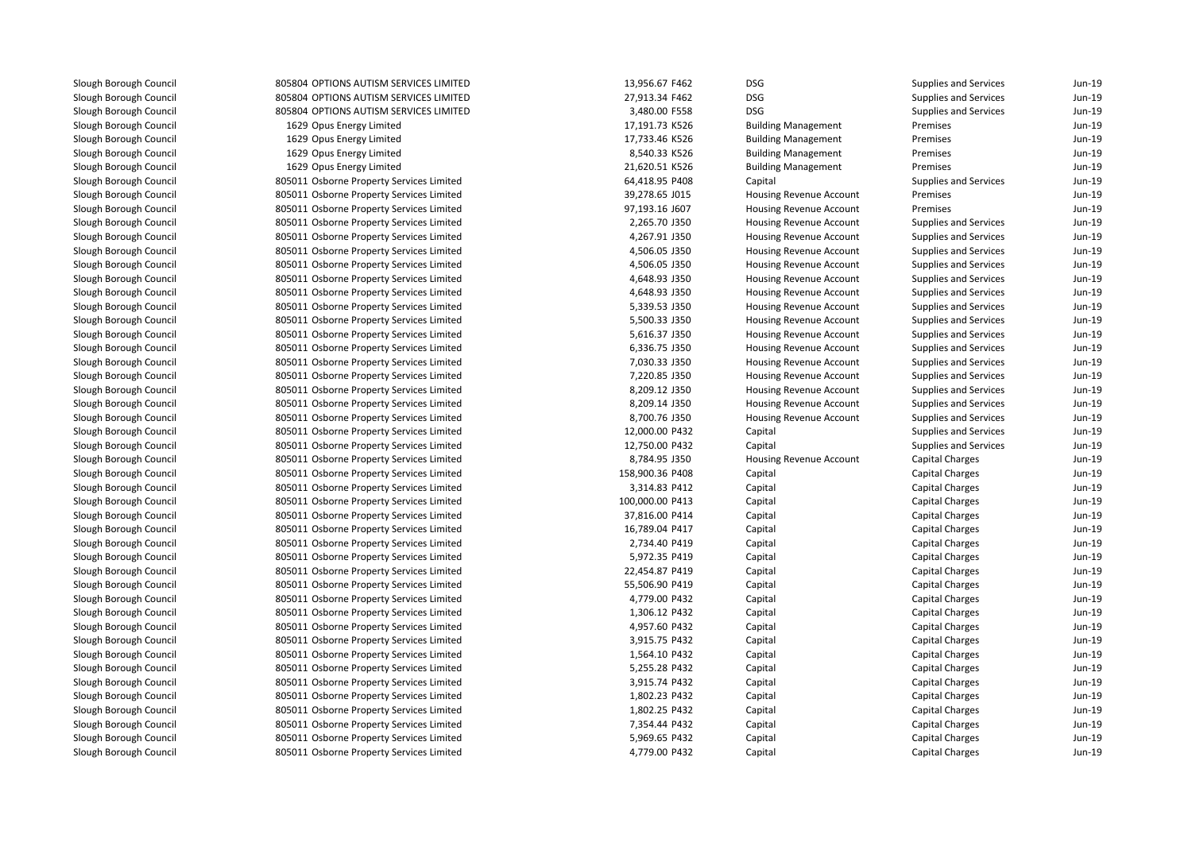| | | | | | | |
|---|---|---|---|---|---|---|
| Slough Borough Council | 805804 OPTIONS AUTISM SERVICES LIMITED | 13,956.67 F462 | DSG | Supplies and Services | Jun-19 |
| Slough Borough Council | 805804 OPTIONS AUTISM SERVICES LIMITED | 27,913.34 F462 | DSG | Supplies and Services | Jun-19 |
| Slough Borough Council | 805804 OPTIONS AUTISM SERVICES LIMITED | 3,480.00 F558 | DSG | Supplies and Services | Jun-19 |
| Slough Borough Council | 1629 Opus Energy Limited | 17,191.73 K526 | Building Management | Premises | Jun-19 |
| Slough Borough Council | 1629 Opus Energy Limited | 17,733.46 K526 | Building Management | Premises | Jun-19 |
| Slough Borough Council | 1629 Opus Energy Limited | 8,540.33 K526 | Building Management | Premises | Jun-19 |
| Slough Borough Council | 1629 Opus Energy Limited | 21,620.51 K526 | Building Management | Premises | Jun-19 |
| Slough Borough Council | 805011 Osborne Property Services Limited | 64,418.95 P408 | Capital | Supplies and Services | Jun-19 |
| Slough Borough Council | 805011 Osborne Property Services Limited | 39,278.65 J015 | Housing Revenue Account | Premises | Jun-19 |
| Slough Borough Council | 805011 Osborne Property Services Limited | 97,193.16 J607 | Housing Revenue Account | Premises | Jun-19 |
| Slough Borough Council | 805011 Osborne Property Services Limited | 2,265.70 J350 | Housing Revenue Account | Supplies and Services | Jun-19 |
| Slough Borough Council | 805011 Osborne Property Services Limited | 4,267.91 J350 | Housing Revenue Account | Supplies and Services | Jun-19 |
| Slough Borough Council | 805011 Osborne Property Services Limited | 4,506.05 J350 | Housing Revenue Account | Supplies and Services | Jun-19 |
| Slough Borough Council | 805011 Osborne Property Services Limited | 4,506.05 J350 | Housing Revenue Account | Supplies and Services | Jun-19 |
| Slough Borough Council | 805011 Osborne Property Services Limited | 4,648.93 J350 | Housing Revenue Account | Supplies and Services | Jun-19 |
| Slough Borough Council | 805011 Osborne Property Services Limited | 4,648.93 J350 | Housing Revenue Account | Supplies and Services | Jun-19 |
| Slough Borough Council | 805011 Osborne Property Services Limited | 5,339.53 J350 | Housing Revenue Account | Supplies and Services | Jun-19 |
| Slough Borough Council | 805011 Osborne Property Services Limited | 5,500.33 J350 | Housing Revenue Account | Supplies and Services | Jun-19 |
| Slough Borough Council | 805011 Osborne Property Services Limited | 5,616.37 J350 | Housing Revenue Account | Supplies and Services | Jun-19 |
| Slough Borough Council | 805011 Osborne Property Services Limited | 6,336.75 J350 | Housing Revenue Account | Supplies and Services | Jun-19 |
| Slough Borough Council | 805011 Osborne Property Services Limited | 7,030.33 J350 | Housing Revenue Account | Supplies and Services | Jun-19 |
| Slough Borough Council | 805011 Osborne Property Services Limited | 7,220.85 J350 | Housing Revenue Account | Supplies and Services | Jun-19 |
| Slough Borough Council | 805011 Osborne Property Services Limited | 8,209.12 J350 | Housing Revenue Account | Supplies and Services | Jun-19 |
| Slough Borough Council | 805011 Osborne Property Services Limited | 8,209.14 J350 | Housing Revenue Account | Supplies and Services | Jun-19 |
| Slough Borough Council | 805011 Osborne Property Services Limited | 8,700.76 J350 | Housing Revenue Account | Supplies and Services | Jun-19 |
| Slough Borough Council | 805011 Osborne Property Services Limited | 12,000.00 P432 | Capital | Supplies and Services | Jun-19 |
| Slough Borough Council | 805011 Osborne Property Services Limited | 12,750.00 P432 | Capital | Supplies and Services | Jun-19 |
| Slough Borough Council | 805011 Osborne Property Services Limited | 8,784.95 J350 | Housing Revenue Account | Capital Charges | Jun-19 |
| Slough Borough Council | 805011 Osborne Property Services Limited | 158,900.36 P408 | Capital | Capital Charges | Jun-19 |
| Slough Borough Council | 805011 Osborne Property Services Limited | 3,314.83 P412 | Capital | Capital Charges | Jun-19 |
| Slough Borough Council | 805011 Osborne Property Services Limited | 100,000.00 P413 | Capital | Capital Charges | Jun-19 |
| Slough Borough Council | 805011 Osborne Property Services Limited | 37,816.00 P414 | Capital | Capital Charges | Jun-19 |
| Slough Borough Council | 805011 Osborne Property Services Limited | 16,789.04 P417 | Capital | Capital Charges | Jun-19 |
| Slough Borough Council | 805011 Osborne Property Services Limited | 2,734.40 P419 | Capital | Capital Charges | Jun-19 |
| Slough Borough Council | 805011 Osborne Property Services Limited | 5,972.35 P419 | Capital | Capital Charges | Jun-19 |
| Slough Borough Council | 805011 Osborne Property Services Limited | 22,454.87 P419 | Capital | Capital Charges | Jun-19 |
| Slough Borough Council | 805011 Osborne Property Services Limited | 55,506.90 P419 | Capital | Capital Charges | Jun-19 |
| Slough Borough Council | 805011 Osborne Property Services Limited | 4,779.00 P432 | Capital | Capital Charges | Jun-19 |
| Slough Borough Council | 805011 Osborne Property Services Limited | 1,306.12 P432 | Capital | Capital Charges | Jun-19 |
| Slough Borough Council | 805011 Osborne Property Services Limited | 4,957.60 P432 | Capital | Capital Charges | Jun-19 |
| Slough Borough Council | 805011 Osborne Property Services Limited | 3,915.75 P432 | Capital | Capital Charges | Jun-19 |
| Slough Borough Council | 805011 Osborne Property Services Limited | 1,564.10 P432 | Capital | Capital Charges | Jun-19 |
| Slough Borough Council | 805011 Osborne Property Services Limited | 5,255.28 P432 | Capital | Capital Charges | Jun-19 |
| Slough Borough Council | 805011 Osborne Property Services Limited | 3,915.74 P432 | Capital | Capital Charges | Jun-19 |
| Slough Borough Council | 805011 Osborne Property Services Limited | 1,802.23 P432 | Capital | Capital Charges | Jun-19 |
| Slough Borough Council | 805011 Osborne Property Services Limited | 1,802.25 P432 | Capital | Capital Charges | Jun-19 |
| Slough Borough Council | 805011 Osborne Property Services Limited | 7,354.44 P432 | Capital | Capital Charges | Jun-19 |
| Slough Borough Council | 805011 Osborne Property Services Limited | 5,969.65 P432 | Capital | Capital Charges | Jun-19 |
| Slough Borough Council | 805011 Osborne Property Services Limited | 4,779.00 P432 | Capital | Capital Charges | Jun-19 |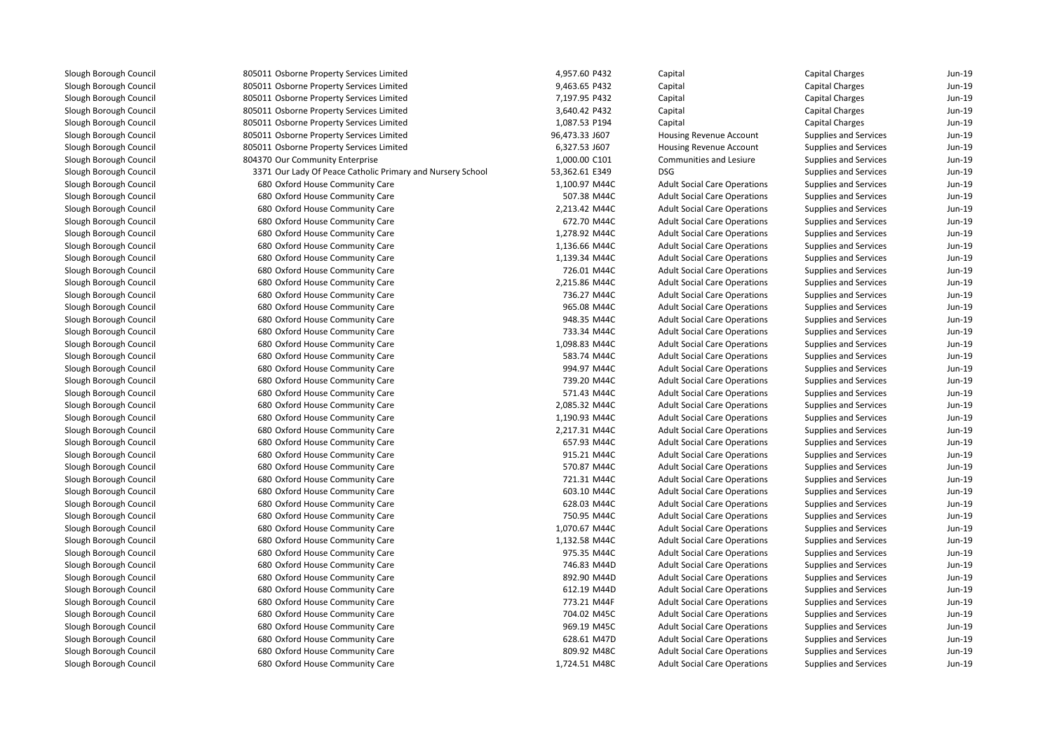| | | | | | | |
|---|---|---|---|---|---|---|
| Slough Borough Council | 805011 Osborne Property Services Limited | 4,957.60 | P432 | Capital | Capital Charges | Jun-19 |
| Slough Borough Council | 805011 Osborne Property Services Limited | 9,463.65 | P432 | Capital | Capital Charges | Jun-19 |
| Slough Borough Council | 805011 Osborne Property Services Limited | 7,197.95 | P432 | Capital | Capital Charges | Jun-19 |
| Slough Borough Council | 805011 Osborne Property Services Limited | 3,640.42 | P432 | Capital | Capital Charges | Jun-19 |
| Slough Borough Council | 805011 Osborne Property Services Limited | 1,087.53 | P194 | Capital | Capital Charges | Jun-19 |
| Slough Borough Council | 805011 Osborne Property Services Limited | 96,473.33 | J607 | Housing Revenue Account | Supplies and Services | Jun-19 |
| Slough Borough Council | 805011 Osborne Property Services Limited | 6,327.53 | J607 | Housing Revenue Account | Supplies and Services | Jun-19 |
| Slough Borough Council | 804370 Our Community Enterprise | 1,000.00 | C101 | Communities and Lesiure | Supplies and Services | Jun-19 |
| Slough Borough Council | 3371 Our Lady Of Peace Catholic Primary and Nursery School | 53,362.61 | E349 | DSG | Supplies and Services | Jun-19 |
| Slough Borough Council | 680 Oxford House Community Care | 1,100.97 | M44C | Adult Social Care Operations | Supplies and Services | Jun-19 |
| Slough Borough Council | 680 Oxford House Community Care | 507.38 | M44C | Adult Social Care Operations | Supplies and Services | Jun-19 |
| Slough Borough Council | 680 Oxford House Community Care | 2,213.42 | M44C | Adult Social Care Operations | Supplies and Services | Jun-19 |
| Slough Borough Council | 680 Oxford House Community Care | 672.70 | M44C | Adult Social Care Operations | Supplies and Services | Jun-19 |
| Slough Borough Council | 680 Oxford House Community Care | 1,278.92 | M44C | Adult Social Care Operations | Supplies and Services | Jun-19 |
| Slough Borough Council | 680 Oxford House Community Care | 1,136.66 | M44C | Adult Social Care Operations | Supplies and Services | Jun-19 |
| Slough Borough Council | 680 Oxford House Community Care | 1,139.34 | M44C | Adult Social Care Operations | Supplies and Services | Jun-19 |
| Slough Borough Council | 680 Oxford House Community Care | 726.01 | M44C | Adult Social Care Operations | Supplies and Services | Jun-19 |
| Slough Borough Council | 680 Oxford House Community Care | 2,215.86 | M44C | Adult Social Care Operations | Supplies and Services | Jun-19 |
| Slough Borough Council | 680 Oxford House Community Care | 736.27 | M44C | Adult Social Care Operations | Supplies and Services | Jun-19 |
| Slough Borough Council | 680 Oxford House Community Care | 965.08 | M44C | Adult Social Care Operations | Supplies and Services | Jun-19 |
| Slough Borough Council | 680 Oxford House Community Care | 948.35 | M44C | Adult Social Care Operations | Supplies and Services | Jun-19 |
| Slough Borough Council | 680 Oxford House Community Care | 733.34 | M44C | Adult Social Care Operations | Supplies and Services | Jun-19 |
| Slough Borough Council | 680 Oxford House Community Care | 1,098.83 | M44C | Adult Social Care Operations | Supplies and Services | Jun-19 |
| Slough Borough Council | 680 Oxford House Community Care | 583.74 | M44C | Adult Social Care Operations | Supplies and Services | Jun-19 |
| Slough Borough Council | 680 Oxford House Community Care | 994.97 | M44C | Adult Social Care Operations | Supplies and Services | Jun-19 |
| Slough Borough Council | 680 Oxford House Community Care | 739.20 | M44C | Adult Social Care Operations | Supplies and Services | Jun-19 |
| Slough Borough Council | 680 Oxford House Community Care | 571.43 | M44C | Adult Social Care Operations | Supplies and Services | Jun-19 |
| Slough Borough Council | 680 Oxford House Community Care | 2,085.32 | M44C | Adult Social Care Operations | Supplies and Services | Jun-19 |
| Slough Borough Council | 680 Oxford House Community Care | 1,190.93 | M44C | Adult Social Care Operations | Supplies and Services | Jun-19 |
| Slough Borough Council | 680 Oxford House Community Care | 2,217.31 | M44C | Adult Social Care Operations | Supplies and Services | Jun-19 |
| Slough Borough Council | 680 Oxford House Community Care | 657.93 | M44C | Adult Social Care Operations | Supplies and Services | Jun-19 |
| Slough Borough Council | 680 Oxford House Community Care | 915.21 | M44C | Adult Social Care Operations | Supplies and Services | Jun-19 |
| Slough Borough Council | 680 Oxford House Community Care | 570.87 | M44C | Adult Social Care Operations | Supplies and Services | Jun-19 |
| Slough Borough Council | 680 Oxford House Community Care | 721.31 | M44C | Adult Social Care Operations | Supplies and Services | Jun-19 |
| Slough Borough Council | 680 Oxford House Community Care | 603.10 | M44C | Adult Social Care Operations | Supplies and Services | Jun-19 |
| Slough Borough Council | 680 Oxford House Community Care | 628.03 | M44C | Adult Social Care Operations | Supplies and Services | Jun-19 |
| Slough Borough Council | 680 Oxford House Community Care | 750.95 | M44C | Adult Social Care Operations | Supplies and Services | Jun-19 |
| Slough Borough Council | 680 Oxford House Community Care | 1,070.67 | M44C | Adult Social Care Operations | Supplies and Services | Jun-19 |
| Slough Borough Council | 680 Oxford House Community Care | 1,132.58 | M44C | Adult Social Care Operations | Supplies and Services | Jun-19 |
| Slough Borough Council | 680 Oxford House Community Care | 975.35 | M44C | Adult Social Care Operations | Supplies and Services | Jun-19 |
| Slough Borough Council | 680 Oxford House Community Care | 746.83 | M44D | Adult Social Care Operations | Supplies and Services | Jun-19 |
| Slough Borough Council | 680 Oxford House Community Care | 892.90 | M44D | Adult Social Care Operations | Supplies and Services | Jun-19 |
| Slough Borough Council | 680 Oxford House Community Care | 612.19 | M44D | Adult Social Care Operations | Supplies and Services | Jun-19 |
| Slough Borough Council | 680 Oxford House Community Care | 773.21 | M44F | Adult Social Care Operations | Supplies and Services | Jun-19 |
| Slough Borough Council | 680 Oxford House Community Care | 704.02 | M45C | Adult Social Care Operations | Supplies and Services | Jun-19 |
| Slough Borough Council | 680 Oxford House Community Care | 969.19 | M45C | Adult Social Care Operations | Supplies and Services | Jun-19 |
| Slough Borough Council | 680 Oxford House Community Care | 628.61 | M47D | Adult Social Care Operations | Supplies and Services | Jun-19 |
| Slough Borough Council | 680 Oxford House Community Care | 809.92 | M48C | Adult Social Care Operations | Supplies and Services | Jun-19 |
| Slough Borough Council | 680 Oxford House Community Care | 1,724.51 | M48C | Adult Social Care Operations | Supplies and Services | Jun-19 |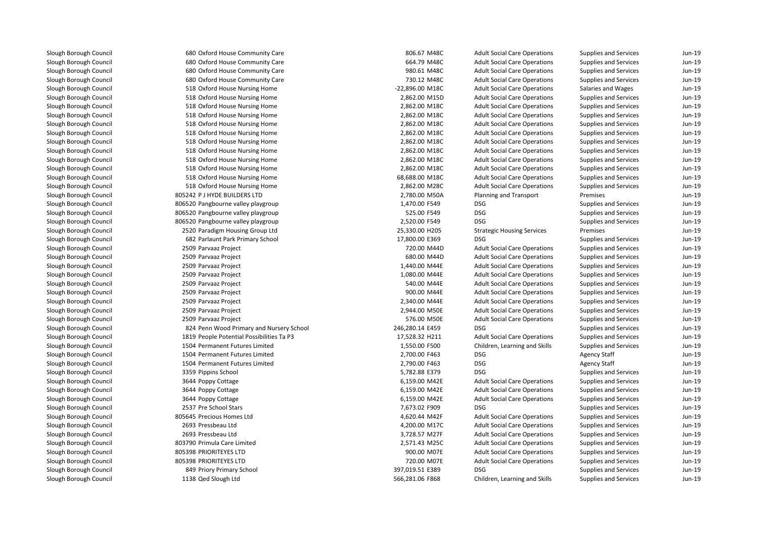| | | | | | | | |
|---|---|---|---|---|---|---|---|
| Slough Borough Council | 680 | Oxford House Community Care | 806.67 | M48C | Adult Social Care Operations | Supplies and Services | Jun-19 |
| Slough Borough Council | 680 | Oxford House Community Care | 664.79 | M48C | Adult Social Care Operations | Supplies and Services | Jun-19 |
| Slough Borough Council | 680 | Oxford House Community Care | 980.61 | M48C | Adult Social Care Operations | Supplies and Services | Jun-19 |
| Slough Borough Council | 680 | Oxford House Community Care | 730.12 | M48C | Adult Social Care Operations | Supplies and Services | Jun-19 |
| Slough Borough Council | 518 | Oxford House Nursing Home | -22,896.00 | M18C | Adult Social Care Operations | Salaries and Wages | Jun-19 |
| Slough Borough Council | 518 | Oxford House Nursing Home | 2,862.00 | M15D | Adult Social Care Operations | Supplies and Services | Jun-19 |
| Slough Borough Council | 518 | Oxford House Nursing Home | 2,862.00 | M18C | Adult Social Care Operations | Supplies and Services | Jun-19 |
| Slough Borough Council | 518 | Oxford House Nursing Home | 2,862.00 | M18C | Adult Social Care Operations | Supplies and Services | Jun-19 |
| Slough Borough Council | 518 | Oxford House Nursing Home | 2,862.00 | M18C | Adult Social Care Operations | Supplies and Services | Jun-19 |
| Slough Borough Council | 518 | Oxford House Nursing Home | 2,862.00 | M18C | Adult Social Care Operations | Supplies and Services | Jun-19 |
| Slough Borough Council | 518 | Oxford House Nursing Home | 2,862.00 | M18C | Adult Social Care Operations | Supplies and Services | Jun-19 |
| Slough Borough Council | 518 | Oxford House Nursing Home | 2,862.00 | M18C | Adult Social Care Operations | Supplies and Services | Jun-19 |
| Slough Borough Council | 518 | Oxford House Nursing Home | 2,862.00 | M18C | Adult Social Care Operations | Supplies and Services | Jun-19 |
| Slough Borough Council | 518 | Oxford House Nursing Home | 2,862.00 | M18C | Adult Social Care Operations | Supplies and Services | Jun-19 |
| Slough Borough Council | 518 | Oxford House Nursing Home | 68,688.00 | M18C | Adult Social Care Operations | Supplies and Services | Jun-19 |
| Slough Borough Council | 518 | Oxford House Nursing Home | 2,862.00 | M28C | Adult Social Care Operations | Supplies and Services | Jun-19 |
| Slough Borough Council | 805242 | P J HYDE BUILDERS LTD | 2,780.00 | M50A | Planning and Transport | Premises | Jun-19 |
| Slough Borough Council | 806520 | Pangbourne valley playgroup | 1,470.00 | F549 | DSG | Supplies and Services | Jun-19 |
| Slough Borough Council | 806520 | Pangbourne valley playgroup | 525.00 | F549 | DSG | Supplies and Services | Jun-19 |
| Slough Borough Council | 806520 | Pangbourne valley playgroup | 2,520.00 | F549 | DSG | Supplies and Services | Jun-19 |
| Slough Borough Council | 2520 | Paradigm Housing Group Ltd | 25,330.00 | H205 | Strategic Housing Services | Premises | Jun-19 |
| Slough Borough Council | 682 | Parlaunt Park Primary School | 17,800.00 | E369 | DSG | Supplies and Services | Jun-19 |
| Slough Borough Council | 2509 | Parvaaz Project | 720.00 | M44D | Adult Social Care Operations | Supplies and Services | Jun-19 |
| Slough Borough Council | 2509 | Parvaaz Project | 680.00 | M44D | Adult Social Care Operations | Supplies and Services | Jun-19 |
| Slough Borough Council | 2509 | Parvaaz Project | 1,440.00 | M44E | Adult Social Care Operations | Supplies and Services | Jun-19 |
| Slough Borough Council | 2509 | Parvaaz Project | 1,080.00 | M44E | Adult Social Care Operations | Supplies and Services | Jun-19 |
| Slough Borough Council | 2509 | Parvaaz Project | 540.00 | M44E | Adult Social Care Operations | Supplies and Services | Jun-19 |
| Slough Borough Council | 2509 | Parvaaz Project | 900.00 | M44E | Adult Social Care Operations | Supplies and Services | Jun-19 |
| Slough Borough Council | 2509 | Parvaaz Project | 2,340.00 | M44E | Adult Social Care Operations | Supplies and Services | Jun-19 |
| Slough Borough Council | 2509 | Parvaaz Project | 2,944.00 | M50E | Adult Social Care Operations | Supplies and Services | Jun-19 |
| Slough Borough Council | 2509 | Parvaaz Project | 576.00 | M50E | Adult Social Care Operations | Supplies and Services | Jun-19 |
| Slough Borough Council | 824 | Penn Wood Primary and Nursery School | 246,280.14 | E459 | DSG | Supplies and Services | Jun-19 |
| Slough Borough Council | 1819 | People Potential Possibilities Ta P3 | 17,528.32 | H211 | Adult Social Care Operations | Supplies and Services | Jun-19 |
| Slough Borough Council | 1504 | Permanent Futures Limited | 1,550.00 | F500 | Children, Learning and Skills | Supplies and Services | Jun-19 |
| Slough Borough Council | 1504 | Permanent Futures Limited | 2,700.00 | F463 | DSG | Agency Staff | Jun-19 |
| Slough Borough Council | 1504 | Permanent Futures Limited | 2,790.00 | F463 | DSG | Agency Staff | Jun-19 |
| Slough Borough Council | 3359 | Pippins School | 5,782.88 | E379 | DSG | Supplies and Services | Jun-19 |
| Slough Borough Council | 3644 | Poppy Cottage | 6,159.00 | M42E | Adult Social Care Operations | Supplies and Services | Jun-19 |
| Slough Borough Council | 3644 | Poppy Cottage | 6,159.00 | M42E | Adult Social Care Operations | Supplies and Services | Jun-19 |
| Slough Borough Council | 3644 | Poppy Cottage | 6,159.00 | M42E | Adult Social Care Operations | Supplies and Services | Jun-19 |
| Slough Borough Council | 2537 | Pre School Stars | 7,673.02 | F909 | DSG | Supplies and Services | Jun-19 |
| Slough Borough Council | 805645 | Precious Homes Ltd | 4,620.44 | M42F | Adult Social Care Operations | Supplies and Services | Jun-19 |
| Slough Borough Council | 2693 | Pressbeau Ltd | 4,200.00 | M17C | Adult Social Care Operations | Supplies and Services | Jun-19 |
| Slough Borough Council | 2693 | Pressbeau Ltd | 3,728.57 | M27F | Adult Social Care Operations | Supplies and Services | Jun-19 |
| Slough Borough Council | 803790 | Primula Care Limited | 2,571.43 | M25C | Adult Social Care Operations | Supplies and Services | Jun-19 |
| Slough Borough Council | 805398 | PRIORITEYES LTD | 900.00 | M07E | Adult Social Care Operations | Supplies and Services | Jun-19 |
| Slough Borough Council | 805398 | PRIORITEYES LTD | 720.00 | M07E | Adult Social Care Operations | Supplies and Services | Jun-19 |
| Slough Borough Council | 849 | Priory Primary School | 397,019.51 | E389 | DSG | Supplies and Services | Jun-19 |
| Slough Borough Council | 1138 | Qed Slough Ltd | 566,281.06 | F868 | Children, Learning and Skills | Supplies and Services | Jun-19 |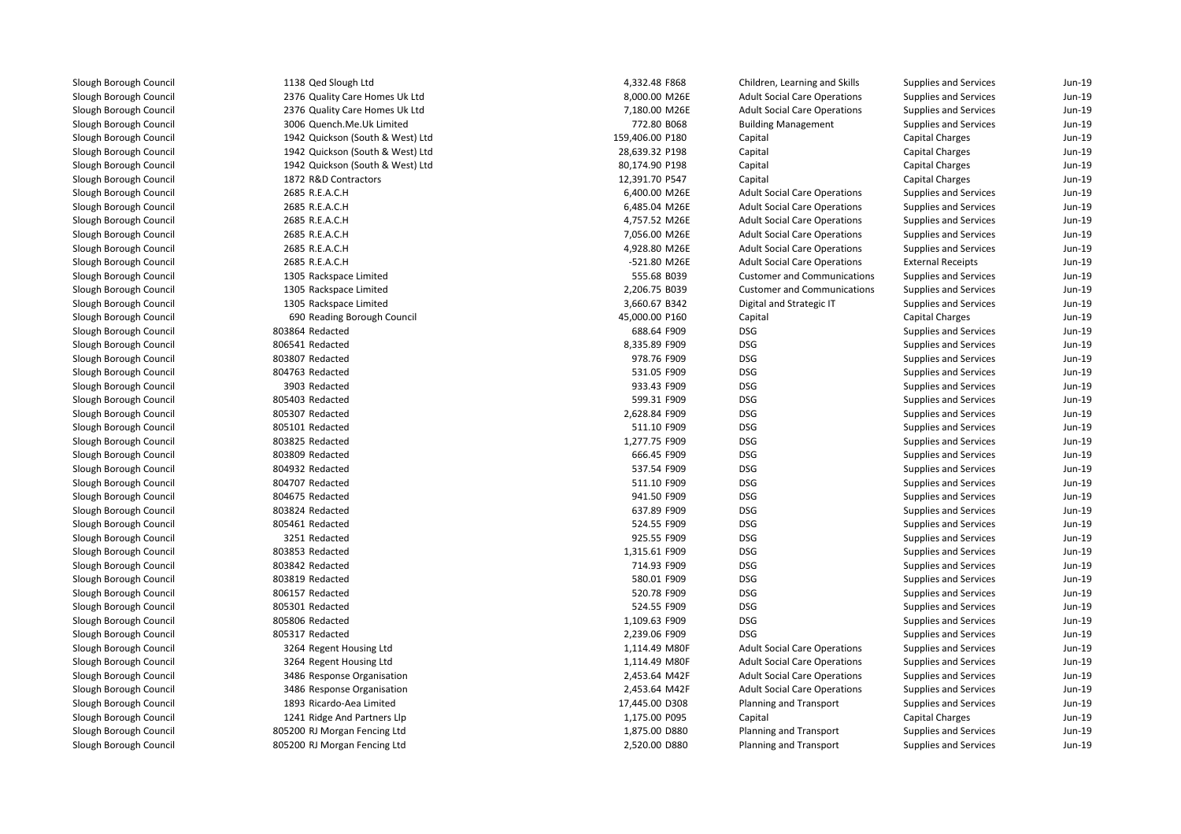| | | | | | | |
|---|---|---|---|---|---|---|
| Slough Borough Council | 1138 Qed Slough Ltd | 4,332.48 F868 | Children, Learning and Skills | Supplies and Services | Jun-19 |
| Slough Borough Council | 2376 Quality Care Homes Uk Ltd | 8,000.00 M26E | Adult Social Care Operations | Supplies and Services | Jun-19 |
| Slough Borough Council | 2376 Quality Care Homes Uk Ltd | 7,180.00 M26E | Adult Social Care Operations | Supplies and Services | Jun-19 |
| Slough Borough Council | 3006 Quench.Me.Uk Limited | 772.80 B068 | Building Management | Supplies and Services | Jun-19 |
| Slough Borough Council | 1942 Quickson (South & West) Ltd | 159,406.00 P180 | Capital | Capital Charges | Jun-19 |
| Slough Borough Council | 1942 Quickson (South & West) Ltd | 28,639.32 P198 | Capital | Capital Charges | Jun-19 |
| Slough Borough Council | 1942 Quickson (South & West) Ltd | 80,174.90 P198 | Capital | Capital Charges | Jun-19 |
| Slough Borough Council | 1872 R&D Contractors | 12,391.70 P547 | Capital | Capital Charges | Jun-19 |
| Slough Borough Council | 2685 R.E.A.C.H | 6,400.00 M26E | Adult Social Care Operations | Supplies and Services | Jun-19 |
| Slough Borough Council | 2685 R.E.A.C.H | 6,485.04 M26E | Adult Social Care Operations | Supplies and Services | Jun-19 |
| Slough Borough Council | 2685 R.E.A.C.H | 4,757.52 M26E | Adult Social Care Operations | Supplies and Services | Jun-19 |
| Slough Borough Council | 2685 R.E.A.C.H | 7,056.00 M26E | Adult Social Care Operations | Supplies and Services | Jun-19 |
| Slough Borough Council | 2685 R.E.A.C.H | 4,928.80 M26E | Adult Social Care Operations | Supplies and Services | Jun-19 |
| Slough Borough Council | 2685 R.E.A.C.H | -521.80 M26E | Adult Social Care Operations | External Receipts | Jun-19 |
| Slough Borough Council | 1305 Rackspace Limited | 555.68 B039 | Customer and Communications | Supplies and Services | Jun-19 |
| Slough Borough Council | 1305 Rackspace Limited | 2,206.75 B039 | Customer and Communications | Supplies and Services | Jun-19 |
| Slough Borough Council | 1305 Rackspace Limited | 3,660.67 B342 | Digital and Strategic IT | Supplies and Services | Jun-19 |
| Slough Borough Council | 690 Reading Borough Council | 45,000.00 P160 | Capital | Capital Charges | Jun-19 |
| Slough Borough Council | 803864 Redacted | 688.64 F909 | DSG | Supplies and Services | Jun-19 |
| Slough Borough Council | 806541 Redacted | 8,335.89 F909 | DSG | Supplies and Services | Jun-19 |
| Slough Borough Council | 803807 Redacted | 978.76 F909 | DSG | Supplies and Services | Jun-19 |
| Slough Borough Council | 804763 Redacted | 531.05 F909 | DSG | Supplies and Services | Jun-19 |
| Slough Borough Council | 3903 Redacted | 933.43 F909 | DSG | Supplies and Services | Jun-19 |
| Slough Borough Council | 805403 Redacted | 599.31 F909 | DSG | Supplies and Services | Jun-19 |
| Slough Borough Council | 805307 Redacted | 2,628.84 F909 | DSG | Supplies and Services | Jun-19 |
| Slough Borough Council | 805101 Redacted | 511.10 F909 | DSG | Supplies and Services | Jun-19 |
| Slough Borough Council | 803825 Redacted | 1,277.75 F909 | DSG | Supplies and Services | Jun-19 |
| Slough Borough Council | 803809 Redacted | 666.45 F909 | DSG | Supplies and Services | Jun-19 |
| Slough Borough Council | 804932 Redacted | 537.54 F909 | DSG | Supplies and Services | Jun-19 |
| Slough Borough Council | 804707 Redacted | 511.10 F909 | DSG | Supplies and Services | Jun-19 |
| Slough Borough Council | 804675 Redacted | 941.50 F909 | DSG | Supplies and Services | Jun-19 |
| Slough Borough Council | 803824 Redacted | 637.89 F909 | DSG | Supplies and Services | Jun-19 |
| Slough Borough Council | 805461 Redacted | 524.55 F909 | DSG | Supplies and Services | Jun-19 |
| Slough Borough Council | 3251 Redacted | 925.55 F909 | DSG | Supplies and Services | Jun-19 |
| Slough Borough Council | 803853 Redacted | 1,315.61 F909 | DSG | Supplies and Services | Jun-19 |
| Slough Borough Council | 803842 Redacted | 714.93 F909 | DSG | Supplies and Services | Jun-19 |
| Slough Borough Council | 803819 Redacted | 580.01 F909 | DSG | Supplies and Services | Jun-19 |
| Slough Borough Council | 806157 Redacted | 520.78 F909 | DSG | Supplies and Services | Jun-19 |
| Slough Borough Council | 805301 Redacted | 524.55 F909 | DSG | Supplies and Services | Jun-19 |
| Slough Borough Council | 805806 Redacted | 1,109.63 F909 | DSG | Supplies and Services | Jun-19 |
| Slough Borough Council | 805317 Redacted | 2,239.06 F909 | DSG | Supplies and Services | Jun-19 |
| Slough Borough Council | 3264 Regent Housing Ltd | 1,114.49 M80F | Adult Social Care Operations | Supplies and Services | Jun-19 |
| Slough Borough Council | 3264 Regent Housing Ltd | 1,114.49 M80F | Adult Social Care Operations | Supplies and Services | Jun-19 |
| Slough Borough Council | 3486 Response Organisation | 2,453.64 M42F | Adult Social Care Operations | Supplies and Services | Jun-19 |
| Slough Borough Council | 3486 Response Organisation | 2,453.64 M42F | Adult Social Care Operations | Supplies and Services | Jun-19 |
| Slough Borough Council | 1893 Ricardo-Aea Limited | 17,445.00 D308 | Planning and Transport | Supplies and Services | Jun-19 |
| Slough Borough Council | 1241 Ridge And Partners Llp | 1,175.00 P095 | Capital | Capital Charges | Jun-19 |
| Slough Borough Council | 805200 RJ Morgan Fencing Ltd | 1,875.00 D880 | Planning and Transport | Supplies and Services | Jun-19 |
| Slough Borough Council | 805200 RJ Morgan Fencing Ltd | 2,520.00 D880 | Planning and Transport | Supplies and Services | Jun-19 |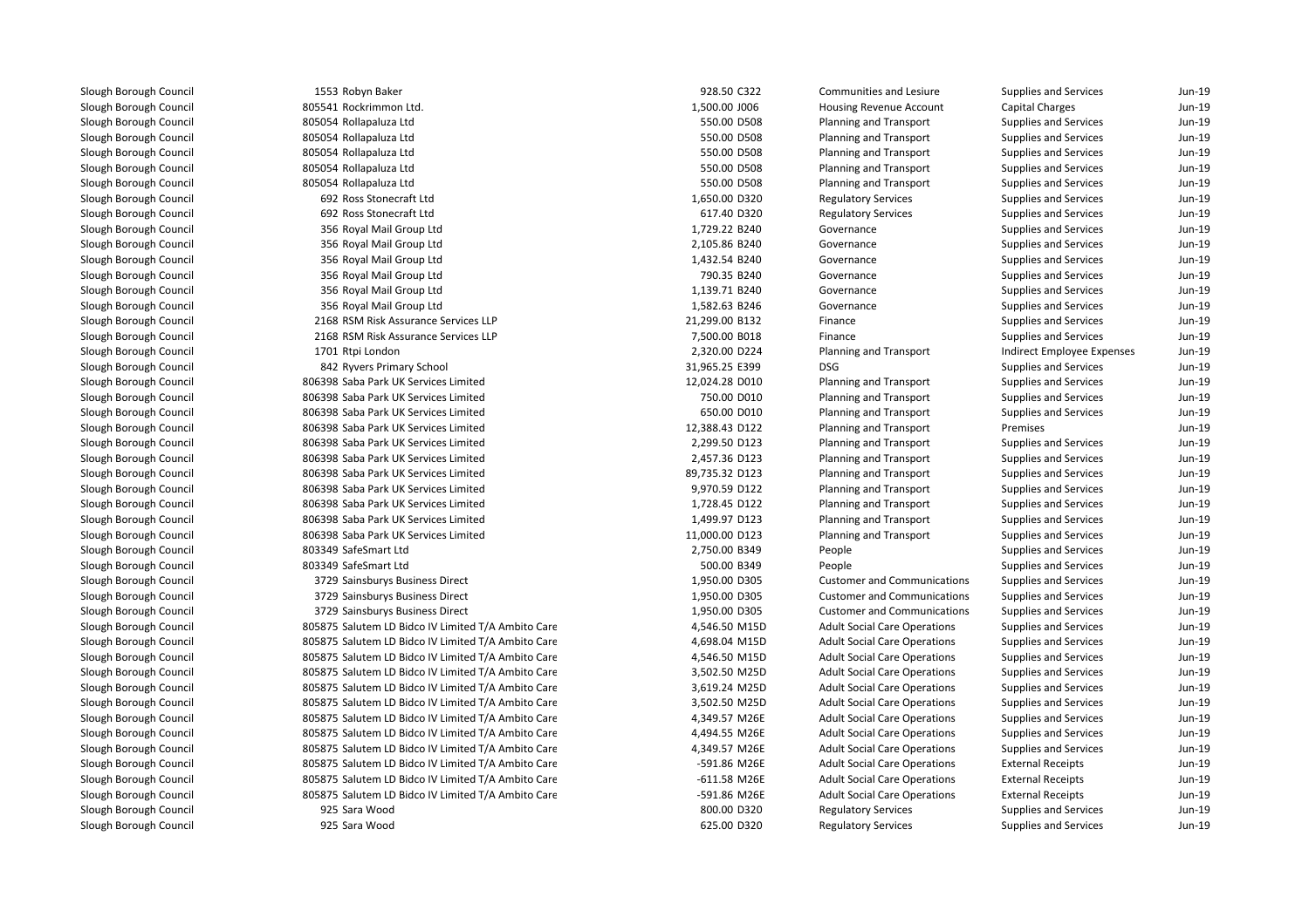| | | | | | | | |
|---|---|---|---|---|---|---|---|
| Slough Borough Council | 1553 | Robyn Baker | 928.50 | C322 | Communities and Lesiure | Supplies and Services | Jun-19 |
| Slough Borough Council | 805541 | Rockrimmon Ltd. | 1,500.00 | J006 | Housing Revenue Account | Capital Charges | Jun-19 |
| Slough Borough Council | 805054 | Rollapaluza Ltd | 550.00 | D508 | Planning and Transport | Supplies and Services | Jun-19 |
| Slough Borough Council | 805054 | Rollapaluza Ltd | 550.00 | D508 | Planning and Transport | Supplies and Services | Jun-19 |
| Slough Borough Council | 805054 | Rollapaluza Ltd | 550.00 | D508 | Planning and Transport | Supplies and Services | Jun-19 |
| Slough Borough Council | 805054 | Rollapaluza Ltd | 550.00 | D508 | Planning and Transport | Supplies and Services | Jun-19 |
| Slough Borough Council | 805054 | Rollapaluza Ltd | 550.00 | D508 | Planning and Transport | Supplies and Services | Jun-19 |
| Slough Borough Council | 692 | Ross Stonecraft Ltd | 1,650.00 | D320 | Regulatory Services | Supplies and Services | Jun-19 |
| Slough Borough Council | 692 | Ross Stonecraft Ltd | 617.40 | D320 | Regulatory Services | Supplies and Services | Jun-19 |
| Slough Borough Council | 356 | Royal Mail Group Ltd | 1,729.22 | B240 | Governance | Supplies and Services | Jun-19 |
| Slough Borough Council | 356 | Royal Mail Group Ltd | 2,105.86 | B240 | Governance | Supplies and Services | Jun-19 |
| Slough Borough Council | 356 | Royal Mail Group Ltd | 1,432.54 | B240 | Governance | Supplies and Services | Jun-19 |
| Slough Borough Council | 356 | Royal Mail Group Ltd | 790.35 | B240 | Governance | Supplies and Services | Jun-19 |
| Slough Borough Council | 356 | Royal Mail Group Ltd | 1,139.71 | B240 | Governance | Supplies and Services | Jun-19 |
| Slough Borough Council | 356 | Royal Mail Group Ltd | 1,582.63 | B246 | Governance | Supplies and Services | Jun-19 |
| Slough Borough Council | 2168 | RSM Risk Assurance Services LLP | 21,299.00 | B132 | Finance | Supplies and Services | Jun-19 |
| Slough Borough Council | 2168 | RSM Risk Assurance Services LLP | 7,500.00 | B018 | Finance | Supplies and Services | Jun-19 |
| Slough Borough Council | 1701 | Rtpi London | 2,320.00 | D224 | Planning and Transport | Indirect Employee Expenses | Jun-19 |
| Slough Borough Council | 842 | Ryvers Primary School | 31,965.25 | E399 | DSG | Supplies and Services | Jun-19 |
| Slough Borough Council | 806398 | Saba Park UK Services Limited | 12,024.28 | D010 | Planning and Transport | Supplies and Services | Jun-19 |
| Slough Borough Council | 806398 | Saba Park UK Services Limited | 750.00 | D010 | Planning and Transport | Supplies and Services | Jun-19 |
| Slough Borough Council | 806398 | Saba Park UK Services Limited | 650.00 | D010 | Planning and Transport | Supplies and Services | Jun-19 |
| Slough Borough Council | 806398 | Saba Park UK Services Limited | 12,388.43 | D122 | Planning and Transport | Premises | Jun-19 |
| Slough Borough Council | 806398 | Saba Park UK Services Limited | 2,299.50 | D123 | Planning and Transport | Supplies and Services | Jun-19 |
| Slough Borough Council | 806398 | Saba Park UK Services Limited | 2,457.36 | D123 | Planning and Transport | Supplies and Services | Jun-19 |
| Slough Borough Council | 806398 | Saba Park UK Services Limited | 89,735.32 | D123 | Planning and Transport | Supplies and Services | Jun-19 |
| Slough Borough Council | 806398 | Saba Park UK Services Limited | 9,970.59 | D122 | Planning and Transport | Supplies and Services | Jun-19 |
| Slough Borough Council | 806398 | Saba Park UK Services Limited | 1,728.45 | D122 | Planning and Transport | Supplies and Services | Jun-19 |
| Slough Borough Council | 806398 | Saba Park UK Services Limited | 1,499.97 | D123 | Planning and Transport | Supplies and Services | Jun-19 |
| Slough Borough Council | 806398 | Saba Park UK Services Limited | 11,000.00 | D123 | Planning and Transport | Supplies and Services | Jun-19 |
| Slough Borough Council | 803349 | SafeSmart Ltd | 2,750.00 | B349 | People | Supplies and Services | Jun-19 |
| Slough Borough Council | 803349 | SafeSmart Ltd | 500.00 | B349 | People | Supplies and Services | Jun-19 |
| Slough Borough Council | 3729 | Sainsburys Business Direct | 1,950.00 | D305 | Customer and Communications | Supplies and Services | Jun-19 |
| Slough Borough Council | 3729 | Sainsburys Business Direct | 1,950.00 | D305 | Customer and Communications | Supplies and Services | Jun-19 |
| Slough Borough Council | 3729 | Sainsburys Business Direct | 1,950.00 | D305 | Customer and Communications | Supplies and Services | Jun-19 |
| Slough Borough Council | 805875 | Salutem LD Bidco IV Limited T/A Ambito Care | 4,546.50 | M15D | Adult Social Care Operations | Supplies and Services | Jun-19 |
| Slough Borough Council | 805875 | Salutem LD Bidco IV Limited T/A Ambito Care | 4,698.04 | M15D | Adult Social Care Operations | Supplies and Services | Jun-19 |
| Slough Borough Council | 805875 | Salutem LD Bidco IV Limited T/A Ambito Care | 4,546.50 | M15D | Adult Social Care Operations | Supplies and Services | Jun-19 |
| Slough Borough Council | 805875 | Salutem LD Bidco IV Limited T/A Ambito Care | 3,502.50 | M25D | Adult Social Care Operations | Supplies and Services | Jun-19 |
| Slough Borough Council | 805875 | Salutem LD Bidco IV Limited T/A Ambito Care | 3,619.24 | M25D | Adult Social Care Operations | Supplies and Services | Jun-19 |
| Slough Borough Council | 805875 | Salutem LD Bidco IV Limited T/A Ambito Care | 3,502.50 | M25D | Adult Social Care Operations | Supplies and Services | Jun-19 |
| Slough Borough Council | 805875 | Salutem LD Bidco IV Limited T/A Ambito Care | 4,349.57 | M26E | Adult Social Care Operations | Supplies and Services | Jun-19 |
| Slough Borough Council | 805875 | Salutem LD Bidco IV Limited T/A Ambito Care | 4,494.55 | M26E | Adult Social Care Operations | Supplies and Services | Jun-19 |
| Slough Borough Council | 805875 | Salutem LD Bidco IV Limited T/A Ambito Care | 4,349.57 | M26E | Adult Social Care Operations | Supplies and Services | Jun-19 |
| Slough Borough Council | 805875 | Salutem LD Bidco IV Limited T/A Ambito Care | -591.86 | M26E | Adult Social Care Operations | External Receipts | Jun-19 |
| Slough Borough Council | 805875 | Salutem LD Bidco IV Limited T/A Ambito Care | -611.58 | M26E | Adult Social Care Operations | External Receipts | Jun-19 |
| Slough Borough Council | 805875 | Salutem LD Bidco IV Limited T/A Ambito Care | -591.86 | M26E | Adult Social Care Operations | External Receipts | Jun-19 |
| Slough Borough Council | 925 | Sara Wood | 800.00 | D320 | Regulatory Services | Supplies and Services | Jun-19 |
| Slough Borough Council | 925 | Sara Wood | 625.00 | D320 | Regulatory Services | Supplies and Services | Jun-19 |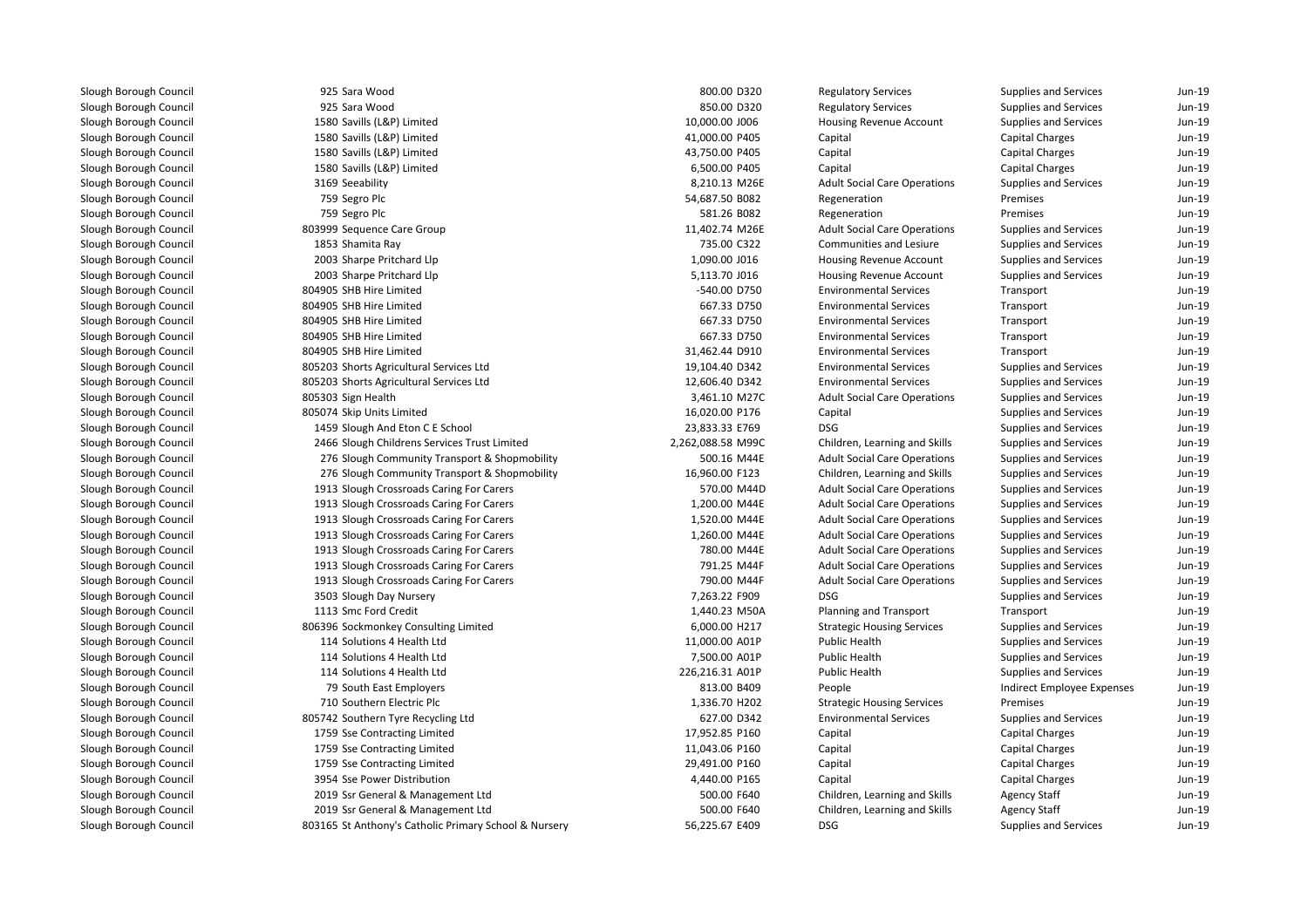| | | | | | | | |
|---|---|---|---|---|---|---|---|
| Slough Borough Council | 925 | Sara Wood | 800.00 | D320 | Regulatory Services | Supplies and Services | Jun-19 |
| Slough Borough Council | 925 | Sara Wood | 850.00 | D320 | Regulatory Services | Supplies and Services | Jun-19 |
| Slough Borough Council | 1580 | Savills (L&P) Limited | 10,000.00 | J006 | Housing Revenue Account | Supplies and Services | Jun-19 |
| Slough Borough Council | 1580 | Savills (L&P) Limited | 41,000.00 | P405 | Capital | Capital Charges | Jun-19 |
| Slough Borough Council | 1580 | Savills (L&P) Limited | 43,750.00 | P405 | Capital | Capital Charges | Jun-19 |
| Slough Borough Council | 1580 | Savills (L&P) Limited | 6,500.00 | P405 | Capital | Capital Charges | Jun-19 |
| Slough Borough Council | 3169 | Seeability | 8,210.13 | M26E | Adult Social Care Operations | Supplies and Services | Jun-19 |
| Slough Borough Council | 759 | Segro Plc | 54,687.50 | B082 | Regeneration | Premises | Jun-19 |
| Slough Borough Council | 759 | Segro Plc | 581.26 | B082 | Regeneration | Premises | Jun-19 |
| Slough Borough Council | 803999 | Sequence Care Group | 11,402.74 | M26E | Adult Social Care Operations | Supplies and Services | Jun-19 |
| Slough Borough Council | 1853 | Shamita Ray | 735.00 | C322 | Communities and Lesiure | Supplies and Services | Jun-19 |
| Slough Borough Council | 2003 | Sharpe Pritchard Llp | 1,090.00 | J016 | Housing Revenue Account | Supplies and Services | Jun-19 |
| Slough Borough Council | 2003 | Sharpe Pritchard Llp | 5,113.70 | J016 | Housing Revenue Account | Supplies and Services | Jun-19 |
| Slough Borough Council | 804905 | SHB Hire Limited | -540.00 | D750 | Environmental Services | Transport | Jun-19 |
| Slough Borough Council | 804905 | SHB Hire Limited | 667.33 | D750 | Environmental Services | Transport | Jun-19 |
| Slough Borough Council | 804905 | SHB Hire Limited | 667.33 | D750 | Environmental Services | Transport | Jun-19 |
| Slough Borough Council | 804905 | SHB Hire Limited | 667.33 | D750 | Environmental Services | Transport | Jun-19 |
| Slough Borough Council | 804905 | SHB Hire Limited | 31,462.44 | D910 | Environmental Services | Transport | Jun-19 |
| Slough Borough Council | 805203 | Shorts Agricultural Services Ltd | 19,104.40 | D342 | Environmental Services | Supplies and Services | Jun-19 |
| Slough Borough Council | 805203 | Shorts Agricultural Services Ltd | 12,606.40 | D342 | Environmental Services | Supplies and Services | Jun-19 |
| Slough Borough Council | 805303 | Sign Health | 3,461.10 | M27C | Adult Social Care Operations | Supplies and Services | Jun-19 |
| Slough Borough Council | 805074 | Skip Units Limited | 16,020.00 | P176 | Capital | Supplies and Services | Jun-19 |
| Slough Borough Council | 1459 | Slough And Eton C E School | 23,833.33 | E769 | DSG | Supplies and Services | Jun-19 |
| Slough Borough Council | 2466 | Slough Childrens Services Trust Limited | 2,262,088.58 | M99C | Children, Learning and Skills | Supplies and Services | Jun-19 |
| Slough Borough Council | 276 | Slough Community Transport & Shopmobility | 500.16 | M44E | Adult Social Care Operations | Supplies and Services | Jun-19 |
| Slough Borough Council | 276 | Slough Community Transport & Shopmobility | 16,960.00 | F123 | Children, Learning and Skills | Supplies and Services | Jun-19 |
| Slough Borough Council | 1913 | Slough Crossroads Caring For Carers | 570.00 | M44D | Adult Social Care Operations | Supplies and Services | Jun-19 |
| Slough Borough Council | 1913 | Slough Crossroads Caring For Carers | 1,200.00 | M44E | Adult Social Care Operations | Supplies and Services | Jun-19 |
| Slough Borough Council | 1913 | Slough Crossroads Caring For Carers | 1,520.00 | M44E | Adult Social Care Operations | Supplies and Services | Jun-19 |
| Slough Borough Council | 1913 | Slough Crossroads Caring For Carers | 1,260.00 | M44E | Adult Social Care Operations | Supplies and Services | Jun-19 |
| Slough Borough Council | 1913 | Slough Crossroads Caring For Carers | 780.00 | M44E | Adult Social Care Operations | Supplies and Services | Jun-19 |
| Slough Borough Council | 1913 | Slough Crossroads Caring For Carers | 791.25 | M44F | Adult Social Care Operations | Supplies and Services | Jun-19 |
| Slough Borough Council | 1913 | Slough Crossroads Caring For Carers | 790.00 | M44F | Adult Social Care Operations | Supplies and Services | Jun-19 |
| Slough Borough Council | 3503 | Slough Day Nursery | 7,263.22 | F909 | DSG | Supplies and Services | Jun-19 |
| Slough Borough Council | 1113 | Smc Ford Credit | 1,440.23 | M50A | Planning and Transport | Transport | Jun-19 |
| Slough Borough Council | 806396 | Sockmonkey Consulting Limited | 6,000.00 | H217 | Strategic Housing Services | Supplies and Services | Jun-19 |
| Slough Borough Council | 114 | Solutions 4 Health Ltd | 11,000.00 | A01P | Public Health | Supplies and Services | Jun-19 |
| Slough Borough Council | 114 | Solutions 4 Health Ltd | 7,500.00 | A01P | Public Health | Supplies and Services | Jun-19 |
| Slough Borough Council | 114 | Solutions 4 Health Ltd | 226,216.31 | A01P | Public Health | Supplies and Services | Jun-19 |
| Slough Borough Council | 79 | South East Employers | 813.00 | B409 | People | Indirect Employee Expenses | Jun-19 |
| Slough Borough Council | 710 | Southern Electric Plc | 1,336.70 | H202 | Strategic Housing Services | Premises | Jun-19 |
| Slough Borough Council | 805742 | Southern Tyre Recycling Ltd | 627.00 | D342 | Environmental Services | Supplies and Services | Jun-19 |
| Slough Borough Council | 1759 | Sse Contracting Limited | 17,952.85 | P160 | Capital | Capital Charges | Jun-19 |
| Slough Borough Council | 1759 | Sse Contracting Limited | 11,043.06 | P160 | Capital | Capital Charges | Jun-19 |
| Slough Borough Council | 1759 | Sse Contracting Limited | 29,491.00 | P160 | Capital | Capital Charges | Jun-19 |
| Slough Borough Council | 3954 | Sse Power Distribution | 4,440.00 | P165 | Capital | Capital Charges | Jun-19 |
| Slough Borough Council | 2019 | Ssr General & Management Ltd | 500.00 | F640 | Children, Learning and Skills | Agency Staff | Jun-19 |
| Slough Borough Council | 2019 | Ssr General & Management Ltd | 500.00 | F640 | Children, Learning and Skills | Agency Staff | Jun-19 |
| Slough Borough Council | 803165 | St Anthony's Catholic Primary School & Nursery | 56,225.67 | E409 | DSG | Supplies and Services | Jun-19 |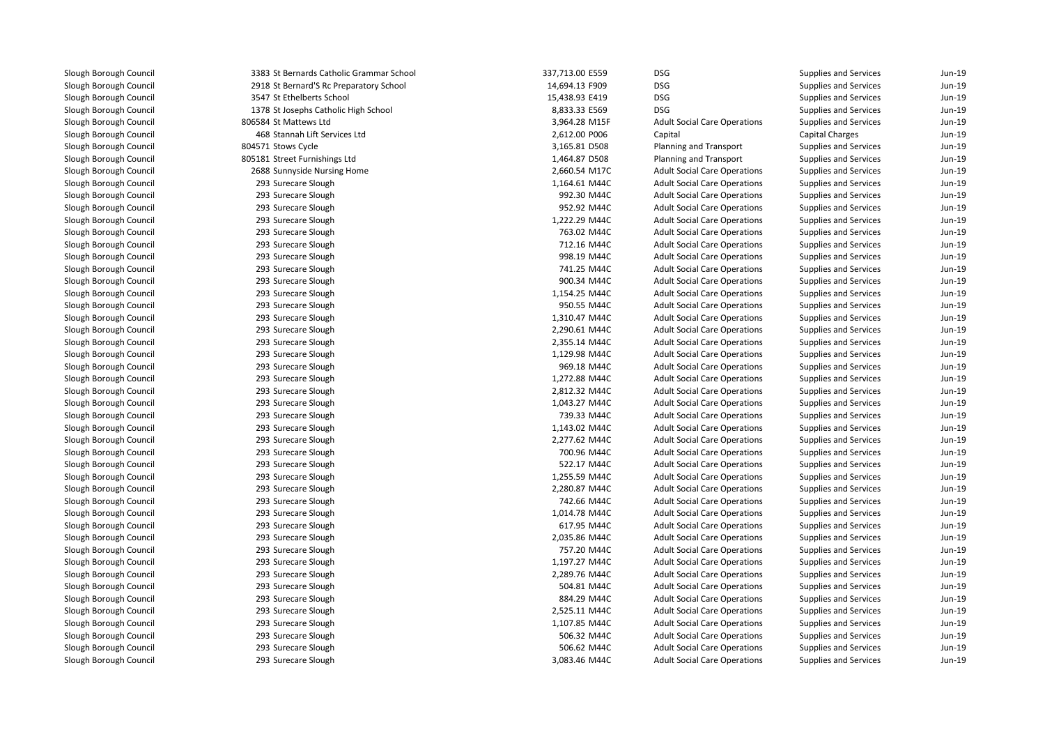| | | | | | | |
|---|---|---|---|---|---|---|
| Slough Borough Council | 3383 St Bernards Catholic Grammar School | 337,713.00 E559 | DSG | Supplies and Services | Jun-19 |
| Slough Borough Council | 2918 St Bernard'S Rc Preparatory School | 14,694.13 F909 | DSG | Supplies and Services | Jun-19 |
| Slough Borough Council | 3547 St Ethelberts School | 15,438.93 E419 | DSG | Supplies and Services | Jun-19 |
| Slough Borough Council | 1378 St Josephs Catholic High School | 8,833.33 E569 | DSG | Supplies and Services | Jun-19 |
| Slough Borough Council | 806584 St Mattews Ltd | 3,964.28 M15F | Adult Social Care Operations | Supplies and Services | Jun-19 |
| Slough Borough Council | 468 Stannah Lift Services Ltd | 2,612.00 P006 | Capital | Capital Charges | Jun-19 |
| Slough Borough Council | 804571 Stows Cycle | 3,165.81 D508 | Planning and Transport | Supplies and Services | Jun-19 |
| Slough Borough Council | 805181 Street Furnishings Ltd | 1,464.87 D508 | Planning and Transport | Supplies and Services | Jun-19 |
| Slough Borough Council | 2688 Sunnyside Nursing Home | 2,660.54 M17C | Adult Social Care Operations | Supplies and Services | Jun-19 |
| Slough Borough Council | 293 Surecare Slough | 1,164.61 M44C | Adult Social Care Operations | Supplies and Services | Jun-19 |
| Slough Borough Council | 293 Surecare Slough | 992.30 M44C | Adult Social Care Operations | Supplies and Services | Jun-19 |
| Slough Borough Council | 293 Surecare Slough | 952.92 M44C | Adult Social Care Operations | Supplies and Services | Jun-19 |
| Slough Borough Council | 293 Surecare Slough | 1,222.29 M44C | Adult Social Care Operations | Supplies and Services | Jun-19 |
| Slough Borough Council | 293 Surecare Slough | 763.02 M44C | Adult Social Care Operations | Supplies and Services | Jun-19 |
| Slough Borough Council | 293 Surecare Slough | 712.16 M44C | Adult Social Care Operations | Supplies and Services | Jun-19 |
| Slough Borough Council | 293 Surecare Slough | 998.19 M44C | Adult Social Care Operations | Supplies and Services | Jun-19 |
| Slough Borough Council | 293 Surecare Slough | 741.25 M44C | Adult Social Care Operations | Supplies and Services | Jun-19 |
| Slough Borough Council | 293 Surecare Slough | 900.34 M44C | Adult Social Care Operations | Supplies and Services | Jun-19 |
| Slough Borough Council | 293 Surecare Slough | 1,154.25 M44C | Adult Social Care Operations | Supplies and Services | Jun-19 |
| Slough Borough Council | 293 Surecare Slough | 950.55 M44C | Adult Social Care Operations | Supplies and Services | Jun-19 |
| Slough Borough Council | 293 Surecare Slough | 1,310.47 M44C | Adult Social Care Operations | Supplies and Services | Jun-19 |
| Slough Borough Council | 293 Surecare Slough | 2,290.61 M44C | Adult Social Care Operations | Supplies and Services | Jun-19 |
| Slough Borough Council | 293 Surecare Slough | 2,355.14 M44C | Adult Social Care Operations | Supplies and Services | Jun-19 |
| Slough Borough Council | 293 Surecare Slough | 1,129.98 M44C | Adult Social Care Operations | Supplies and Services | Jun-19 |
| Slough Borough Council | 293 Surecare Slough | 969.18 M44C | Adult Social Care Operations | Supplies and Services | Jun-19 |
| Slough Borough Council | 293 Surecare Slough | 1,272.88 M44C | Adult Social Care Operations | Supplies and Services | Jun-19 |
| Slough Borough Council | 293 Surecare Slough | 2,812.32 M44C | Adult Social Care Operations | Supplies and Services | Jun-19 |
| Slough Borough Council | 293 Surecare Slough | 1,043.27 M44C | Adult Social Care Operations | Supplies and Services | Jun-19 |
| Slough Borough Council | 293 Surecare Slough | 739.33 M44C | Adult Social Care Operations | Supplies and Services | Jun-19 |
| Slough Borough Council | 293 Surecare Slough | 1,143.02 M44C | Adult Social Care Operations | Supplies and Services | Jun-19 |
| Slough Borough Council | 293 Surecare Slough | 2,277.62 M44C | Adult Social Care Operations | Supplies and Services | Jun-19 |
| Slough Borough Council | 293 Surecare Slough | 700.96 M44C | Adult Social Care Operations | Supplies and Services | Jun-19 |
| Slough Borough Council | 293 Surecare Slough | 522.17 M44C | Adult Social Care Operations | Supplies and Services | Jun-19 |
| Slough Borough Council | 293 Surecare Slough | 1,255.59 M44C | Adult Social Care Operations | Supplies and Services | Jun-19 |
| Slough Borough Council | 293 Surecare Slough | 2,280.87 M44C | Adult Social Care Operations | Supplies and Services | Jun-19 |
| Slough Borough Council | 293 Surecare Slough | 742.66 M44C | Adult Social Care Operations | Supplies and Services | Jun-19 |
| Slough Borough Council | 293 Surecare Slough | 1,014.78 M44C | Adult Social Care Operations | Supplies and Services | Jun-19 |
| Slough Borough Council | 293 Surecare Slough | 617.95 M44C | Adult Social Care Operations | Supplies and Services | Jun-19 |
| Slough Borough Council | 293 Surecare Slough | 2,035.86 M44C | Adult Social Care Operations | Supplies and Services | Jun-19 |
| Slough Borough Council | 293 Surecare Slough | 757.20 M44C | Adult Social Care Operations | Supplies and Services | Jun-19 |
| Slough Borough Council | 293 Surecare Slough | 1,197.27 M44C | Adult Social Care Operations | Supplies and Services | Jun-19 |
| Slough Borough Council | 293 Surecare Slough | 2,289.76 M44C | Adult Social Care Operations | Supplies and Services | Jun-19 |
| Slough Borough Council | 293 Surecare Slough | 504.81 M44C | Adult Social Care Operations | Supplies and Services | Jun-19 |
| Slough Borough Council | 293 Surecare Slough | 884.29 M44C | Adult Social Care Operations | Supplies and Services | Jun-19 |
| Slough Borough Council | 293 Surecare Slough | 2,525.11 M44C | Adult Social Care Operations | Supplies and Services | Jun-19 |
| Slough Borough Council | 293 Surecare Slough | 1,107.85 M44C | Adult Social Care Operations | Supplies and Services | Jun-19 |
| Slough Borough Council | 293 Surecare Slough | 506.32 M44C | Adult Social Care Operations | Supplies and Services | Jun-19 |
| Slough Borough Council | 293 Surecare Slough | 506.62 M44C | Adult Social Care Operations | Supplies and Services | Jun-19 |
| Slough Borough Council | 293 Surecare Slough | 3,083.46 M44C | Adult Social Care Operations | Supplies and Services | Jun-19 |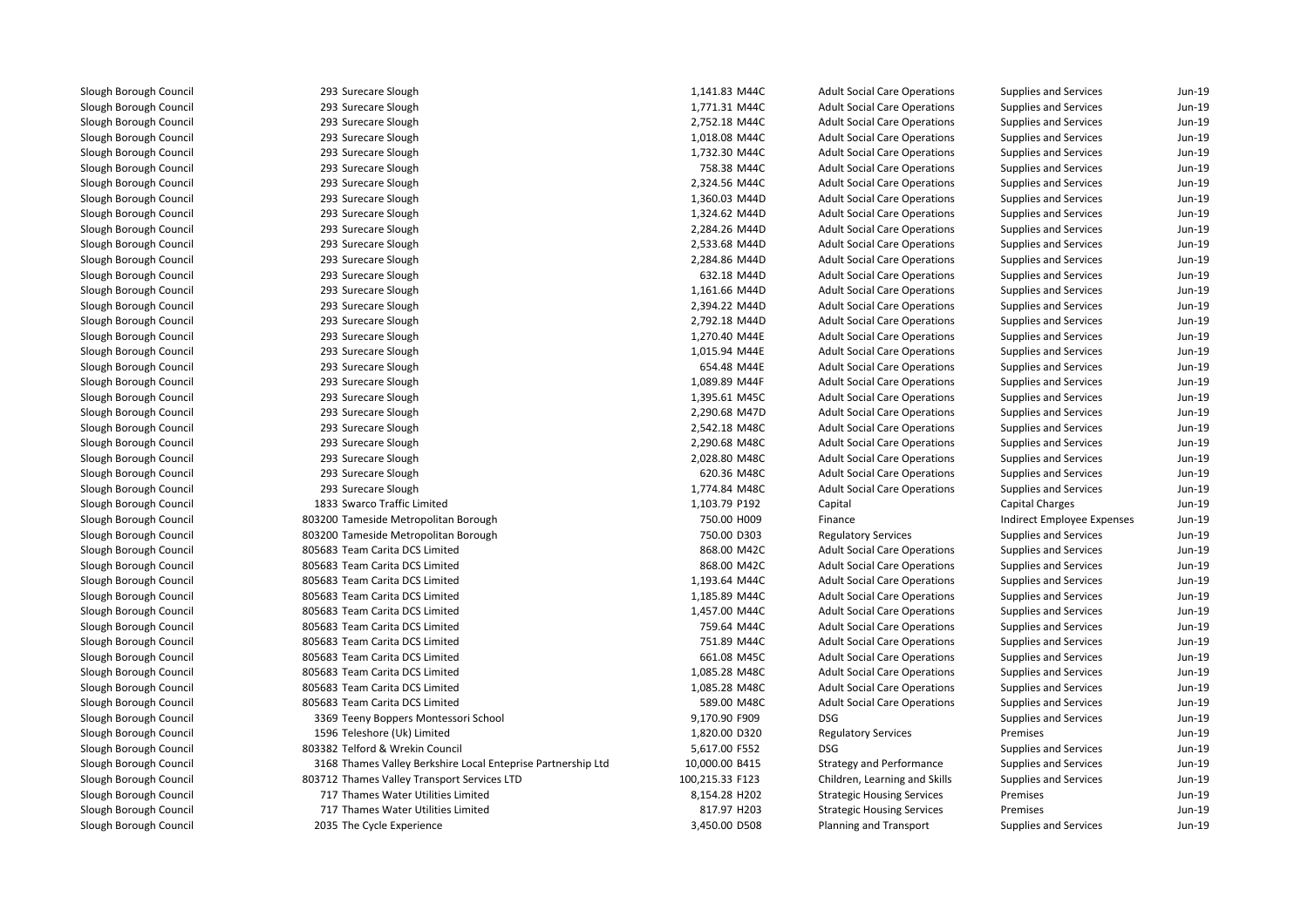| | | | | | | |
|---|---|---|---|---|---|---|
| Slough Borough Council | 293 Surecare Slough | 1,141.83 M44C | Adult Social Care Operations | Supplies and Services | Jun-19 |
| Slough Borough Council | 293 Surecare Slough | 1,771.31 M44C | Adult Social Care Operations | Supplies and Services | Jun-19 |
| Slough Borough Council | 293 Surecare Slough | 2,752.18 M44C | Adult Social Care Operations | Supplies and Services | Jun-19 |
| Slough Borough Council | 293 Surecare Slough | 1,018.08 M44C | Adult Social Care Operations | Supplies and Services | Jun-19 |
| Slough Borough Council | 293 Surecare Slough | 1,732.30 M44C | Adult Social Care Operations | Supplies and Services | Jun-19 |
| Slough Borough Council | 293 Surecare Slough | 758.38 M44C | Adult Social Care Operations | Supplies and Services | Jun-19 |
| Slough Borough Council | 293 Surecare Slough | 2,324.56 M44C | Adult Social Care Operations | Supplies and Services | Jun-19 |
| Slough Borough Council | 293 Surecare Slough | 1,360.03 M44D | Adult Social Care Operations | Supplies and Services | Jun-19 |
| Slough Borough Council | 293 Surecare Slough | 1,324.62 M44D | Adult Social Care Operations | Supplies and Services | Jun-19 |
| Slough Borough Council | 293 Surecare Slough | 2,284.26 M44D | Adult Social Care Operations | Supplies and Services | Jun-19 |
| Slough Borough Council | 293 Surecare Slough | 2,533.68 M44D | Adult Social Care Operations | Supplies and Services | Jun-19 |
| Slough Borough Council | 293 Surecare Slough | 2,284.86 M44D | Adult Social Care Operations | Supplies and Services | Jun-19 |
| Slough Borough Council | 293 Surecare Slough | 632.18 M44D | Adult Social Care Operations | Supplies and Services | Jun-19 |
| Slough Borough Council | 293 Surecare Slough | 1,161.66 M44D | Adult Social Care Operations | Supplies and Services | Jun-19 |
| Slough Borough Council | 293 Surecare Slough | 2,394.22 M44D | Adult Social Care Operations | Supplies and Services | Jun-19 |
| Slough Borough Council | 293 Surecare Slough | 2,792.18 M44D | Adult Social Care Operations | Supplies and Services | Jun-19 |
| Slough Borough Council | 293 Surecare Slough | 1,270.40 M44E | Adult Social Care Operations | Supplies and Services | Jun-19 |
| Slough Borough Council | 293 Surecare Slough | 1,015.94 M44E | Adult Social Care Operations | Supplies and Services | Jun-19 |
| Slough Borough Council | 293 Surecare Slough | 654.48 M44E | Adult Social Care Operations | Supplies and Services | Jun-19 |
| Slough Borough Council | 293 Surecare Slough | 1,089.89 M44F | Adult Social Care Operations | Supplies and Services | Jun-19 |
| Slough Borough Council | 293 Surecare Slough | 1,395.61 M45C | Adult Social Care Operations | Supplies and Services | Jun-19 |
| Slough Borough Council | 293 Surecare Slough | 2,290.68 M47D | Adult Social Care Operations | Supplies and Services | Jun-19 |
| Slough Borough Council | 293 Surecare Slough | 2,542.18 M48C | Adult Social Care Operations | Supplies and Services | Jun-19 |
| Slough Borough Council | 293 Surecare Slough | 2,290.68 M48C | Adult Social Care Operations | Supplies and Services | Jun-19 |
| Slough Borough Council | 293 Surecare Slough | 2,028.80 M48C | Adult Social Care Operations | Supplies and Services | Jun-19 |
| Slough Borough Council | 293 Surecare Slough | 620.36 M48C | Adult Social Care Operations | Supplies and Services | Jun-19 |
| Slough Borough Council | 293 Surecare Slough | 1,774.84 M48C | Adult Social Care Operations | Supplies and Services | Jun-19 |
| Slough Borough Council | 1833 Swarco Traffic Limited | 1,103.79 P192 | Capital | Capital Charges | Jun-19 |
| Slough Borough Council | 803200 Tameside Metropolitan Borough | 750.00 H009 | Finance | Indirect Employee Expenses | Jun-19 |
| Slough Borough Council | 803200 Tameside Metropolitan Borough | 750.00 D303 | Regulatory Services | Supplies and Services | Jun-19 |
| Slough Borough Council | 805683 Team Carita DCS Limited | 868.00 M42C | Adult Social Care Operations | Supplies and Services | Jun-19 |
| Slough Borough Council | 805683 Team Carita DCS Limited | 868.00 M42C | Adult Social Care Operations | Supplies and Services | Jun-19 |
| Slough Borough Council | 805683 Team Carita DCS Limited | 1,193.64 M44C | Adult Social Care Operations | Supplies and Services | Jun-19 |
| Slough Borough Council | 805683 Team Carita DCS Limited | 1,185.89 M44C | Adult Social Care Operations | Supplies and Services | Jun-19 |
| Slough Borough Council | 805683 Team Carita DCS Limited | 1,457.00 M44C | Adult Social Care Operations | Supplies and Services | Jun-19 |
| Slough Borough Council | 805683 Team Carita DCS Limited | 759.64 M44C | Adult Social Care Operations | Supplies and Services | Jun-19 |
| Slough Borough Council | 805683 Team Carita DCS Limited | 751.89 M44C | Adult Social Care Operations | Supplies and Services | Jun-19 |
| Slough Borough Council | 805683 Team Carita DCS Limited | 661.08 M45C | Adult Social Care Operations | Supplies and Services | Jun-19 |
| Slough Borough Council | 805683 Team Carita DCS Limited | 1,085.28 M48C | Adult Social Care Operations | Supplies and Services | Jun-19 |
| Slough Borough Council | 805683 Team Carita DCS Limited | 1,085.28 M48C | Adult Social Care Operations | Supplies and Services | Jun-19 |
| Slough Borough Council | 805683 Team Carita DCS Limited | 589.00 M48C | Adult Social Care Operations | Supplies and Services | Jun-19 |
| Slough Borough Council | 3369 Teeny Boppers Montessori School | 9,170.90 F909 | DSG | Supplies and Services | Jun-19 |
| Slough Borough Council | 1596 Teleshore (Uk) Limited | 1,820.00 D320 | Regulatory Services | Premises | Jun-19 |
| Slough Borough Council | 803382 Telford & Wrekin Council | 5,617.00 F552 | DSG | Supplies and Services | Jun-19 |
| Slough Borough Council | 3168 Thames Valley Berkshire Local Enteprise Partnership Ltd | 10,000.00 B415 | Strategy and Performance | Supplies and Services | Jun-19 |
| Slough Borough Council | 803712 Thames Valley Transport Services LTD | 100,215.33 F123 | Children, Learning and Skills | Supplies and Services | Jun-19 |
| Slough Borough Council | 717 Thames Water Utilities Limited | 8,154.28 H202 | Strategic Housing Services | Premises | Jun-19 |
| Slough Borough Council | 717 Thames Water Utilities Limited | 817.97 H203 | Strategic Housing Services | Premises | Jun-19 |
| Slough Borough Council | 2035 The Cycle Experience | 3,450.00 D508 | Planning and Transport | Supplies and Services | Jun-19 |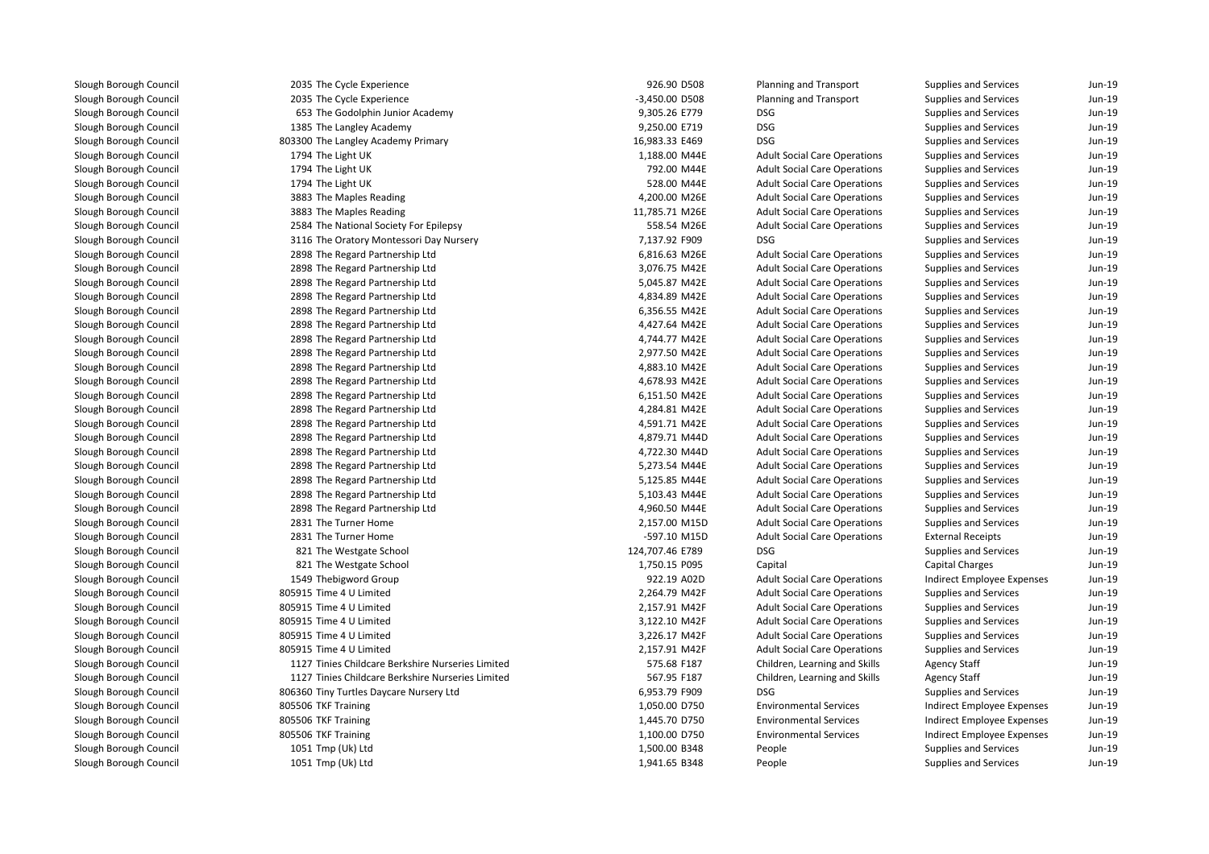| | | | | | | |
|---|---|---|---|---|---|---|
| Slough Borough Council | 2035 The Cycle Experience | 926.90 D508 | Planning and Transport | Supplies and Services | Jun-19 |
| Slough Borough Council | 2035 The Cycle Experience | -3,450.00 D508 | Planning and Transport | Supplies and Services | Jun-19 |
| Slough Borough Council | 653 The Godolphin Junior Academy | 9,305.26 E779 | DSG | Supplies and Services | Jun-19 |
| Slough Borough Council | 1385 The Langley Academy | 9,250.00 E719 | DSG | Supplies and Services | Jun-19 |
| Slough Borough Council | 803300 The Langley Academy Primary | 16,983.33 E469 | DSG | Supplies and Services | Jun-19 |
| Slough Borough Council | 1794 The Light UK | 1,188.00 M44E | Adult Social Care Operations | Supplies and Services | Jun-19 |
| Slough Borough Council | 1794 The Light UK | 792.00 M44E | Adult Social Care Operations | Supplies and Services | Jun-19 |
| Slough Borough Council | 1794 The Light UK | 528.00 M44E | Adult Social Care Operations | Supplies and Services | Jun-19 |
| Slough Borough Council | 3883 The Maples Reading | 4,200.00 M26E | Adult Social Care Operations | Supplies and Services | Jun-19 |
| Slough Borough Council | 3883 The Maples Reading | 11,785.71 M26E | Adult Social Care Operations | Supplies and Services | Jun-19 |
| Slough Borough Council | 2584 The National Society For Epilepsy | 558.54 M26E | Adult Social Care Operations | Supplies and Services | Jun-19 |
| Slough Borough Council | 3116 The Oratory Montessori Day Nursery | 7,137.92 F909 | DSG | Supplies and Services | Jun-19 |
| Slough Borough Council | 2898 The Regard Partnership Ltd | 6,816.63 M26E | Adult Social Care Operations | Supplies and Services | Jun-19 |
| Slough Borough Council | 2898 The Regard Partnership Ltd | 3,076.75 M42E | Adult Social Care Operations | Supplies and Services | Jun-19 |
| Slough Borough Council | 2898 The Regard Partnership Ltd | 5,045.87 M42E | Adult Social Care Operations | Supplies and Services | Jun-19 |
| Slough Borough Council | 2898 The Regard Partnership Ltd | 4,834.89 M42E | Adult Social Care Operations | Supplies and Services | Jun-19 |
| Slough Borough Council | 2898 The Regard Partnership Ltd | 6,356.55 M42E | Adult Social Care Operations | Supplies and Services | Jun-19 |
| Slough Borough Council | 2898 The Regard Partnership Ltd | 4,427.64 M42E | Adult Social Care Operations | Supplies and Services | Jun-19 |
| Slough Borough Council | 2898 The Regard Partnership Ltd | 4,744.77 M42E | Adult Social Care Operations | Supplies and Services | Jun-19 |
| Slough Borough Council | 2898 The Regard Partnership Ltd | 2,977.50 M42E | Adult Social Care Operations | Supplies and Services | Jun-19 |
| Slough Borough Council | 2898 The Regard Partnership Ltd | 4,883.10 M42E | Adult Social Care Operations | Supplies and Services | Jun-19 |
| Slough Borough Council | 2898 The Regard Partnership Ltd | 4,678.93 M42E | Adult Social Care Operations | Supplies and Services | Jun-19 |
| Slough Borough Council | 2898 The Regard Partnership Ltd | 6,151.50 M42E | Adult Social Care Operations | Supplies and Services | Jun-19 |
| Slough Borough Council | 2898 The Regard Partnership Ltd | 4,284.81 M42E | Adult Social Care Operations | Supplies and Services | Jun-19 |
| Slough Borough Council | 2898 The Regard Partnership Ltd | 4,591.71 M42E | Adult Social Care Operations | Supplies and Services | Jun-19 |
| Slough Borough Council | 2898 The Regard Partnership Ltd | 4,879.71 M44D | Adult Social Care Operations | Supplies and Services | Jun-19 |
| Slough Borough Council | 2898 The Regard Partnership Ltd | 4,722.30 M44D | Adult Social Care Operations | Supplies and Services | Jun-19 |
| Slough Borough Council | 2898 The Regard Partnership Ltd | 5,273.54 M44E | Adult Social Care Operations | Supplies and Services | Jun-19 |
| Slough Borough Council | 2898 The Regard Partnership Ltd | 5,125.85 M44E | Adult Social Care Operations | Supplies and Services | Jun-19 |
| Slough Borough Council | 2898 The Regard Partnership Ltd | 5,103.43 M44E | Adult Social Care Operations | Supplies and Services | Jun-19 |
| Slough Borough Council | 2898 The Regard Partnership Ltd | 4,960.50 M44E | Adult Social Care Operations | Supplies and Services | Jun-19 |
| Slough Borough Council | 2831 The Turner Home | 2,157.00 M15D | Adult Social Care Operations | Supplies and Services | Jun-19 |
| Slough Borough Council | 2831 The Turner Home | -597.10 M15D | Adult Social Care Operations | External Receipts | Jun-19 |
| Slough Borough Council | 821 The Westgate School | 124,707.46 E789 | DSG | Supplies and Services | Jun-19 |
| Slough Borough Council | 821 The Westgate School | 1,750.15 P095 | Capital | Capital Charges | Jun-19 |
| Slough Borough Council | 1549 Thebigword Group | 922.19 A02D | Adult Social Care Operations | Indirect Employee Expenses | Jun-19 |
| Slough Borough Council | 805915 Time 4 U Limited | 2,264.79 M42F | Adult Social Care Operations | Supplies and Services | Jun-19 |
| Slough Borough Council | 805915 Time 4 U Limited | 2,157.91 M42F | Adult Social Care Operations | Supplies and Services | Jun-19 |
| Slough Borough Council | 805915 Time 4 U Limited | 3,122.10 M42F | Adult Social Care Operations | Supplies and Services | Jun-19 |
| Slough Borough Council | 805915 Time 4 U Limited | 3,226.17 M42F | Adult Social Care Operations | Supplies and Services | Jun-19 |
| Slough Borough Council | 805915 Time 4 U Limited | 2,157.91 M42F | Adult Social Care Operations | Supplies and Services | Jun-19 |
| Slough Borough Council | 1127 Tinies Childcare Berkshire Nurseries Limited | 575.68 F187 | Children, Learning and Skills | Agency Staff | Jun-19 |
| Slough Borough Council | 1127 Tinies Childcare Berkshire Nurseries Limited | 567.95 F187 | Children, Learning and Skills | Agency Staff | Jun-19 |
| Slough Borough Council | 806360 Tiny Turtles Daycare Nursery Ltd | 6,953.79 F909 | DSG | Supplies and Services | Jun-19 |
| Slough Borough Council | 805506 TKF Training | 1,050.00 D750 | Environmental Services | Indirect Employee Expenses | Jun-19 |
| Slough Borough Council | 805506 TKF Training | 1,445.70 D750 | Environmental Services | Indirect Employee Expenses | Jun-19 |
| Slough Borough Council | 805506 TKF Training | 1,100.00 D750 | Environmental Services | Indirect Employee Expenses | Jun-19 |
| Slough Borough Council | 1051 Tmp (Uk) Ltd | 1,500.00 B348 | People | Supplies and Services | Jun-19 |
| Slough Borough Council | 1051 Tmp (Uk) Ltd | 1,941.65 B348 | People | Supplies and Services | Jun-19 |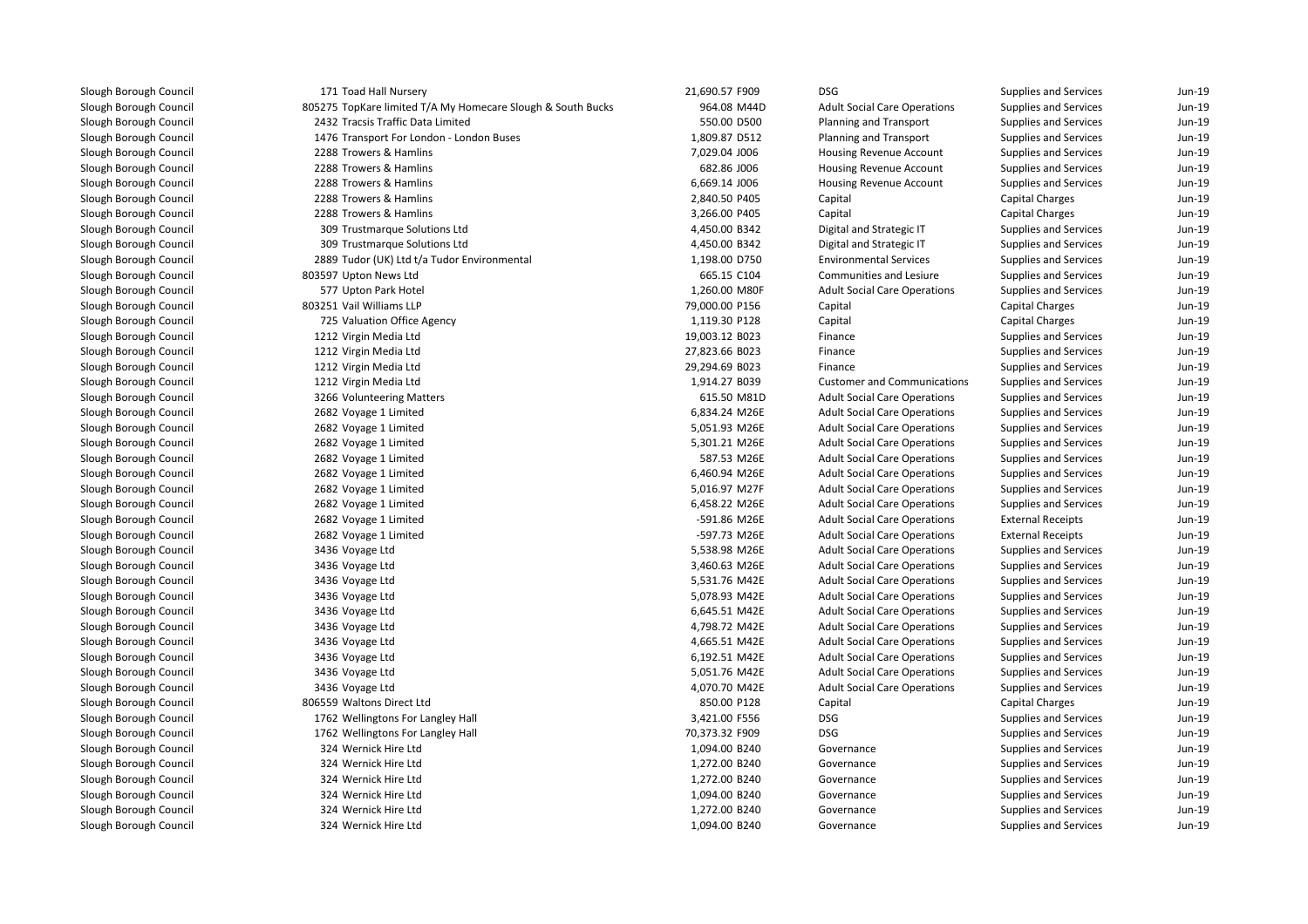| | | | | | | |
|---|---|---|---|---|---|---|
| Slough Borough Council | 171 Toad Hall Nursery | 21,690.57 F909 | DSG | Supplies and Services | Jun-19 |
| Slough Borough Council | 805275 TopKare limited T/A My Homecare Slough & South Bucks | 964.08 M44D | Adult Social Care Operations | Supplies and Services | Jun-19 |
| Slough Borough Council | 2432 Tracsis Traffic Data Limited | 550.00 D500 | Planning and Transport | Supplies and Services | Jun-19 |
| Slough Borough Council | 1476 Transport For London - London Buses | 1,809.87 D512 | Planning and Transport | Supplies and Services | Jun-19 |
| Slough Borough Council | 2288 Trowers & Hamlins | 7,029.04 J006 | Housing Revenue Account | Supplies and Services | Jun-19 |
| Slough Borough Council | 2288 Trowers & Hamlins | 682.86 J006 | Housing Revenue Account | Supplies and Services | Jun-19 |
| Slough Borough Council | 2288 Trowers & Hamlins | 6,669.14 J006 | Housing Revenue Account | Supplies and Services | Jun-19 |
| Slough Borough Council | 2288 Trowers & Hamlins | 2,840.50 P405 | Capital | Capital Charges | Jun-19 |
| Slough Borough Council | 2288 Trowers & Hamlins | 3,266.00 P405 | Capital | Capital Charges | Jun-19 |
| Slough Borough Council | 309 Trustmarque Solutions Ltd | 4,450.00 B342 | Digital and Strategic IT | Supplies and Services | Jun-19 |
| Slough Borough Council | 309 Trustmarque Solutions Ltd | 4,450.00 B342 | Digital and Strategic IT | Supplies and Services | Jun-19 |
| Slough Borough Council | 2889 Tudor (UK) Ltd t/a Tudor Environmental | 1,198.00 D750 | Environmental Services | Supplies and Services | Jun-19 |
| Slough Borough Council | 803597 Upton News Ltd | 665.15 C104 | Communities and Lesiure | Supplies and Services | Jun-19 |
| Slough Borough Council | 577 Upton Park Hotel | 1,260.00 M80F | Adult Social Care Operations | Supplies and Services | Jun-19 |
| Slough Borough Council | 803251 Vail Williams LLP | 79,000.00 P156 | Capital | Capital Charges | Jun-19 |
| Slough Borough Council | 725 Valuation Office Agency | 1,119.30 P128 | Capital | Capital Charges | Jun-19 |
| Slough Borough Council | 1212 Virgin Media Ltd | 19,003.12 B023 | Finance | Supplies and Services | Jun-19 |
| Slough Borough Council | 1212 Virgin Media Ltd | 27,823.66 B023 | Finance | Supplies and Services | Jun-19 |
| Slough Borough Council | 1212 Virgin Media Ltd | 29,294.69 B023 | Finance | Supplies and Services | Jun-19 |
| Slough Borough Council | 1212 Virgin Media Ltd | 1,914.27 B039 | Customer and Communications | Supplies and Services | Jun-19 |
| Slough Borough Council | 3266 Volunteering Matters | 615.50 M81D | Adult Social Care Operations | Supplies and Services | Jun-19 |
| Slough Borough Council | 2682 Voyage 1 Limited | 6,834.24 M26E | Adult Social Care Operations | Supplies and Services | Jun-19 |
| Slough Borough Council | 2682 Voyage 1 Limited | 5,051.93 M26E | Adult Social Care Operations | Supplies and Services | Jun-19 |
| Slough Borough Council | 2682 Voyage 1 Limited | 5,301.21 M26E | Adult Social Care Operations | Supplies and Services | Jun-19 |
| Slough Borough Council | 2682 Voyage 1 Limited | 587.53 M26E | Adult Social Care Operations | Supplies and Services | Jun-19 |
| Slough Borough Council | 2682 Voyage 1 Limited | 6,460.94 M26E | Adult Social Care Operations | Supplies and Services | Jun-19 |
| Slough Borough Council | 2682 Voyage 1 Limited | 5,016.97 M27F | Adult Social Care Operations | Supplies and Services | Jun-19 |
| Slough Borough Council | 2682 Voyage 1 Limited | 6,458.22 M26E | Adult Social Care Operations | Supplies and Services | Jun-19 |
| Slough Borough Council | 2682 Voyage 1 Limited | -591.86 M26E | Adult Social Care Operations | External Receipts | Jun-19 |
| Slough Borough Council | 2682 Voyage 1 Limited | -597.73 M26E | Adult Social Care Operations | External Receipts | Jun-19 |
| Slough Borough Council | 3436 Voyage Ltd | 5,538.98 M26E | Adult Social Care Operations | Supplies and Services | Jun-19 |
| Slough Borough Council | 3436 Voyage Ltd | 3,460.63 M26E | Adult Social Care Operations | Supplies and Services | Jun-19 |
| Slough Borough Council | 3436 Voyage Ltd | 5,531.76 M42E | Adult Social Care Operations | Supplies and Services | Jun-19 |
| Slough Borough Council | 3436 Voyage Ltd | 5,078.93 M42E | Adult Social Care Operations | Supplies and Services | Jun-19 |
| Slough Borough Council | 3436 Voyage Ltd | 6,645.51 M42E | Adult Social Care Operations | Supplies and Services | Jun-19 |
| Slough Borough Council | 3436 Voyage Ltd | 4,798.72 M42E | Adult Social Care Operations | Supplies and Services | Jun-19 |
| Slough Borough Council | 3436 Voyage Ltd | 4,665.51 M42E | Adult Social Care Operations | Supplies and Services | Jun-19 |
| Slough Borough Council | 3436 Voyage Ltd | 6,192.51 M42E | Adult Social Care Operations | Supplies and Services | Jun-19 |
| Slough Borough Council | 3436 Voyage Ltd | 5,051.76 M42E | Adult Social Care Operations | Supplies and Services | Jun-19 |
| Slough Borough Council | 3436 Voyage Ltd | 4,070.70 M42E | Adult Social Care Operations | Supplies and Services | Jun-19 |
| Slough Borough Council | 806559 Waltons Direct Ltd | 850.00 P128 | Capital | Capital Charges | Jun-19 |
| Slough Borough Council | 1762 Wellingtons For Langley Hall | 3,421.00 F556 | DSG | Supplies and Services | Jun-19 |
| Slough Borough Council | 1762 Wellingtons For Langley Hall | 70,373.32 F909 | DSG | Supplies and Services | Jun-19 |
| Slough Borough Council | 324 Wernick Hire Ltd | 1,094.00 B240 | Governance | Supplies and Services | Jun-19 |
| Slough Borough Council | 324 Wernick Hire Ltd | 1,272.00 B240 | Governance | Supplies and Services | Jun-19 |
| Slough Borough Council | 324 Wernick Hire Ltd | 1,272.00 B240 | Governance | Supplies and Services | Jun-19 |
| Slough Borough Council | 324 Wernick Hire Ltd | 1,094.00 B240 | Governance | Supplies and Services | Jun-19 |
| Slough Borough Council | 324 Wernick Hire Ltd | 1,272.00 B240 | Governance | Supplies and Services | Jun-19 |
| Slough Borough Council | 324 Wernick Hire Ltd | 1,094.00 B240 | Governance | Supplies and Services | Jun-19 |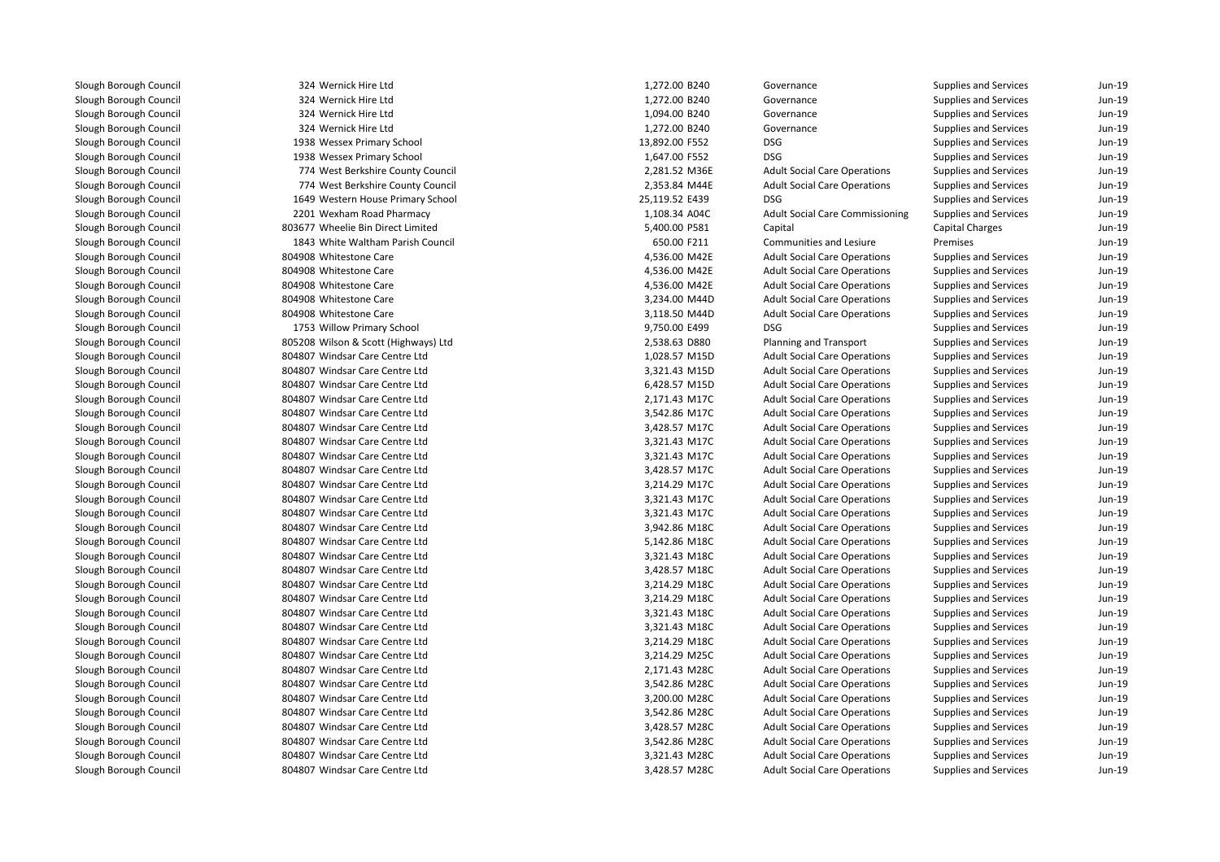| | | | | | | |
|---|---|---|---|---|---|---|
| Slough Borough Council | 324 Wernick Hire Ltd | 1,272.00 B240 | Governance | Supplies and Services | Jun-19 |
| Slough Borough Council | 324 Wernick Hire Ltd | 1,272.00 B240 | Governance | Supplies and Services | Jun-19 |
| Slough Borough Council | 324 Wernick Hire Ltd | 1,094.00 B240 | Governance | Supplies and Services | Jun-19 |
| Slough Borough Council | 324 Wernick Hire Ltd | 1,272.00 B240 | Governance | Supplies and Services | Jun-19 |
| Slough Borough Council | 1938 Wessex Primary School | 13,892.00 F552 | DSG | Supplies and Services | Jun-19 |
| Slough Borough Council | 1938 Wessex Primary School | 1,647.00 F552 | DSG | Supplies and Services | Jun-19 |
| Slough Borough Council | 774 West Berkshire County Council | 2,281.52 M36E | Adult Social Care Operations | Supplies and Services | Jun-19 |
| Slough Borough Council | 774 West Berkshire County Council | 2,353.84 M44E | Adult Social Care Operations | Supplies and Services | Jun-19 |
| Slough Borough Council | 1649 Western House Primary School | 25,119.52 E439 | DSG | Supplies and Services | Jun-19 |
| Slough Borough Council | 2201 Wexham Road Pharmacy | 1,108.34 A04C | Adult Social Care Commissioning | Supplies and Services | Jun-19 |
| Slough Borough Council | 803677 Wheelie Bin Direct Limited | 5,400.00 P581 | Capital | Capital Charges | Jun-19 |
| Slough Borough Council | 1843 White Waltham Parish Council | 650.00 F211 | Communities and Lesiure | Premises | Jun-19 |
| Slough Borough Council | 804908 Whitestone Care | 4,536.00 M42E | Adult Social Care Operations | Supplies and Services | Jun-19 |
| Slough Borough Council | 804908 Whitestone Care | 4,536.00 M42E | Adult Social Care Operations | Supplies and Services | Jun-19 |
| Slough Borough Council | 804908 Whitestone Care | 4,536.00 M42E | Adult Social Care Operations | Supplies and Services | Jun-19 |
| Slough Borough Council | 804908 Whitestone Care | 3,234.00 M44D | Adult Social Care Operations | Supplies and Services | Jun-19 |
| Slough Borough Council | 804908 Whitestone Care | 3,118.50 M44D | Adult Social Care Operations | Supplies and Services | Jun-19 |
| Slough Borough Council | 1753 Willow Primary School | 9,750.00 E499 | DSG | Supplies and Services | Jun-19 |
| Slough Borough Council | 805208 Wilson & Scott (Highways) Ltd | 2,538.63 D880 | Planning and Transport | Supplies and Services | Jun-19 |
| Slough Borough Council | 804807 Windsar Care Centre Ltd | 1,028.57 M15D | Adult Social Care Operations | Supplies and Services | Jun-19 |
| Slough Borough Council | 804807 Windsar Care Centre Ltd | 3,321.43 M15D | Adult Social Care Operations | Supplies and Services | Jun-19 |
| Slough Borough Council | 804807 Windsar Care Centre Ltd | 6,428.57 M15D | Adult Social Care Operations | Supplies and Services | Jun-19 |
| Slough Borough Council | 804807 Windsar Care Centre Ltd | 2,171.43 M17C | Adult Social Care Operations | Supplies and Services | Jun-19 |
| Slough Borough Council | 804807 Windsar Care Centre Ltd | 3,542.86 M17C | Adult Social Care Operations | Supplies and Services | Jun-19 |
| Slough Borough Council | 804807 Windsar Care Centre Ltd | 3,428.57 M17C | Adult Social Care Operations | Supplies and Services | Jun-19 |
| Slough Borough Council | 804807 Windsar Care Centre Ltd | 3,321.43 M17C | Adult Social Care Operations | Supplies and Services | Jun-19 |
| Slough Borough Council | 804807 Windsar Care Centre Ltd | 3,321.43 M17C | Adult Social Care Operations | Supplies and Services | Jun-19 |
| Slough Borough Council | 804807 Windsar Care Centre Ltd | 3,428.57 M17C | Adult Social Care Operations | Supplies and Services | Jun-19 |
| Slough Borough Council | 804807 Windsar Care Centre Ltd | 3,214.29 M17C | Adult Social Care Operations | Supplies and Services | Jun-19 |
| Slough Borough Council | 804807 Windsar Care Centre Ltd | 3,321.43 M17C | Adult Social Care Operations | Supplies and Services | Jun-19 |
| Slough Borough Council | 804807 Windsar Care Centre Ltd | 3,321.43 M17C | Adult Social Care Operations | Supplies and Services | Jun-19 |
| Slough Borough Council | 804807 Windsar Care Centre Ltd | 3,942.86 M18C | Adult Social Care Operations | Supplies and Services | Jun-19 |
| Slough Borough Council | 804807 Windsar Care Centre Ltd | 5,142.86 M18C | Adult Social Care Operations | Supplies and Services | Jun-19 |
| Slough Borough Council | 804807 Windsar Care Centre Ltd | 3,321.43 M18C | Adult Social Care Operations | Supplies and Services | Jun-19 |
| Slough Borough Council | 804807 Windsar Care Centre Ltd | 3,428.57 M18C | Adult Social Care Operations | Supplies and Services | Jun-19 |
| Slough Borough Council | 804807 Windsar Care Centre Ltd | 3,214.29 M18C | Adult Social Care Operations | Supplies and Services | Jun-19 |
| Slough Borough Council | 804807 Windsar Care Centre Ltd | 3,214.29 M18C | Adult Social Care Operations | Supplies and Services | Jun-19 |
| Slough Borough Council | 804807 Windsar Care Centre Ltd | 3,321.43 M18C | Adult Social Care Operations | Supplies and Services | Jun-19 |
| Slough Borough Council | 804807 Windsar Care Centre Ltd | 3,321.43 M18C | Adult Social Care Operations | Supplies and Services | Jun-19 |
| Slough Borough Council | 804807 Windsar Care Centre Ltd | 3,214.29 M18C | Adult Social Care Operations | Supplies and Services | Jun-19 |
| Slough Borough Council | 804807 Windsar Care Centre Ltd | 3,214.29 M25C | Adult Social Care Operations | Supplies and Services | Jun-19 |
| Slough Borough Council | 804807 Windsar Care Centre Ltd | 2,171.43 M28C | Adult Social Care Operations | Supplies and Services | Jun-19 |
| Slough Borough Council | 804807 Windsar Care Centre Ltd | 3,542.86 M28C | Adult Social Care Operations | Supplies and Services | Jun-19 |
| Slough Borough Council | 804807 Windsar Care Centre Ltd | 3,200.00 M28C | Adult Social Care Operations | Supplies and Services | Jun-19 |
| Slough Borough Council | 804807 Windsar Care Centre Ltd | 3,542.86 M28C | Adult Social Care Operations | Supplies and Services | Jun-19 |
| Slough Borough Council | 804807 Windsar Care Centre Ltd | 3,428.57 M28C | Adult Social Care Operations | Supplies and Services | Jun-19 |
| Slough Borough Council | 804807 Windsar Care Centre Ltd | 3,542.86 M28C | Adult Social Care Operations | Supplies and Services | Jun-19 |
| Slough Borough Council | 804807 Windsar Care Centre Ltd | 3,321.43 M28C | Adult Social Care Operations | Supplies and Services | Jun-19 |
| Slough Borough Council | 804807 Windsar Care Centre Ltd | 3,428.57 M28C | Adult Social Care Operations | Supplies and Services | Jun-19 |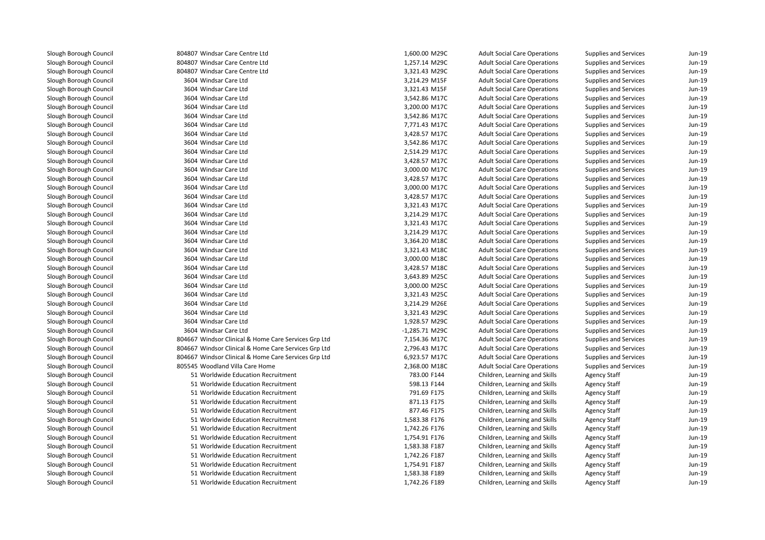| | | | | | | | |
|---|---|---|---|---|---|---|---|
| Slough Borough Council | 804807 | Windsar Care Centre Ltd | 1,600.00 | M29C | Adult Social Care Operations | Supplies and Services | Jun-19 |
| Slough Borough Council | 804807 | Windsar Care Centre Ltd | 1,257.14 | M29C | Adult Social Care Operations | Supplies and Services | Jun-19 |
| Slough Borough Council | 804807 | Windsar Care Centre Ltd | 3,321.43 | M29C | Adult Social Care Operations | Supplies and Services | Jun-19 |
| Slough Borough Council | 3604 | Windsar Care Ltd | 3,214.29 | M15F | Adult Social Care Operations | Supplies and Services | Jun-19 |
| Slough Borough Council | 3604 | Windsar Care Ltd | 3,321.43 | M15F | Adult Social Care Operations | Supplies and Services | Jun-19 |
| Slough Borough Council | 3604 | Windsar Care Ltd | 3,542.86 | M17C | Adult Social Care Operations | Supplies and Services | Jun-19 |
| Slough Borough Council | 3604 | Windsar Care Ltd | 3,200.00 | M17C | Adult Social Care Operations | Supplies and Services | Jun-19 |
| Slough Borough Council | 3604 | Windsar Care Ltd | 3,542.86 | M17C | Adult Social Care Operations | Supplies and Services | Jun-19 |
| Slough Borough Council | 3604 | Windsar Care Ltd | 7,771.43 | M17C | Adult Social Care Operations | Supplies and Services | Jun-19 |
| Slough Borough Council | 3604 | Windsar Care Ltd | 3,428.57 | M17C | Adult Social Care Operations | Supplies and Services | Jun-19 |
| Slough Borough Council | 3604 | Windsar Care Ltd | 3,542.86 | M17C | Adult Social Care Operations | Supplies and Services | Jun-19 |
| Slough Borough Council | 3604 | Windsar Care Ltd | 2,514.29 | M17C | Adult Social Care Operations | Supplies and Services | Jun-19 |
| Slough Borough Council | 3604 | Windsar Care Ltd | 3,428.57 | M17C | Adult Social Care Operations | Supplies and Services | Jun-19 |
| Slough Borough Council | 3604 | Windsar Care Ltd | 3,000.00 | M17C | Adult Social Care Operations | Supplies and Services | Jun-19 |
| Slough Borough Council | 3604 | Windsar Care Ltd | 3,428.57 | M17C | Adult Social Care Operations | Supplies and Services | Jun-19 |
| Slough Borough Council | 3604 | Windsar Care Ltd | 3,000.00 | M17C | Adult Social Care Operations | Supplies and Services | Jun-19 |
| Slough Borough Council | 3604 | Windsar Care Ltd | 3,428.57 | M17C | Adult Social Care Operations | Supplies and Services | Jun-19 |
| Slough Borough Council | 3604 | Windsar Care Ltd | 3,321.43 | M17C | Adult Social Care Operations | Supplies and Services | Jun-19 |
| Slough Borough Council | 3604 | Windsar Care Ltd | 3,214.29 | M17C | Adult Social Care Operations | Supplies and Services | Jun-19 |
| Slough Borough Council | 3604 | Windsar Care Ltd | 3,321.43 | M17C | Adult Social Care Operations | Supplies and Services | Jun-19 |
| Slough Borough Council | 3604 | Windsar Care Ltd | 3,214.29 | M17C | Adult Social Care Operations | Supplies and Services | Jun-19 |
| Slough Borough Council | 3604 | Windsar Care Ltd | 3,364.20 | M18C | Adult Social Care Operations | Supplies and Services | Jun-19 |
| Slough Borough Council | 3604 | Windsar Care Ltd | 3,321.43 | M18C | Adult Social Care Operations | Supplies and Services | Jun-19 |
| Slough Borough Council | 3604 | Windsar Care Ltd | 3,000.00 | M18C | Adult Social Care Operations | Supplies and Services | Jun-19 |
| Slough Borough Council | 3604 | Windsar Care Ltd | 3,428.57 | M18C | Adult Social Care Operations | Supplies and Services | Jun-19 |
| Slough Borough Council | 3604 | Windsar Care Ltd | 3,643.89 | M25C | Adult Social Care Operations | Supplies and Services | Jun-19 |
| Slough Borough Council | 3604 | Windsar Care Ltd | 3,000.00 | M25C | Adult Social Care Operations | Supplies and Services | Jun-19 |
| Slough Borough Council | 3604 | Windsar Care Ltd | 3,321.43 | M25C | Adult Social Care Operations | Supplies and Services | Jun-19 |
| Slough Borough Council | 3604 | Windsar Care Ltd | 3,214.29 | M26E | Adult Social Care Operations | Supplies and Services | Jun-19 |
| Slough Borough Council | 3604 | Windsar Care Ltd | 3,321.43 | M29C | Adult Social Care Operations | Supplies and Services | Jun-19 |
| Slough Borough Council | 3604 | Windsar Care Ltd | 1,928.57 | M29C | Adult Social Care Operations | Supplies and Services | Jun-19 |
| Slough Borough Council | 3604 | Windsar Care Ltd | -1,285.71 | M29C | Adult Social Care Operations | Supplies and Services | Jun-19 |
| Slough Borough Council | 804667 | Windsor Clinical & Home Care Services Grp Ltd | 7,154.36 | M17C | Adult Social Care Operations | Supplies and Services | Jun-19 |
| Slough Borough Council | 804667 | Windsor Clinical & Home Care Services Grp Ltd | 2,796.43 | M17C | Adult Social Care Operations | Supplies and Services | Jun-19 |
| Slough Borough Council | 804667 | Windsor Clinical & Home Care Services Grp Ltd | 6,923.57 | M17C | Adult Social Care Operations | Supplies and Services | Jun-19 |
| Slough Borough Council | 805545 | Woodland Villa Care Home | 2,368.00 | M18C | Adult Social Care Operations | Supplies and Services | Jun-19 |
| Slough Borough Council | 51 | Worldwide Education Recruitment | 783.00 | F144 | Children, Learning and Skills | Agency Staff | Jun-19 |
| Slough Borough Council | 51 | Worldwide Education Recruitment | 598.13 | F144 | Children, Learning and Skills | Agency Staff | Jun-19 |
| Slough Borough Council | 51 | Worldwide Education Recruitment | 791.69 | F175 | Children, Learning and Skills | Agency Staff | Jun-19 |
| Slough Borough Council | 51 | Worldwide Education Recruitment | 871.13 | F175 | Children, Learning and Skills | Agency Staff | Jun-19 |
| Slough Borough Council | 51 | Worldwide Education Recruitment | 877.46 | F175 | Children, Learning and Skills | Agency Staff | Jun-19 |
| Slough Borough Council | 51 | Worldwide Education Recruitment | 1,583.38 | F176 | Children, Learning and Skills | Agency Staff | Jun-19 |
| Slough Borough Council | 51 | Worldwide Education Recruitment | 1,742.26 | F176 | Children, Learning and Skills | Agency Staff | Jun-19 |
| Slough Borough Council | 51 | Worldwide Education Recruitment | 1,754.91 | F176 | Children, Learning and Skills | Agency Staff | Jun-19 |
| Slough Borough Council | 51 | Worldwide Education Recruitment | 1,583.38 | F187 | Children, Learning and Skills | Agency Staff | Jun-19 |
| Slough Borough Council | 51 | Worldwide Education Recruitment | 1,742.26 | F187 | Children, Learning and Skills | Agency Staff | Jun-19 |
| Slough Borough Council | 51 | Worldwide Education Recruitment | 1,754.91 | F187 | Children, Learning and Skills | Agency Staff | Jun-19 |
| Slough Borough Council | 51 | Worldwide Education Recruitment | 1,583.38 | F189 | Children, Learning and Skills | Agency Staff | Jun-19 |
| Slough Borough Council | 51 | Worldwide Education Recruitment | 1,742.26 | F189 | Children, Learning and Skills | Agency Staff | Jun-19 |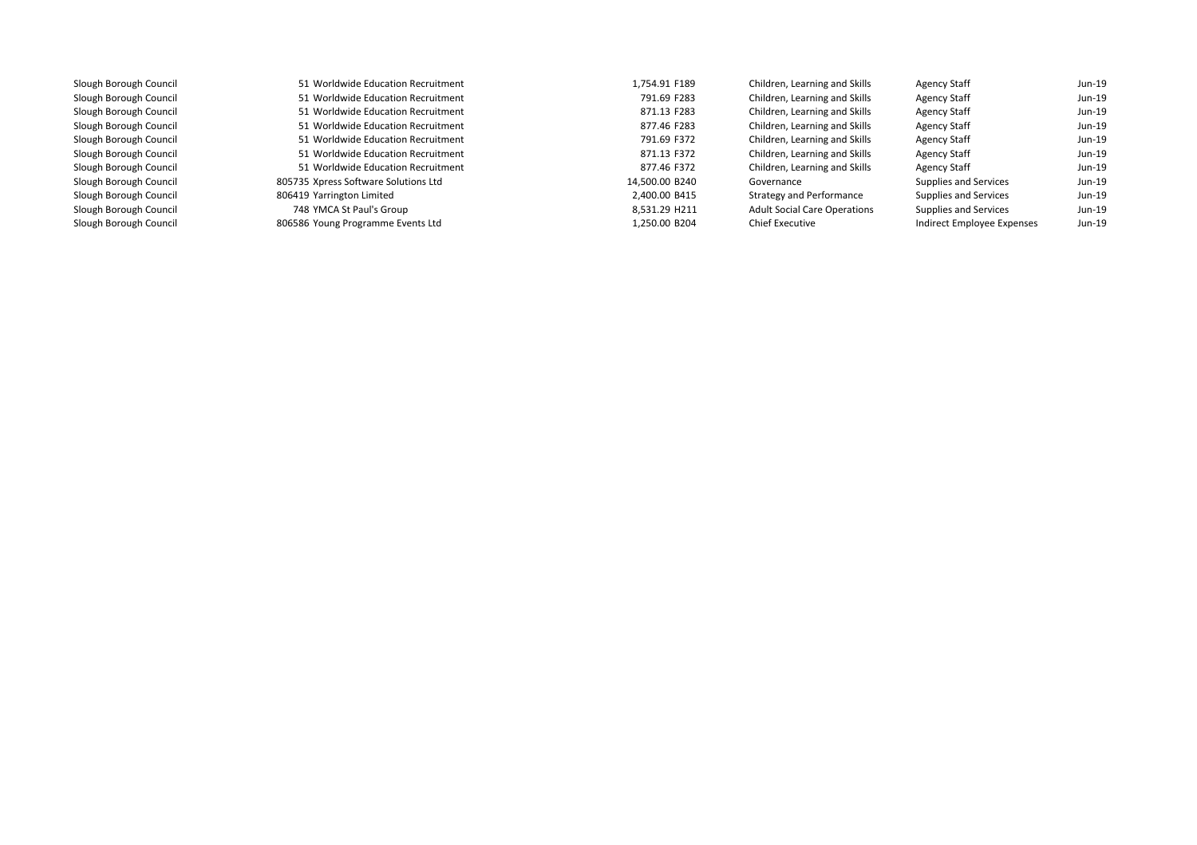| | | | | | | | | |
|---|---|---|---|---|---|---|---|---|
| Slough Borough Council | 51 | Worldwide Education Recruitment | 1,754.91 | F189 | Children, Learning and Skills | Agency Staff | Jun-19 |
| Slough Borough Council | 51 | Worldwide Education Recruitment | 791.69 | F283 | Children, Learning and Skills | Agency Staff | Jun-19 |
| Slough Borough Council | 51 | Worldwide Education Recruitment | 871.13 | F283 | Children, Learning and Skills | Agency Staff | Jun-19 |
| Slough Borough Council | 51 | Worldwide Education Recruitment | 877.46 | F283 | Children, Learning and Skills | Agency Staff | Jun-19 |
| Slough Borough Council | 51 | Worldwide Education Recruitment | 791.69 | F372 | Children, Learning and Skills | Agency Staff | Jun-19 |
| Slough Borough Council | 51 | Worldwide Education Recruitment | 871.13 | F372 | Children, Learning and Skills | Agency Staff | Jun-19 |
| Slough Borough Council | 51 | Worldwide Education Recruitment | 877.46 | F372 | Children, Learning and Skills | Agency Staff | Jun-19 |
| Slough Borough Council | 805735 | Xpress Software Solutions Ltd | 14,500.00 | B240 | Governance | Supplies and Services | Jun-19 |
| Slough Borough Council | 806419 | Yarrington Limited | 2,400.00 | B415 | Strategy and Performance | Supplies and Services | Jun-19 |
| Slough Borough Council | 748 | YMCA St Paul's Group | 8,531.29 | H211 | Adult Social Care Operations | Supplies and Services | Jun-19 |
| Slough Borough Council | 806586 | Young Programme Events Ltd | 1,250.00 | B204 | Chief Executive | Indirect Employee Expenses | Jun-19 |